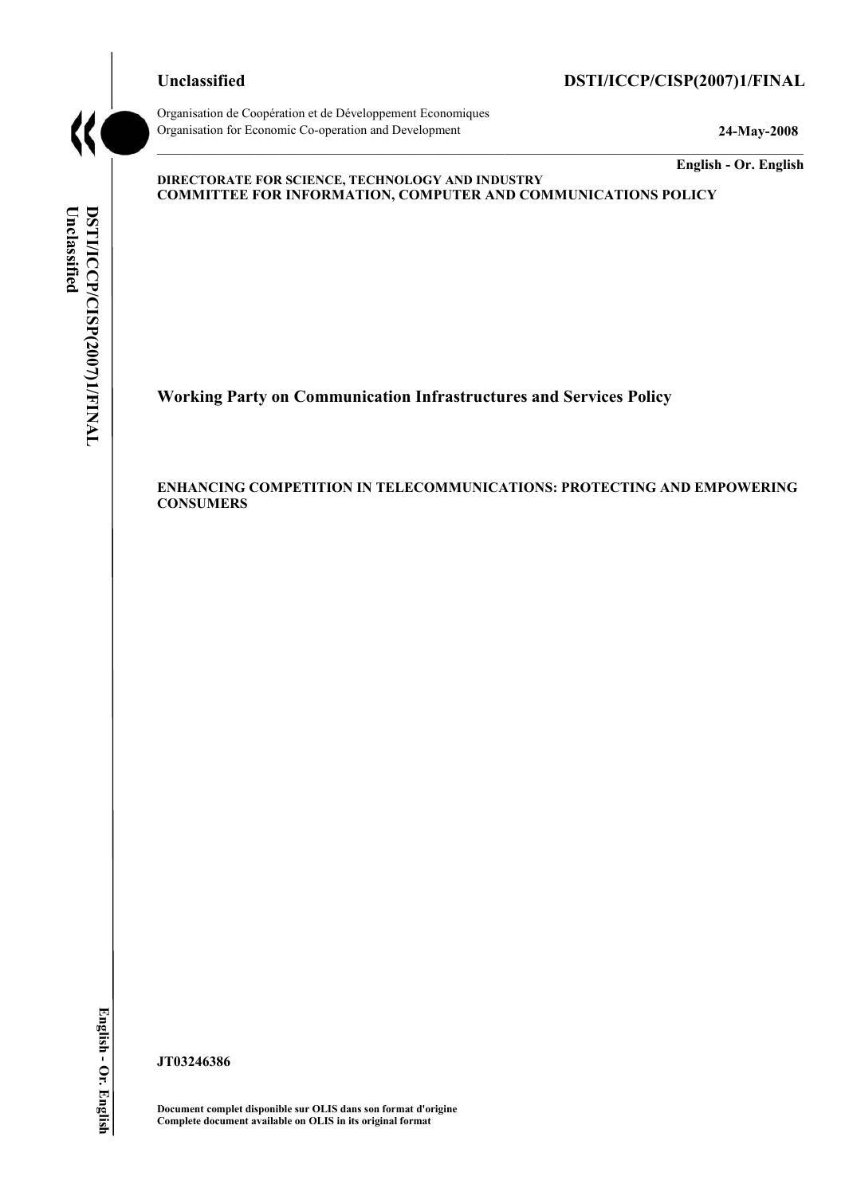**Unclassified** **DSTI/ICCP/CISP(2007)1/FINAL**

Organisation de Coopération et de Développement Economiques
Organisation for Economic Co-operation and Development **24-May-2008**

**English - Or. English**

**DIRECTORATE FOR SCIENCE, TECHNOLOGY AND INDUSTRY**
**COMMITTEE FOR INFORMATION, COMPUTER AND COMMUNICATIONS POLICY**

## Working Party on Communication Infrastructures and Services Policy

**ENHANCING COMPETITION IN TELECOMMUNICATIONS: PROTECTING AND EMPOWERING CONSUMERS**

**JT03246386**

**Document complet disponible sur OLIS dans son format d'origine**
**Complete document available on OLIS in its original format**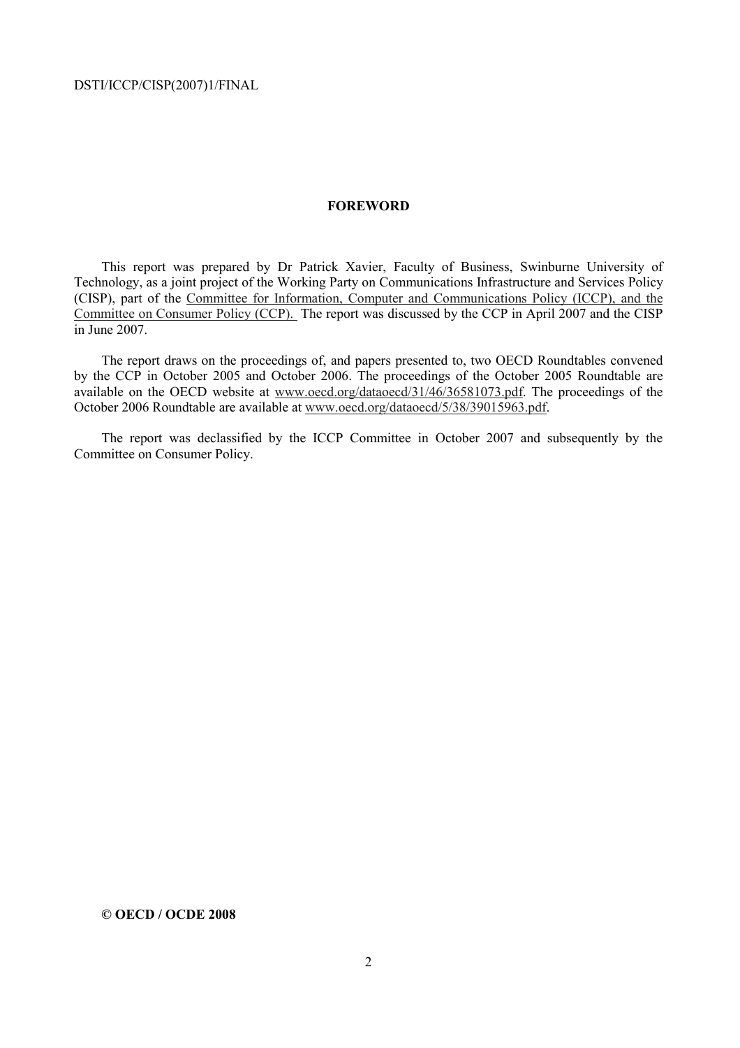## FOREWORD

This report was prepared by Dr Patrick Xavier, Faculty of Business, Swinburne University of Technology, as a joint project of the Working Party on Communications Infrastructure and Services Policy (CISP), part of the Committee for Information, Computer and Communications Policy (ICCP), and the Committee on Consumer Policy (CCP). The report was discussed by the CCP in April 2007 and the CISP in June 2007.

The report draws on the proceedings of, and papers presented to, two OECD Roundtables convened by the CCP in October 2005 and October 2006. The proceedings of the October 2005 Roundtable are available on the OECD website at www.oecd.org/dataoecd/31/46/36581073.pdf. The proceedings of the October 2006 Roundtable are available at www.oecd.org/dataoecd/5/38/39015963.pdf.

The report was declassified by the ICCP Committee in October 2007 and subsequently by the Committee on Consumer Policy.

**© OECD / OCDE 2008**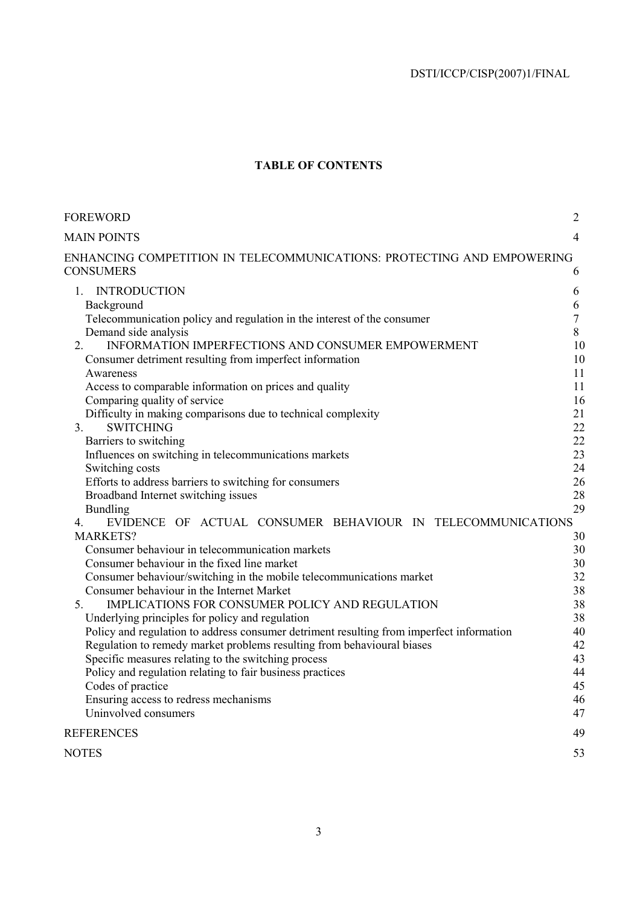**TABLE OF CONTENTS**

FOREWORD 2

MAIN POINTS 4

ENHANCING COMPETITION IN TELECOMMUNICATIONS: PROTECTING AND EMPOWERING CONSUMERS 6

1. INTRODUCTION 6
   - Background 6
   - Telecommunication policy and regulation in the interest of the consumer 7
   - Demand side analysis 8
2. INFORMATION IMPERFECTIONS AND CONSUMER EMPOWERMENT 10
   - Consumer detriment resulting from imperfect information 10
   - Awareness 11
   - Access to comparable information on prices and quality 11
   - Comparing quality of service 16
   - Difficulty in making comparisons due to technical complexity 21
3. SWITCHING 22
   - Barriers to switching 22
   - Influences on switching in telecommunications markets 23
   - Switching costs 24
   - Efforts to address barriers to switching for consumers 26
   - Broadband Internet switching issues 28
   - Bundling 29
4. EVIDENCE OF ACTUAL CONSUMER BEHAVIOUR IN TELECOMMUNICATIONS MARKETS? 30
   - Consumer behaviour in telecommunication markets 30
   - Consumer behaviour in the fixed line market 30
   - Consumer behaviour/switching in the mobile telecommunications market 32
   - Consumer behaviour in the Internet Market 38
5. IMPLICATIONS FOR CONSUMER POLICY AND REGULATION 38
   - Underlying principles for policy and regulation 38
   - Policy and regulation to address consumer detriment resulting from imperfect information 40
   - Regulation to remedy market problems resulting from behavioural biases 42
   - Specific measures relating to the switching process 43
   - Policy and regulation relating to fair business practices 44
   - Codes of practice 45
   - Ensuring access to redress mechanisms 46
   - Uninvolved consumers 47

REFERENCES 49

NOTES 53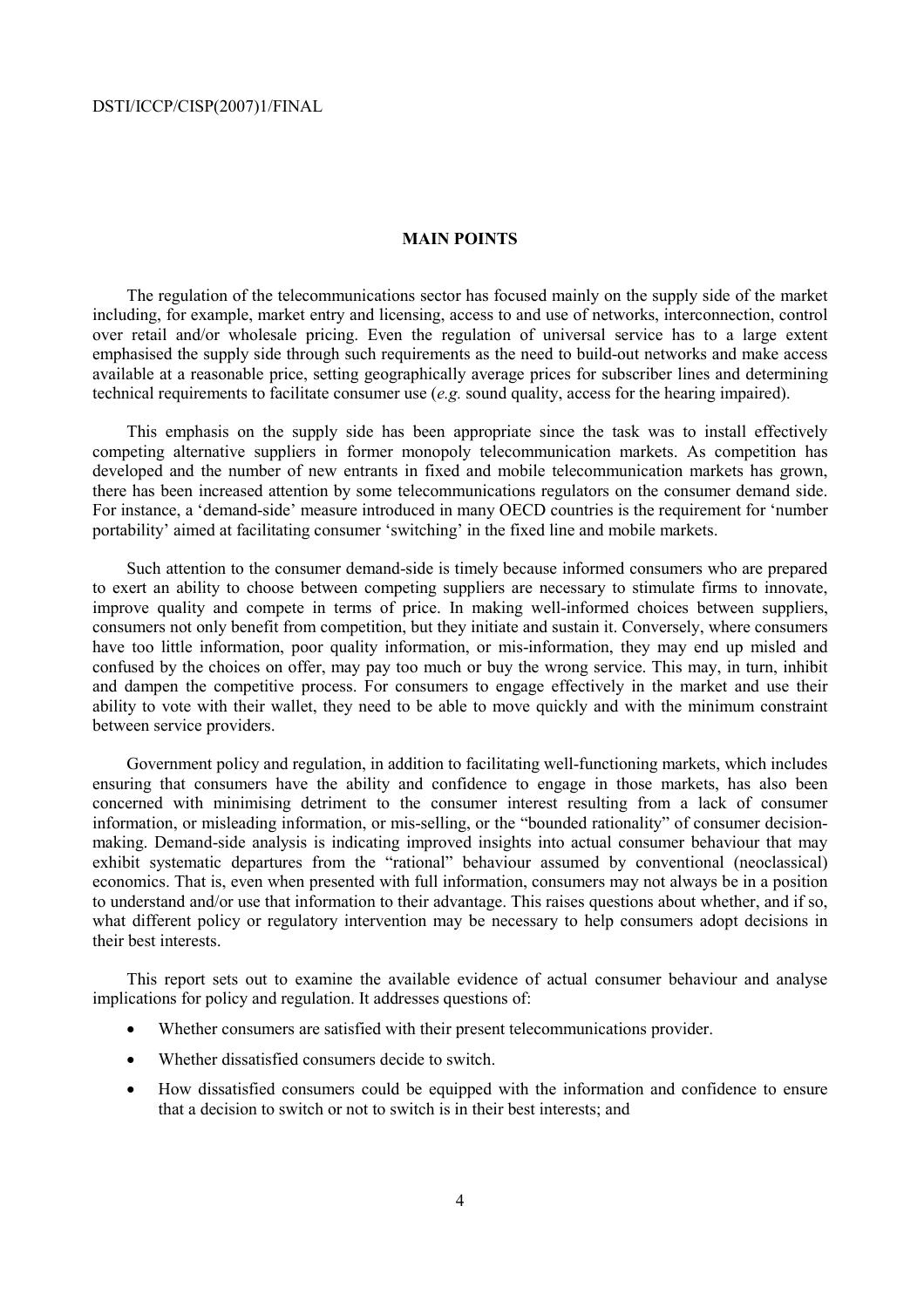## MAIN POINTS

The regulation of the telecommunications sector has focused mainly on the supply side of the market including, for example, market entry and licensing, access to and use of networks, interconnection, control over retail and/or wholesale pricing. Even the regulation of universal service has to a large extent emphasised the supply side through such requirements as the need to build-out networks and make access available at a reasonable price, setting geographically average prices for subscriber lines and determining technical requirements to facilitate consumer use (*e.g.* sound quality, access for the hearing impaired).

This emphasis on the supply side has been appropriate since the task was to install effectively competing alternative suppliers in former monopoly telecommunication markets. As competition has developed and the number of new entrants in fixed and mobile telecommunication markets has grown, there has been increased attention by some telecommunications regulators on the consumer demand side. For instance, a 'demand-side' measure introduced in many OECD countries is the requirement for 'number portability' aimed at facilitating consumer 'switching' in the fixed line and mobile markets.

Such attention to the consumer demand-side is timely because informed consumers who are prepared to exert an ability to choose between competing suppliers are necessary to stimulate firms to innovate, improve quality and compete in terms of price. In making well-informed choices between suppliers, consumers not only benefit from competition, but they initiate and sustain it. Conversely, where consumers have too little information, poor quality information, or mis-information, they may end up misled and confused by the choices on offer, may pay too much or buy the wrong service. This may, in turn, inhibit and dampen the competitive process. For consumers to engage effectively in the market and use their ability to vote with their wallet, they need to be able to move quickly and with the minimum constraint between service providers.

Government policy and regulation, in addition to facilitating well-functioning markets, which includes ensuring that consumers have the ability and confidence to engage in those markets, has also been concerned with minimising detriment to the consumer interest resulting from a lack of consumer information, or misleading information, or mis-selling, or the "bounded rationality" of consumer decision-making. Demand-side analysis is indicating improved insights into actual consumer behaviour that may exhibit systematic departures from the "rational" behaviour assumed by conventional (neoclassical) economics. That is, even when presented with full information, consumers may not always be in a position to understand and/or use that information to their advantage. This raises questions about whether, and if so, what different policy or regulatory intervention may be necessary to help consumers adopt decisions in their best interests.

This report sets out to examine the available evidence of actual consumer behaviour and analyse implications for policy and regulation. It addresses questions of:

- Whether consumers are satisfied with their present telecommunications provider.
- Whether dissatisfied consumers decide to switch.
- How dissatisfied consumers could be equipped with the information and confidence to ensure that a decision to switch or not to switch is in their best interests; and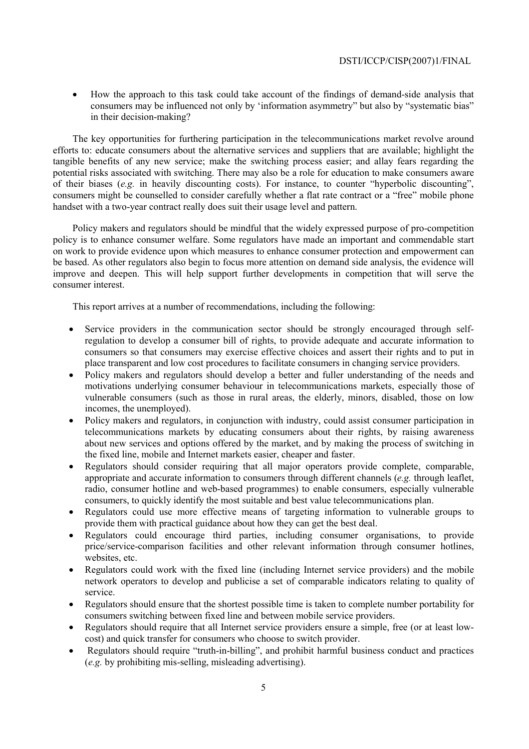- How the approach to this task could take account of the findings of demand-side analysis that consumers may be influenced not only by 'information asymmetry" but also by "systematic bias" in their decision-making?

The key opportunities for furthering participation in the telecommunications market revolve around efforts to: educate consumers about the alternative services and suppliers that are available; highlight the tangible benefits of any new service; make the switching process easier; and allay fears regarding the potential risks associated with switching. There may also be a role for education to make consumers aware of their biases (*e.g.* in heavily discounting costs). For instance, to counter "hyperbolic discounting", consumers might be counselled to consider carefully whether a flat rate contract or a "free" mobile phone handset with a two-year contract really does suit their usage level and pattern.

Policy makers and regulators should be mindful that the widely expressed purpose of pro-competition policy is to enhance consumer welfare. Some regulators have made an important and commendable start on work to provide evidence upon which measures to enhance consumer protection and empowerment can be based. As other regulators also begin to focus more attention on demand side analysis, the evidence will improve and deepen. This will help support further developments in competition that will serve the consumer interest.

This report arrives at a number of recommendations, including the following:

- Service providers in the communication sector should be strongly encouraged through self-regulation to develop a consumer bill of rights, to provide adequate and accurate information to consumers so that consumers may exercise effective choices and assert their rights and to put in place transparent and low cost procedures to facilitate consumers in changing service providers.
- Policy makers and regulators should develop a better and fuller understanding of the needs and motivations underlying consumer behaviour in telecommunications markets, especially those of vulnerable consumers (such as those in rural areas, the elderly, minors, disabled, those on low incomes, the unemployed).
- Policy makers and regulators, in conjunction with industry, could assist consumer participation in telecommunications markets by educating consumers about their rights, by raising awareness about new services and options offered by the market, and by making the process of switching in the fixed line, mobile and Internet markets easier, cheaper and faster.
- Regulators should consider requiring that all major operators provide complete, comparable, appropriate and accurate information to consumers through different channels (*e.g.* through leaflet, radio, consumer hotline and web-based programmes) to enable consumers, especially vulnerable consumers, to quickly identify the most suitable and best value telecommunications plan.
- Regulators could use more effective means of targeting information to vulnerable groups to provide them with practical guidance about how they can get the best deal.
- Regulators could encourage third parties, including consumer organisations, to provide price/service-comparison facilities and other relevant information through consumer hotlines, websites, etc.
- Regulators could work with the fixed line (including Internet service providers) and the mobile network operators to develop and publicise a set of comparable indicators relating to quality of service.
- Regulators should ensure that the shortest possible time is taken to complete number portability for consumers switching between fixed line and between mobile service providers.
- Regulators should require that all Internet service providers ensure a simple, free (or at least low-cost) and quick transfer for consumers who choose to switch provider.
- Regulators should require "truth-in-billing", and prohibit harmful business conduct and practices (*e.g.* by prohibiting mis-selling, misleading advertising).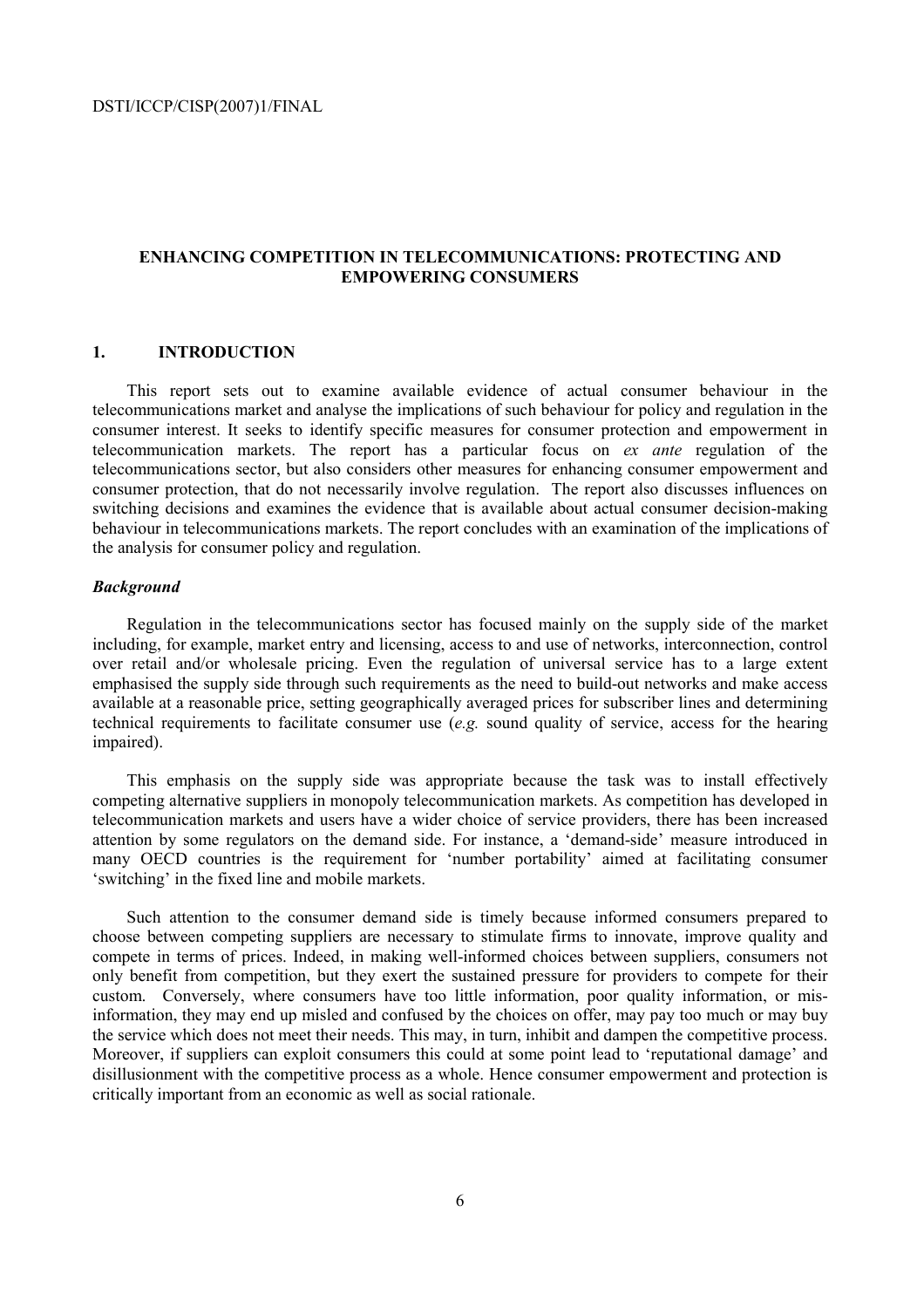## ENHANCING COMPETITION IN TELECOMMUNICATIONS: PROTECTING AND EMPOWERING CONSUMERS

### 1. INTRODUCTION

This report sets out to examine available evidence of actual consumer behaviour in the telecommunications market and analyse the implications of such behaviour for policy and regulation in the consumer interest. It seeks to identify specific measures for consumer protection and empowerment in telecommunication markets. The report has a particular focus on *ex ante* regulation of the telecommunications sector, but also considers other measures for enhancing consumer empowerment and consumer protection, that do not necessarily involve regulation. The report also discusses influences on switching decisions and examines the evidence that is available about actual consumer decision-making behaviour in telecommunications markets. The report concludes with an examination of the implications of the analysis for consumer policy and regulation.

#### *Background*

Regulation in the telecommunications sector has focused mainly on the supply side of the market including, for example, market entry and licensing, access to and use of networks, interconnection, control over retail and/or wholesale pricing. Even the regulation of universal service has to a large extent emphasised the supply side through such requirements as the need to build-out networks and make access available at a reasonable price, setting geographically averaged prices for subscriber lines and determining technical requirements to facilitate consumer use (*e.g.* sound quality of service, access for the hearing impaired).

This emphasis on the supply side was appropriate because the task was to install effectively competing alternative suppliers in monopoly telecommunication markets. As competition has developed in telecommunication markets and users have a wider choice of service providers, there has been increased attention by some regulators on the demand side. For instance, a 'demand-side' measure introduced in many OECD countries is the requirement for 'number portability' aimed at facilitating consumer 'switching' in the fixed line and mobile markets.

Such attention to the consumer demand side is timely because informed consumers prepared to choose between competing suppliers are necessary to stimulate firms to innovate, improve quality and compete in terms of prices. Indeed, in making well-informed choices between suppliers, consumers not only benefit from competition, but they exert the sustained pressure for providers to compete for their custom. Conversely, where consumers have too little information, poor quality information, or mis-information, they may end up misled and confused by the choices on offer, may pay too much or may buy the service which does not meet their needs. This may, in turn, inhibit and dampen the competitive process. Moreover, if suppliers can exploit consumers this could at some point lead to 'reputational damage' and disillusionment with the competitive process as a whole. Hence consumer empowerment and protection is critically important from an economic as well as social rationale.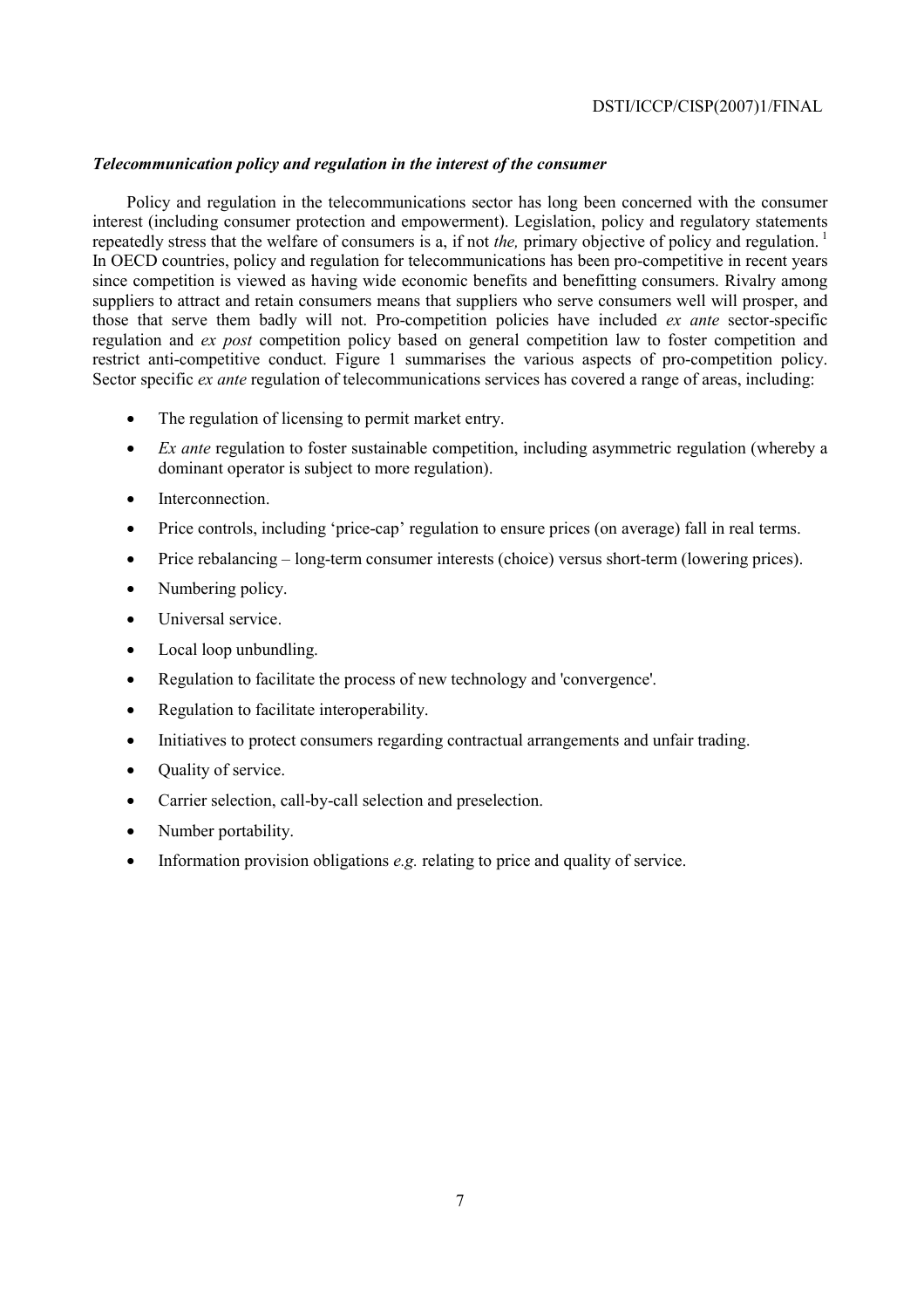***Telecommunication policy and regulation in the interest of the consumer***

Policy and regulation in the telecommunications sector has long been concerned with the consumer interest (including consumer protection and empowerment). Legislation, policy and regulatory statements repeatedly stress that the welfare of consumers is a, if not *the,* primary objective of policy and regulation. [1] In OECD countries, policy and regulation for telecommunications has been pro-competitive in recent years since competition is viewed as having wide economic benefits and benefitting consumers. Rivalry among suppliers to attract and retain consumers means that suppliers who serve consumers well will prosper, and those that serve them badly will not. Pro-competition policies have included *ex ante* sector-specific regulation and *ex post* competition policy based on general competition law to foster competition and restrict anti-competitive conduct. Figure 1 summarises the various aspects of pro-competition policy. Sector specific *ex ante* regulation of telecommunications services has covered a range of areas, including:

- The regulation of licensing to permit market entry.
- *Ex ante* regulation to foster sustainable competition, including asymmetric regulation (whereby a dominant operator is subject to more regulation).
- Interconnection.
- Price controls, including 'price-cap' regulation to ensure prices (on average) fall in real terms.
- Price rebalancing – long-term consumer interests (choice) versus short-term (lowering prices).
- Numbering policy.
- Universal service.
- Local loop unbundling.
- Regulation to facilitate the process of new technology and 'convergence'.
- Regulation to facilitate interoperability.
- Initiatives to protect consumers regarding contractual arrangements and unfair trading.
- Quality of service.
- Carrier selection, call-by-call selection and preselection.
- Number portability.
- Information provision obligations *e.g.* relating to price and quality of service.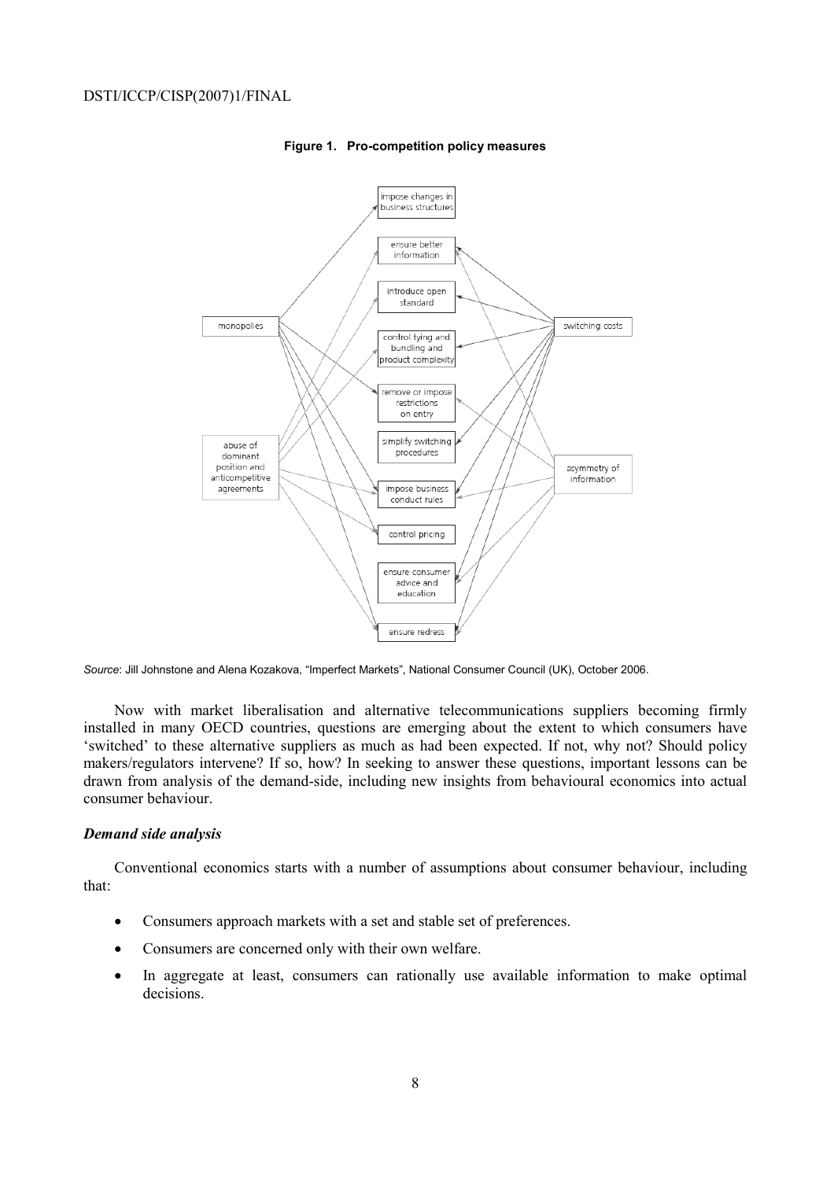**Figure 1. Pro-competition policy measures**

*Source*: Jill Johnstone and Alena Kozakova, "Imperfect Markets", National Consumer Council (UK), October 2006.

Now with market liberalisation and alternative telecommunications suppliers becoming firmly installed in many OECD countries, questions are emerging about the extent to which consumers have 'switched' to these alternative suppliers as much as had been expected. If not, why not? Should policy makers/regulators intervene? If so, how? In seeking to answer these questions, important lessons can be drawn from analysis of the demand-side, including new insights from behavioural economics into actual consumer behaviour.

### *Demand side analysis*

Conventional economics starts with a number of assumptions about consumer behaviour, including that:

- Consumers approach markets with a set and stable set of preferences.
- Consumers are concerned only with their own welfare.
- In aggregate at least, consumers can rationally use available information to make optimal decisions.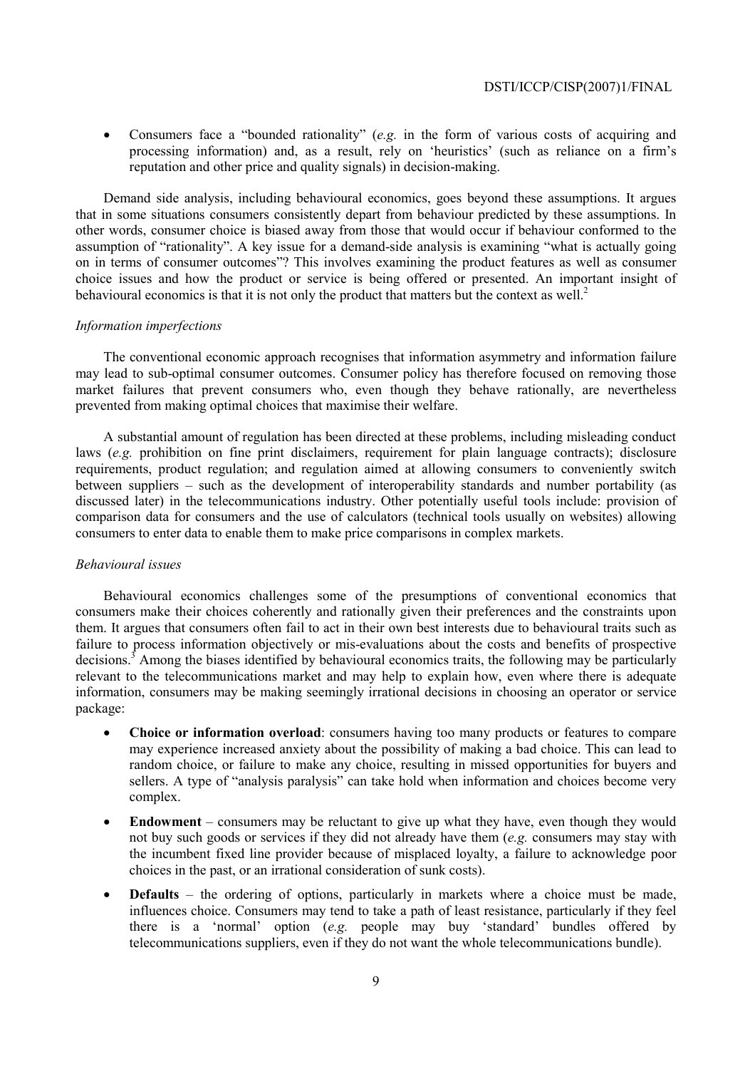- Consumers face a "bounded rationality" (*e.g.* in the form of various costs of acquiring and processing information) and, as a result, rely on 'heuristics' (such as reliance on a firm's reputation and other price and quality signals) in decision-making.

Demand side analysis, including behavioural economics, goes beyond these assumptions. It argues that in some situations consumers consistently depart from behaviour predicted by these assumptions. In other words, consumer choice is biased away from those that would occur if behaviour conformed to the assumption of "rationality". A key issue for a demand-side analysis is examining "what is actually going on in terms of consumer outcomes"? This involves examining the product features as well as consumer choice issues and how the product or service is being offered or presented. An important insight of behavioural economics is that it is not only the product that matters but the context as well.[2]

*Information imperfections*

The conventional economic approach recognises that information asymmetry and information failure may lead to sub-optimal consumer outcomes. Consumer policy has therefore focused on removing those market failures that prevent consumers who, even though they behave rationally, are nevertheless prevented from making optimal choices that maximise their welfare.

A substantial amount of regulation has been directed at these problems, including misleading conduct laws (*e.g.* prohibition on fine print disclaimers, requirement for plain language contracts); disclosure requirements, product regulation; and regulation aimed at allowing consumers to conveniently switch between suppliers – such as the development of interoperability standards and number portability (as discussed later) in the telecommunications industry. Other potentially useful tools include: provision of comparison data for consumers and the use of calculators (technical tools usually on websites) allowing consumers to enter data to enable them to make price comparisons in complex markets.

*Behavioural issues*

Behavioural economics challenges some of the presumptions of conventional economics that consumers make their choices coherently and rationally given their preferences and the constraints upon them. It argues that consumers often fail to act in their own best interests due to behavioural traits such as failure to process information objectively or mis-evaluations about the costs and benefits of prospective decisions.[3] Among the biases identified by behavioural economics traits, the following may be particularly relevant to the telecommunications market and may help to explain how, even where there is adequate information, consumers may be making seemingly irrational decisions in choosing an operator or service package:

- **Choice or information overload**: consumers having too many products or features to compare may experience increased anxiety about the possibility of making a bad choice. This can lead to random choice, or failure to make any choice, resulting in missed opportunities for buyers and sellers. A type of "analysis paralysis" can take hold when information and choices become very complex.
- **Endowment** – consumers may be reluctant to give up what they have, even though they would not buy such goods or services if they did not already have them (*e.g.* consumers may stay with the incumbent fixed line provider because of misplaced loyalty, a failure to acknowledge poor choices in the past, or an irrational consideration of sunk costs).
- **Defaults** – the ordering of options, particularly in markets where a choice must be made, influences choice. Consumers may tend to take a path of least resistance, particularly if they feel there is a 'normal' option (*e.g.* people may buy 'standard' bundles offered by telecommunications suppliers, even if they do not want the whole telecommunications bundle).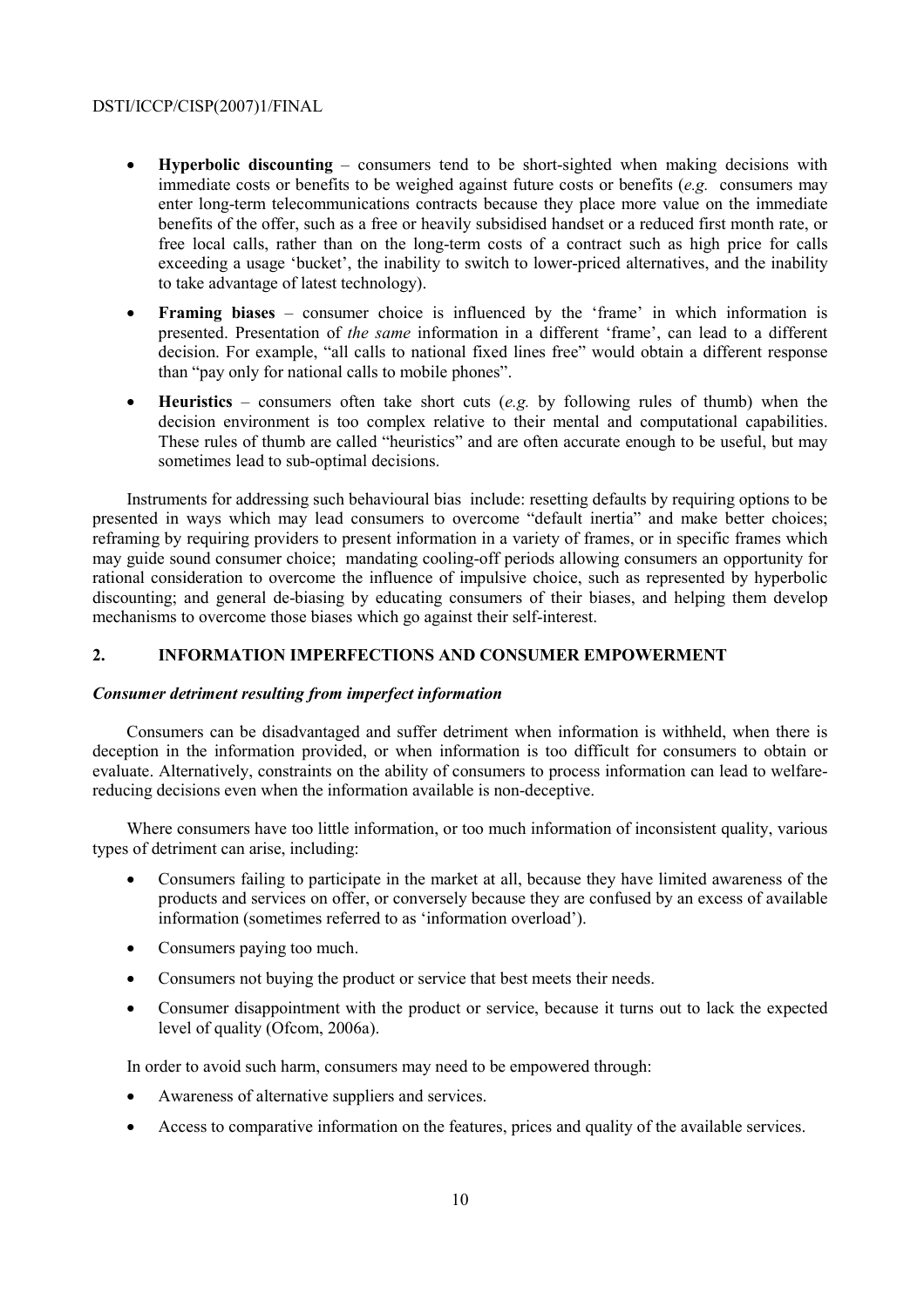- **Hyperbolic discounting** – consumers tend to be short-sighted when making decisions with immediate costs or benefits to be weighed against future costs or benefits (*e.g.* consumers may enter long-term telecommunications contracts because they place more value on the immediate benefits of the offer, such as a free or heavily subsidised handset or a reduced first month rate, or free local calls, rather than on the long-term costs of a contract such as high price for calls exceeding a usage 'bucket', the inability to switch to lower-priced alternatives, and the inability to take advantage of latest technology).
- **Framing biases** – consumer choice is influenced by the 'frame' in which information is presented. Presentation of *the same* information in a different 'frame', can lead to a different decision. For example, "all calls to national fixed lines free" would obtain a different response than "pay only for national calls to mobile phones".
- **Heuristics** – consumers often take short cuts (*e.g.* by following rules of thumb) when the decision environment is too complex relative to their mental and computational capabilities. These rules of thumb are called "heuristics" and are often accurate enough to be useful, but may sometimes lead to sub-optimal decisions.

Instruments for addressing such behavioural bias include: resetting defaults by requiring options to be presented in ways which may lead consumers to overcome "default inertia" and make better choices; reframing by requiring providers to present information in a variety of frames, or in specific frames which may guide sound consumer choice; mandating cooling-off periods allowing consumers an opportunity for rational consideration to overcome the influence of impulsive choice, such as represented by hyperbolic discounting; and general de-biasing by educating consumers of their biases, and helping them develop mechanisms to overcome those biases which go against their self-interest.

## 2. INFORMATION IMPERFECTIONS AND CONSUMER EMPOWERMENT

### *Consumer detriment resulting from imperfect information*

Consumers can be disadvantaged and suffer detriment when information is withheld, when there is deception in the information provided, or when information is too difficult for consumers to obtain or evaluate. Alternatively, constraints on the ability of consumers to process information can lead to welfare-reducing decisions even when the information available is non-deceptive.

Where consumers have too little information, or too much information of inconsistent quality, various types of detriment can arise, including:

- Consumers failing to participate in the market at all, because they have limited awareness of the products and services on offer, or conversely because they are confused by an excess of available information (sometimes referred to as 'information overload').
- Consumers paying too much.
- Consumers not buying the product or service that best meets their needs.
- Consumer disappointment with the product or service, because it turns out to lack the expected level of quality (Ofcom, 2006a).

In order to avoid such harm, consumers may need to be empowered through:

- Awareness of alternative suppliers and services.
- Access to comparative information on the features, prices and quality of the available services.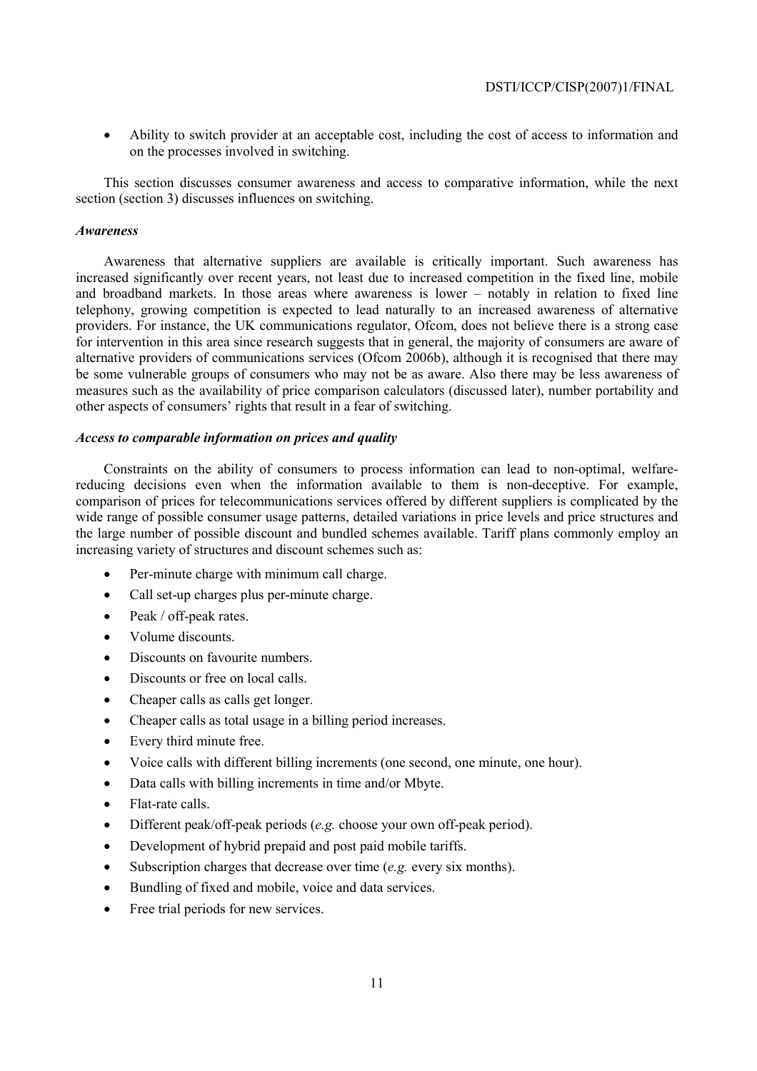- Ability to switch provider at an acceptable cost, including the cost of access to information and on the processes involved in switching.

This section discusses consumer awareness and access to comparative information, while the next section (section 3) discusses influences on switching.

### *Awareness*

Awareness that alternative suppliers are available is critically important. Such awareness has increased significantly over recent years, not least due to increased competition in the fixed line, mobile and broadband markets. In those areas where awareness is lower – notably in relation to fixed line telephony, growing competition is expected to lead naturally to an increased awareness of alternative providers. For instance, the UK communications regulator, Ofcom, does not believe there is a strong case for intervention in this area since research suggests that in general, the majority of consumers are aware of alternative providers of communications services (Ofcom 2006b), although it is recognised that there may be some vulnerable groups of consumers who may not be as aware. Also there may be less awareness of measures such as the availability of price comparison calculators (discussed later), number portability and other aspects of consumers' rights that result in a fear of switching.

### *Access to comparable information on prices and quality*

Constraints on the ability of consumers to process information can lead to non-optimal, welfare-reducing decisions even when the information available to them is non-deceptive. For example, comparison of prices for telecommunications services offered by different suppliers is complicated by the wide range of possible consumer usage patterns, detailed variations in price levels and price structures and the large number of possible discount and bundled schemes available. Tariff plans commonly employ an increasing variety of structures and discount schemes such as:

- Per-minute charge with minimum call charge.
- Call set-up charges plus per-minute charge.
- Peak / off-peak rates.
- Volume discounts.
- Discounts on favourite numbers.
- Discounts or free on local calls.
- Cheaper calls as calls get longer.
- Cheaper calls as total usage in a billing period increases.
- Every third minute free.
- Voice calls with different billing increments (one second, one minute, one hour).
- Data calls with billing increments in time and/or Mbyte.
- Flat-rate calls.
- Different peak/off-peak periods (*e.g.* choose your own off-peak period).
- Development of hybrid prepaid and post paid mobile tariffs.
- Subscription charges that decrease over time (*e.g.* every six months).
- Bundling of fixed and mobile, voice and data services.
- Free trial periods for new services.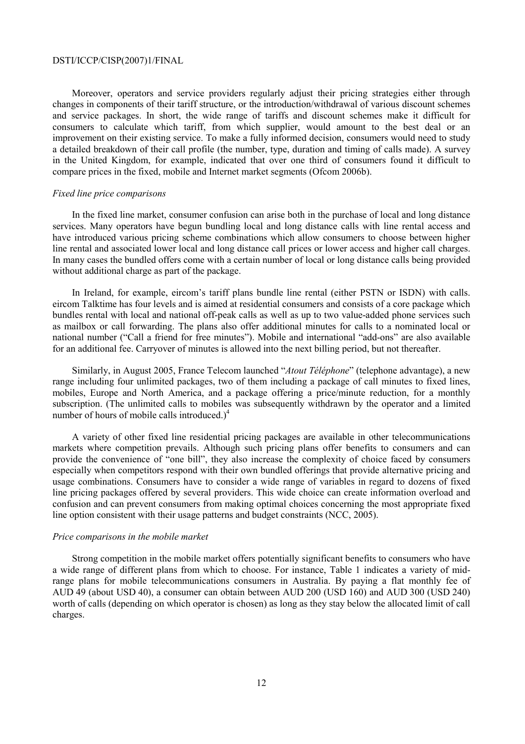Moreover, operators and service providers regularly adjust their pricing strategies either through changes in components of their tariff structure, or the introduction/withdrawal of various discount schemes and service packages. In short, the wide range of tariffs and discount schemes make it difficult for consumers to calculate which tariff, from which supplier, would amount to the best deal or an improvement on their existing service. To make a fully informed decision, consumers would need to study a detailed breakdown of their call profile (the number, type, duration and timing of calls made). A survey in the United Kingdom, for example, indicated that over one third of consumers found it difficult to compare prices in the fixed, mobile and Internet market segments (Ofcom 2006b).

*Fixed line price comparisons*

In the fixed line market, consumer confusion can arise both in the purchase of local and long distance services. Many operators have begun bundling local and long distance calls with line rental access and have introduced various pricing scheme combinations which allow consumers to choose between higher line rental and associated lower local and long distance call prices or lower access and higher call charges. In many cases the bundled offers come with a certain number of local or long distance calls being provided without additional charge as part of the package.

In Ireland, for example, eircom's tariff plans bundle line rental (either PSTN or ISDN) with calls. eircom Talktime has four levels and is aimed at residential consumers and consists of a core package which bundles rental with local and national off-peak calls as well as up to two value-added phone services such as mailbox or call forwarding. The plans also offer additional minutes for calls to a nominated local or national number ("Call a friend for free minutes"). Mobile and international "add-ons" are also available for an additional fee. Carryover of minutes is allowed into the next billing period, but not thereafter.

Similarly, in August 2005, France Telecom launched "*Atout Téléphone*" (telephone advantage), a new range including four unlimited packages, two of them including a package of call minutes to fixed lines, mobiles, Europe and North America, and a package offering a price/minute reduction, for a monthly subscription. (The unlimited calls to mobiles was subsequently withdrawn by the operator and a limited number of hours of mobile calls introduced.)[4]

A variety of other fixed line residential pricing packages are available in other telecommunications markets where competition prevails. Although such pricing plans offer benefits to consumers and can provide the convenience of "one bill", they also increase the complexity of choice faced by consumers especially when competitors respond with their own bundled offerings that provide alternative pricing and usage combinations. Consumers have to consider a wide range of variables in regard to dozens of fixed line pricing packages offered by several providers. This wide choice can create information overload and confusion and can prevent consumers from making optimal choices concerning the most appropriate fixed line option consistent with their usage patterns and budget constraints (NCC, 2005).

*Price comparisons in the mobile market*

Strong competition in the mobile market offers potentially significant benefits to consumers who have a wide range of different plans from which to choose. For instance, Table 1 indicates a variety of mid-range plans for mobile telecommunications consumers in Australia. By paying a flat monthly fee of AUD 49 (about USD 40), a consumer can obtain between AUD 200 (USD 160) and AUD 300 (USD 240) worth of calls (depending on which operator is chosen) as long as they stay below the allocated limit of call charges.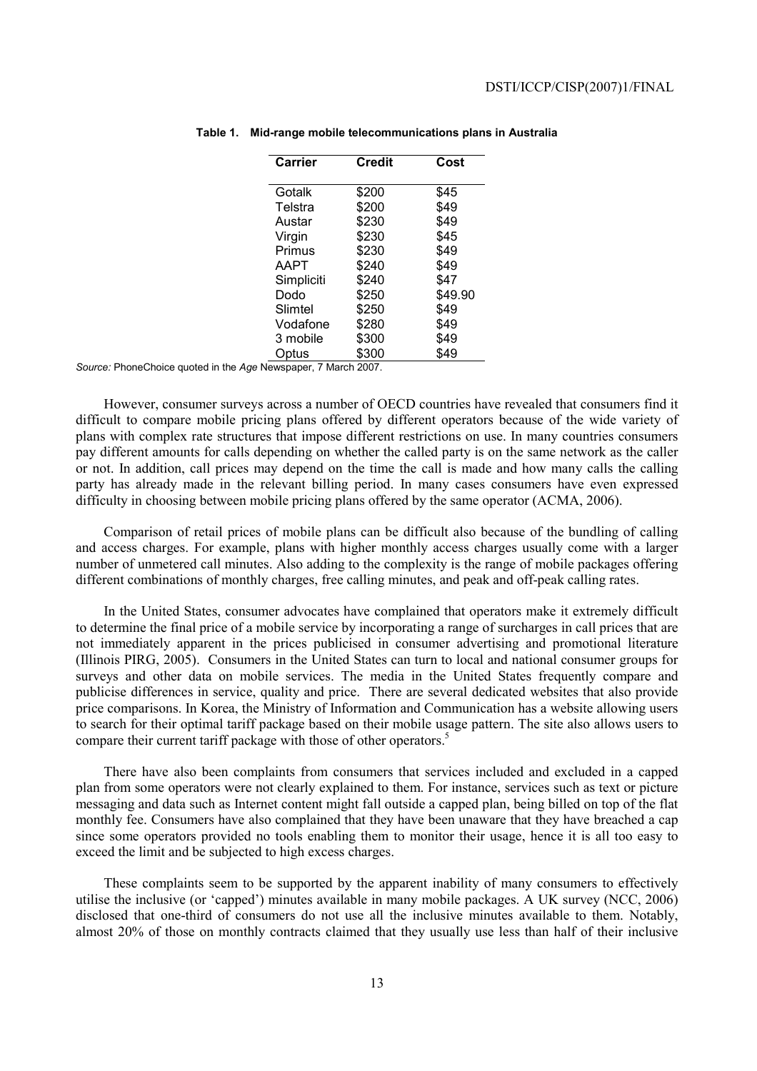**Table 1. Mid-range mobile telecommunications plans in Australia**

| Carrier | Credit | Cost |
|---|---|---|
| Gotalk | $200 | $45 |
| Telstra | $200 | $49 |
| Austar | $230 | $49 |
| Virgin | $230 | $45 |
| Primus | $230 | $49 |
| AAPT | $240 | $49 |
| Simpliciti | $240 | $47 |
| Dodo | $250 | $49.90 |
| Slimtel | $250 | $49 |
| Vodafone | $280 | $49 |
| 3 mobile | $300 | $49 |
| Optus | $300 | $49 |

*Source:* PhoneChoice quoted in the *Age* Newspaper, 7 March 2007.

However, consumer surveys across a number of OECD countries have revealed that consumers find it difficult to compare mobile pricing plans offered by different operators because of the wide variety of plans with complex rate structures that impose different restrictions on use. In many countries consumers pay different amounts for calls depending on whether the called party is on the same network as the caller or not. In addition, call prices may depend on the time the call is made and how many calls the calling party has already made in the relevant billing period. In many cases consumers have even expressed difficulty in choosing between mobile pricing plans offered by the same operator (ACMA, 2006).

Comparison of retail prices of mobile plans can be difficult also because of the bundling of calling and access charges. For example, plans with higher monthly access charges usually come with a larger number of unmetered call minutes. Also adding to the complexity is the range of mobile packages offering different combinations of monthly charges, free calling minutes, and peak and off-peak calling rates.

In the United States, consumer advocates have complained that operators make it extremely difficult to determine the final price of a mobile service by incorporating a range of surcharges in call prices that are not immediately apparent in the prices publicised in consumer advertising and promotional literature (Illinois PIRG, 2005). Consumers in the United States can turn to local and national consumer groups for surveys and other data on mobile services. The media in the United States frequently compare and publicise differences in service, quality and price. There are several dedicated websites that also provide price comparisons. In Korea, the Ministry of Information and Communication has a website allowing users to search for their optimal tariff package based on their mobile usage pattern. The site also allows users to compare their current tariff package with those of other operators.[5]

There have also been complaints from consumers that services included and excluded in a capped plan from some operators were not clearly explained to them. For instance, services such as text or picture messaging and data such as Internet content might fall outside a capped plan, being billed on top of the flat monthly fee. Consumers have also complained that they have been unaware that they have breached a cap since some operators provided no tools enabling them to monitor their usage, hence it is all too easy to exceed the limit and be subjected to high excess charges.

These complaints seem to be supported by the apparent inability of many consumers to effectively utilise the inclusive (or 'capped') minutes available in many mobile packages. A UK survey (NCC, 2006) disclosed that one-third of consumers do not use all the inclusive minutes available to them. Notably, almost 20% of those on monthly contracts claimed that they usually use less than half of their inclusive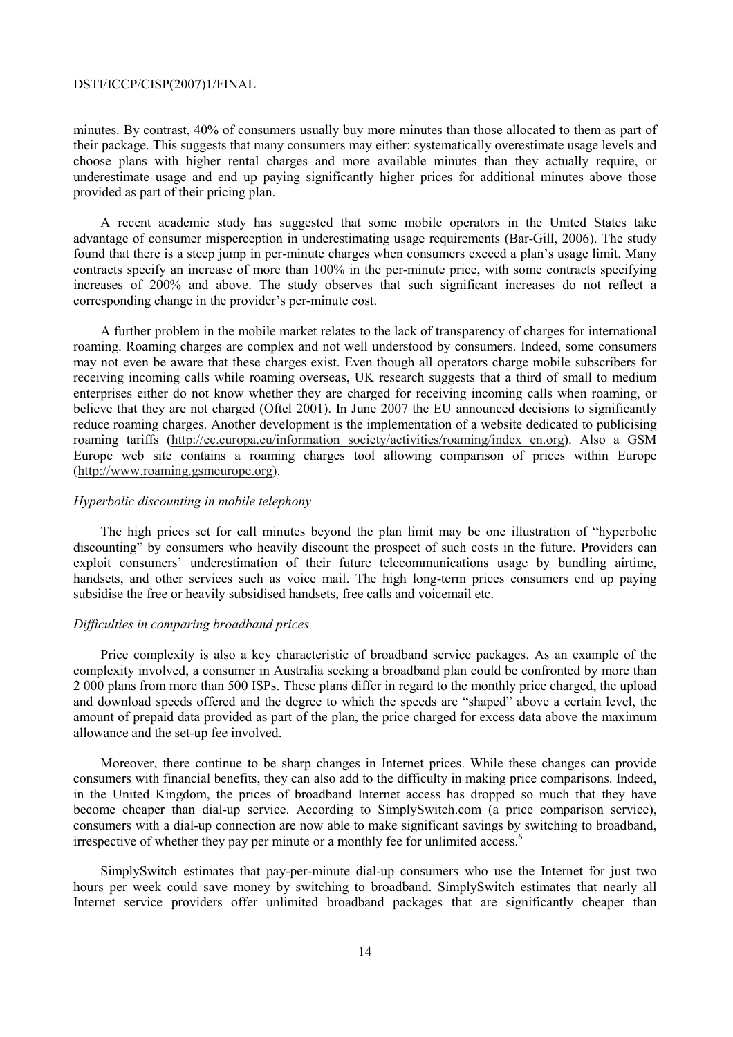minutes. By contrast, 40% of consumers usually buy more minutes than those allocated to them as part of their package. This suggests that many consumers may either: systematically overestimate usage levels and choose plans with higher rental charges and more available minutes than they actually require, or underestimate usage and end up paying significantly higher prices for additional minutes above those provided as part of their pricing plan.

A recent academic study has suggested that some mobile operators in the United States take advantage of consumer misperception in underestimating usage requirements (Bar-Gill, 2006). The study found that there is a steep jump in per-minute charges when consumers exceed a plan's usage limit. Many contracts specify an increase of more than 100% in the per-minute price, with some contracts specifying increases of 200% and above. The study observes that such significant increases do not reflect a corresponding change in the provider's per-minute cost.

A further problem in the mobile market relates to the lack of transparency of charges for international roaming. Roaming charges are complex and not well understood by consumers. Indeed, some consumers may not even be aware that these charges exist. Even though all operators charge mobile subscribers for receiving incoming calls while roaming overseas, UK research suggests that a third of small to medium enterprises either do not know whether they are charged for receiving incoming calls when roaming, or believe that they are not charged (Oftel 2001). In June 2007 the EU announced decisions to significantly reduce roaming charges. Another development is the implementation of a website dedicated to publicising roaming tariffs (http://ec.europa.eu/information_society/activities/roaming/index_en.org). Also a GSM Europe web site contains a roaming charges tool allowing comparison of prices within Europe (http://www.roaming.gsmeurope.org).

*Hyperbolic discounting in mobile telephony*

The high prices set for call minutes beyond the plan limit may be one illustration of "hyperbolic discounting" by consumers who heavily discount the prospect of such costs in the future. Providers can exploit consumers' underestimation of their future telecommunications usage by bundling airtime, handsets, and other services such as voice mail. The high long-term prices consumers end up paying subsidise the free or heavily subsidised handsets, free calls and voicemail etc.

*Difficulties in comparing broadband prices*

Price complexity is also a key characteristic of broadband service packages. As an example of the complexity involved, a consumer in Australia seeking a broadband plan could be confronted by more than 2 000 plans from more than 500 ISPs. These plans differ in regard to the monthly price charged, the upload and download speeds offered and the degree to which the speeds are "shaped" above a certain level, the amount of prepaid data provided as part of the plan, the price charged for excess data above the maximum allowance and the set-up fee involved.

Moreover, there continue to be sharp changes in Internet prices. While these changes can provide consumers with financial benefits, they can also add to the difficulty in making price comparisons. Indeed, in the United Kingdom, the prices of broadband Internet access has dropped so much that they have become cheaper than dial-up service. According to SimplySwitch.com (a price comparison service), consumers with a dial-up connection are now able to make significant savings by switching to broadband, irrespective of whether they pay per minute or a monthly fee for unlimited access.[6]

SimplySwitch estimates that pay-per-minute dial-up consumers who use the Internet for just two hours per week could save money by switching to broadband. SimplySwitch estimates that nearly all Internet service providers offer unlimited broadband packages that are significantly cheaper than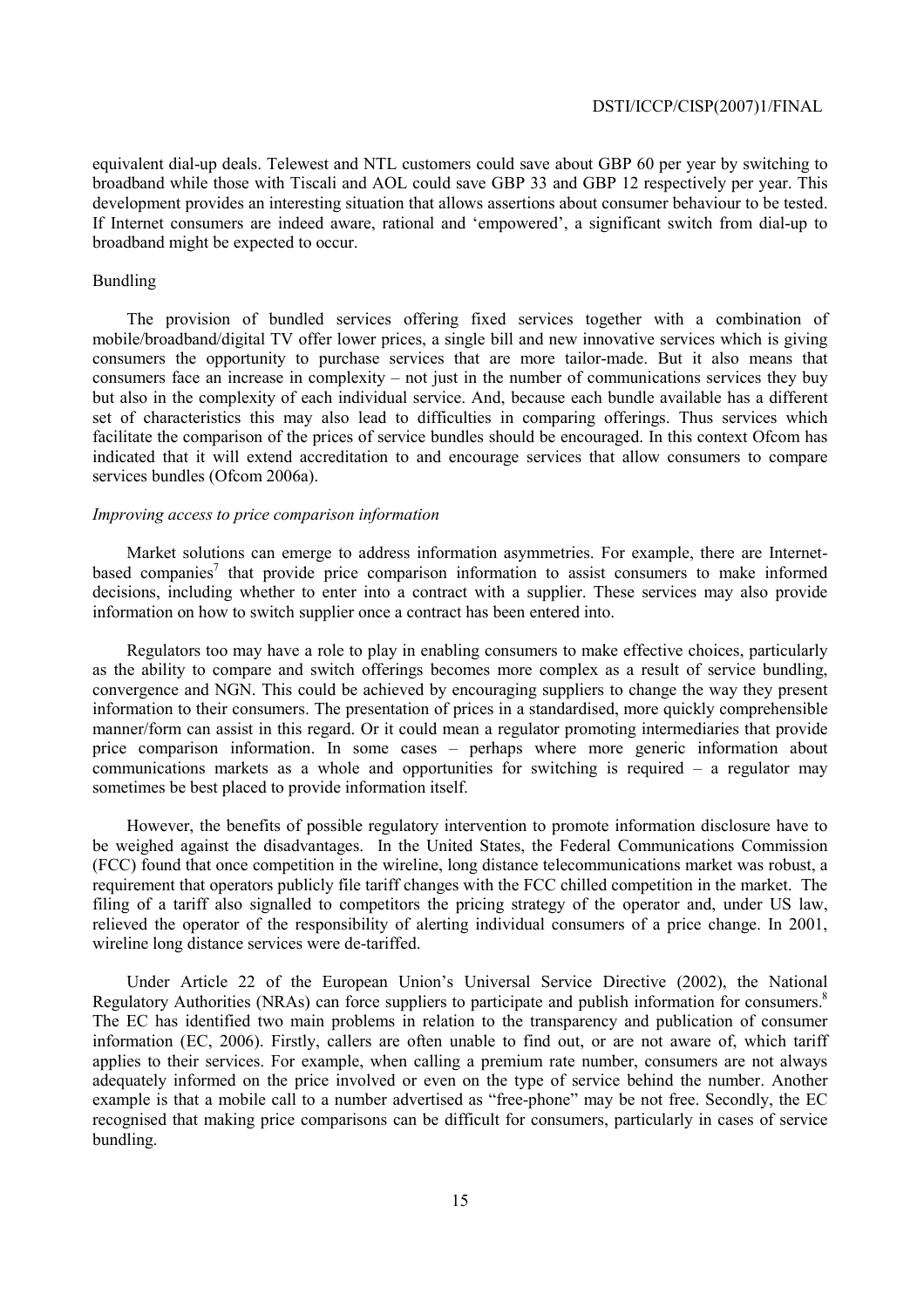equivalent dial-up deals. Telewest and NTL customers could save about GBP 60 per year by switching to broadband while those with Tiscali and AOL could save GBP 33 and GBP 12 respectively per year. This development provides an interesting situation that allows assertions about consumer behaviour to be tested. If Internet consumers are indeed aware, rational and 'empowered', a significant switch from dial-up to broadband might be expected to occur.

Bundling

The provision of bundled services offering fixed services together with a combination of mobile/broadband/digital TV offer lower prices, a single bill and new innovative services which is giving consumers the opportunity to purchase services that are more tailor-made. But it also means that consumers face an increase in complexity – not just in the number of communications services they buy but also in the complexity of each individual service. And, because each bundle available has a different set of characteristics this may also lead to difficulties in comparing offerings. Thus services which facilitate the comparison of the prices of service bundles should be encouraged. In this context Ofcom has indicated that it will extend accreditation to and encourage services that allow consumers to compare services bundles (Ofcom 2006a).

*Improving access to price comparison information*

Market solutions can emerge to address information asymmetries. For example, there are Internet-based companies[7] that provide price comparison information to assist consumers to make informed decisions, including whether to enter into a contract with a supplier. These services may also provide information on how to switch supplier once a contract has been entered into.

Regulators too may have a role to play in enabling consumers to make effective choices, particularly as the ability to compare and switch offerings becomes more complex as a result of service bundling, convergence and NGN. This could be achieved by encouraging suppliers to change the way they present information to their consumers. The presentation of prices in a standardised, more quickly comprehensible manner/form can assist in this regard. Or it could mean a regulator promoting intermediaries that provide price comparison information. In some cases – perhaps where more generic information about communications markets as a whole and opportunities for switching is required – a regulator may sometimes be best placed to provide information itself.

However, the benefits of possible regulatory intervention to promote information disclosure have to be weighed against the disadvantages. In the United States, the Federal Communications Commission (FCC) found that once competition in the wireline, long distance telecommunications market was robust, a requirement that operators publicly file tariff changes with the FCC chilled competition in the market. The filing of a tariff also signalled to competitors the pricing strategy of the operator and, under US law, relieved the operator of the responsibility of alerting individual consumers of a price change. In 2001, wireline long distance services were de-tariffed.

Under Article 22 of the European Union's Universal Service Directive (2002), the National Regulatory Authorities (NRAs) can force suppliers to participate and publish information for consumers.[8] The EC has identified two main problems in relation to the transparency and publication of consumer information (EC, 2006). Firstly, callers are often unable to find out, or are not aware of, which tariff applies to their services. For example, when calling a premium rate number, consumers are not always adequately informed on the price involved or even on the type of service behind the number. Another example is that a mobile call to a number advertised as "free-phone" may be not free. Secondly, the EC recognised that making price comparisons can be difficult for consumers, particularly in cases of service bundling.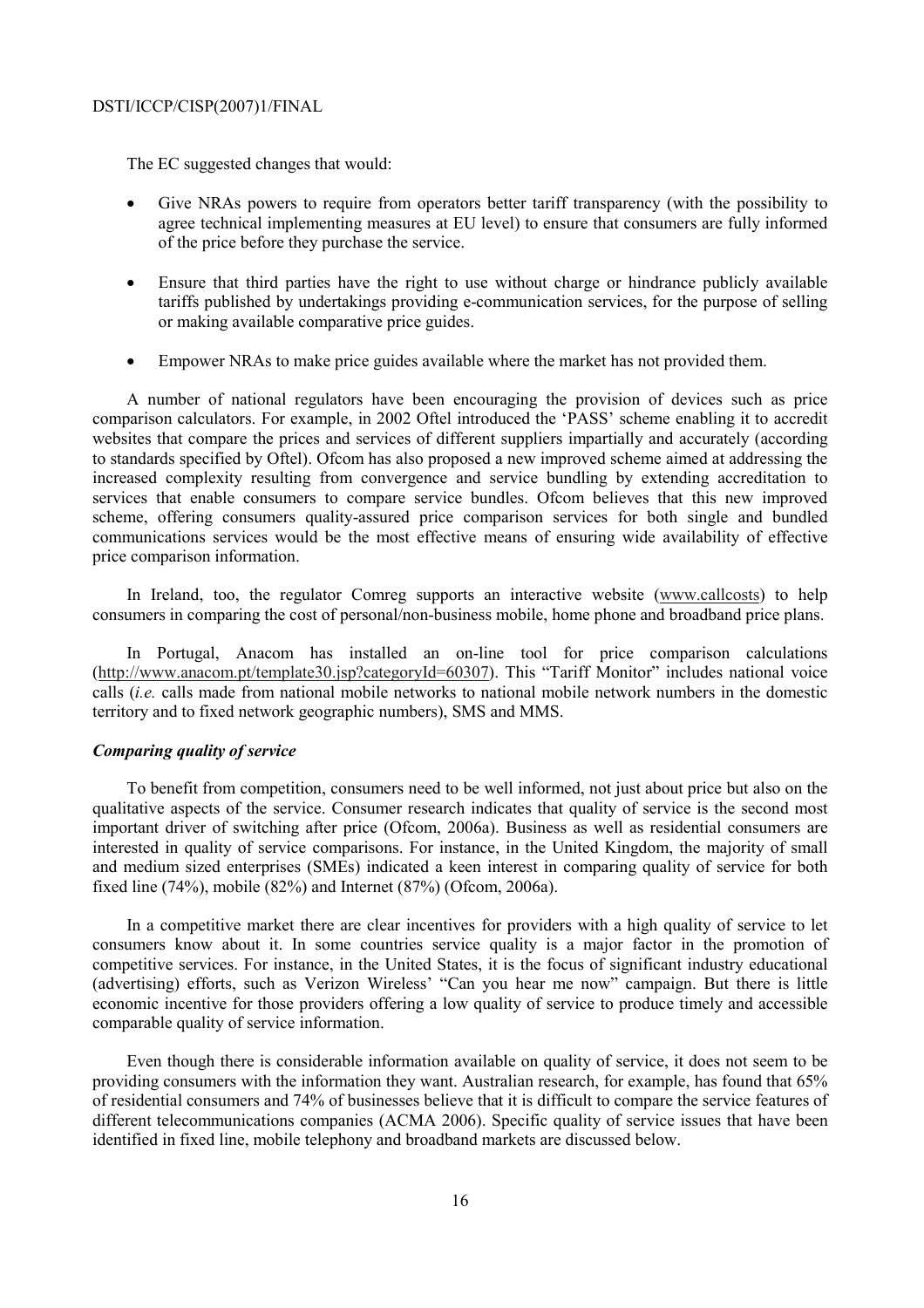The EC suggested changes that would:

- Give NRAs powers to require from operators better tariff transparency (with the possibility to agree technical implementing measures at EU level) to ensure that consumers are fully informed of the price before they purchase the service.
- Ensure that third parties have the right to use without charge or hindrance publicly available tariffs published by undertakings providing e-communication services, for the purpose of selling or making available comparative price guides.
- Empower NRAs to make price guides available where the market has not provided them.

A number of national regulators have been encouraging the provision of devices such as price comparison calculators. For example, in 2002 Oftel introduced the 'PASS' scheme enabling it to accredit websites that compare the prices and services of different suppliers impartially and accurately (according to standards specified by Oftel). Ofcom has also proposed a new improved scheme aimed at addressing the increased complexity resulting from convergence and service bundling by extending accreditation to services that enable consumers to compare service bundles. Ofcom believes that this new improved scheme, offering consumers quality-assured price comparison services for both single and bundled communications services would be the most effective means of ensuring wide availability of effective price comparison information.

In Ireland, too, the regulator Comreg supports an interactive website (www.callcosts) to help consumers in comparing the cost of personal/non-business mobile, home phone and broadband price plans.

In Portugal, Anacom has installed an on-line tool for price comparison calculations (http://www.anacom.pt/template30.jsp?categoryId=60307). This "Tariff Monitor" includes national voice calls (*i.e.* calls made from national mobile networks to national mobile network numbers in the domestic territory and to fixed network geographic numbers), SMS and MMS.

***Comparing quality of service***

To benefit from competition, consumers need to be well informed, not just about price but also on the qualitative aspects of the service. Consumer research indicates that quality of service is the second most important driver of switching after price (Ofcom, 2006a). Business as well as residential consumers are interested in quality of service comparisons. For instance, in the United Kingdom, the majority of small and medium sized enterprises (SMEs) indicated a keen interest in comparing quality of service for both fixed line (74%), mobile (82%) and Internet (87%) (Ofcom, 2006a).

In a competitive market there are clear incentives for providers with a high quality of service to let consumers know about it. In some countries service quality is a major factor in the promotion of competitive services. For instance, in the United States, it is the focus of significant industry educational (advertising) efforts, such as Verizon Wireless' "Can you hear me now" campaign. But there is little economic incentive for those providers offering a low quality of service to produce timely and accessible comparable quality of service information.

Even though there is considerable information available on quality of service, it does not seem to be providing consumers with the information they want. Australian research, for example, has found that 65% of residential consumers and 74% of businesses believe that it is difficult to compare the service features of different telecommunications companies (ACMA 2006). Specific quality of service issues that have been identified in fixed line, mobile telephony and broadband markets are discussed below.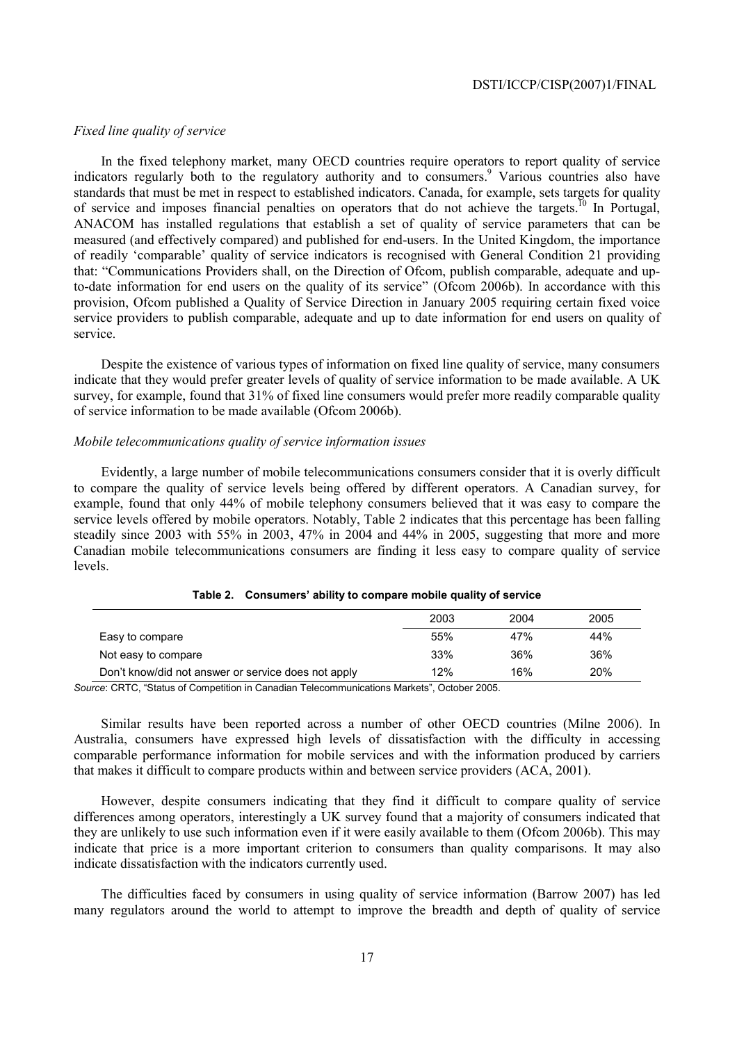*Fixed line quality of service*

In the fixed telephony market, many OECD countries require operators to report quality of service indicators regularly both to the regulatory authority and to consumers.[9] Various countries also have standards that must be met in respect to established indicators. Canada, for example, sets targets for quality of service and imposes financial penalties on operators that do not achieve the targets.[10] In Portugal, ANACOM has installed regulations that establish a set of quality of service parameters that can be measured (and effectively compared) and published for end-users. In the United Kingdom, the importance of readily 'comparable' quality of service indicators is recognised with General Condition 21 providing that: "Communications Providers shall, on the Direction of Ofcom, publish comparable, adequate and up-to-date information for end users on the quality of its service" (Ofcom 2006b). In accordance with this provision, Ofcom published a Quality of Service Direction in January 2005 requiring certain fixed voice service providers to publish comparable, adequate and up to date information for end users on quality of service.

Despite the existence of various types of information on fixed line quality of service, many consumers indicate that they would prefer greater levels of quality of service information to be made available. A UK survey, for example, found that 31% of fixed line consumers would prefer more readily comparable quality of service information to be made available (Ofcom 2006b).

*Mobile telecommunications quality of service information issues*

Evidently, a large number of mobile telecommunications consumers consider that it is overly difficult to compare the quality of service levels being offered by different operators. A Canadian survey, for example, found that only 44% of mobile telephony consumers believed that it was easy to compare the service levels offered by mobile operators. Notably, Table 2 indicates that this percentage has been falling steadily since 2003 with 55% in 2003, 47% in 2004 and 44% in 2005, suggesting that more and more Canadian mobile telecommunications consumers are finding it less easy to compare quality of service levels.

**Table 2. Consumers' ability to compare mobile quality of service**

| | 2003 | 2004 | 2005 |
|---|---|---|---|
| Easy to compare | 55% | 47% | 44% |
| Not easy to compare | 33% | 36% | 36% |
| Don't know/did not answer or service does not apply | 12% | 16% | 20% |

*Source*: CRTC, "Status of Competition in Canadian Telecommunications Markets", October 2005.

Similar results have been reported across a number of other OECD countries (Milne 2006). In Australia, consumers have expressed high levels of dissatisfaction with the difficulty in accessing comparable performance information for mobile services and with the information produced by carriers that makes it difficult to compare products within and between service providers (ACA, 2001).

However, despite consumers indicating that they find it difficult to compare quality of service differences among operators, interestingly a UK survey found that a majority of consumers indicated that they are unlikely to use such information even if it were easily available to them (Ofcom 2006b). This may indicate that price is a more important criterion to consumers than quality comparisons. It may also indicate dissatisfaction with the indicators currently used.

The difficulties faced by consumers in using quality of service information (Barrow 2007) has led many regulators around the world to attempt to improve the breadth and depth of quality of service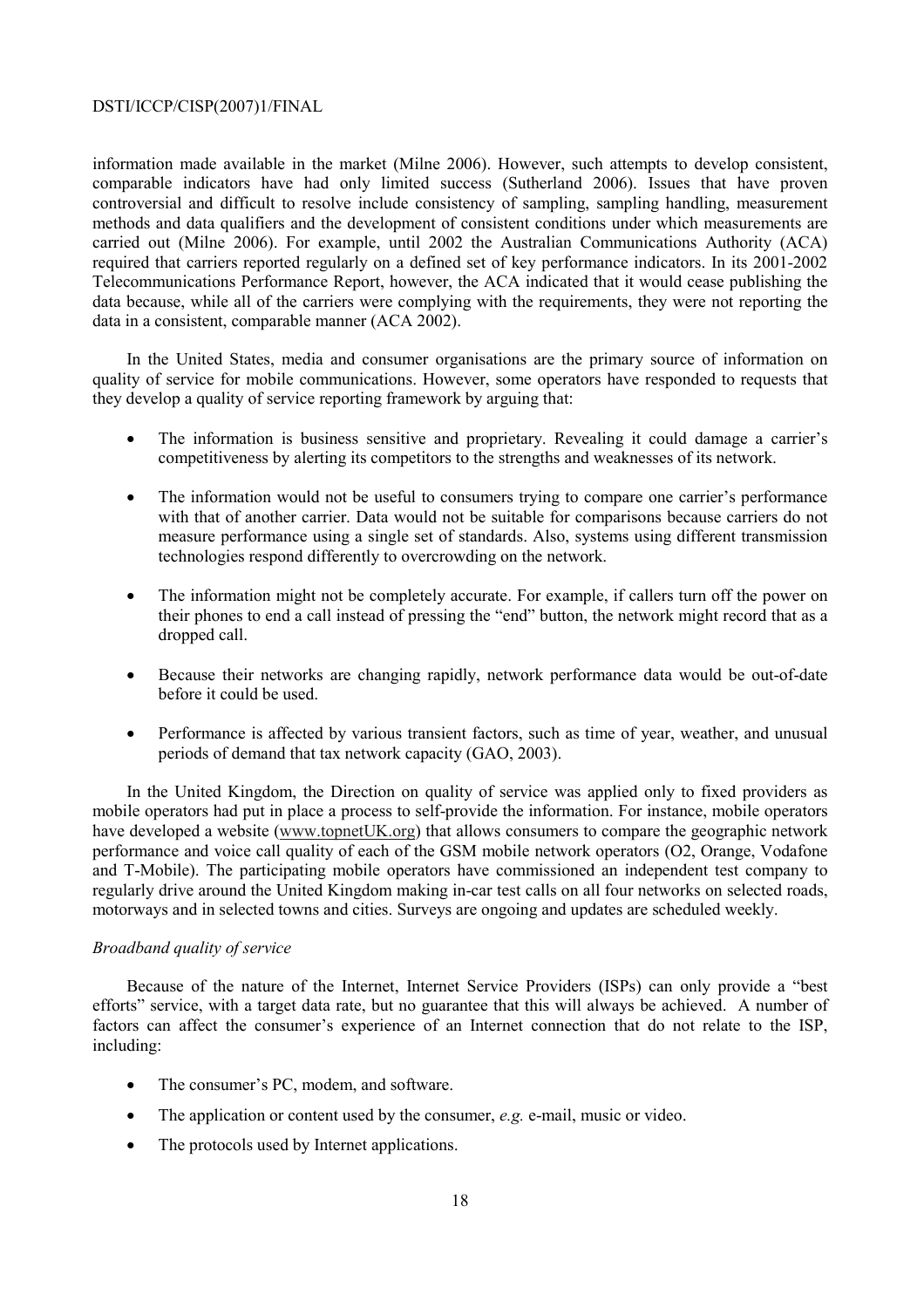information made available in the market (Milne 2006). However, such attempts to develop consistent, comparable indicators have had only limited success (Sutherland 2006). Issues that have proven controversial and difficult to resolve include consistency of sampling, sampling handling, measurement methods and data qualifiers and the development of consistent conditions under which measurements are carried out (Milne 2006). For example, until 2002 the Australian Communications Authority (ACA) required that carriers reported regularly on a defined set of key performance indicators. In its 2001-2002 Telecommunications Performance Report, however, the ACA indicated that it would cease publishing the data because, while all of the carriers were complying with the requirements, they were not reporting the data in a consistent, comparable manner (ACA 2002).

In the United States, media and consumer organisations are the primary source of information on quality of service for mobile communications. However, some operators have responded to requests that they develop a quality of service reporting framework by arguing that:

- The information is business sensitive and proprietary. Revealing it could damage a carrier's competitiveness by alerting its competitors to the strengths and weaknesses of its network.
- The information would not be useful to consumers trying to compare one carrier's performance with that of another carrier. Data would not be suitable for comparisons because carriers do not measure performance using a single set of standards. Also, systems using different transmission technologies respond differently to overcrowding on the network.
- The information might not be completely accurate. For example, if callers turn off the power on their phones to end a call instead of pressing the "end" button, the network might record that as a dropped call.
- Because their networks are changing rapidly, network performance data would be out-of-date before it could be used.
- Performance is affected by various transient factors, such as time of year, weather, and unusual periods of demand that tax network capacity (GAO, 2003).

In the United Kingdom, the Direction on quality of service was applied only to fixed providers as mobile operators had put in place a process to self-provide the information. For instance, mobile operators have developed a website (www.topnetUK.org) that allows consumers to compare the geographic network performance and voice call quality of each of the GSM mobile network operators (O2, Orange, Vodafone and T-Mobile). The participating mobile operators have commissioned an independent test company to regularly drive around the United Kingdom making in-car test calls on all four networks on selected roads, motorways and in selected towns and cities. Surveys are ongoing and updates are scheduled weekly.

*Broadband quality of service*

Because of the nature of the Internet, Internet Service Providers (ISPs) can only provide a "best efforts" service, with a target data rate, but no guarantee that this will always be achieved. A number of factors can affect the consumer's experience of an Internet connection that do not relate to the ISP, including:

- The consumer's PC, modem, and software.
- The application or content used by the consumer, *e.g.* e-mail, music or video.
- The protocols used by Internet applications.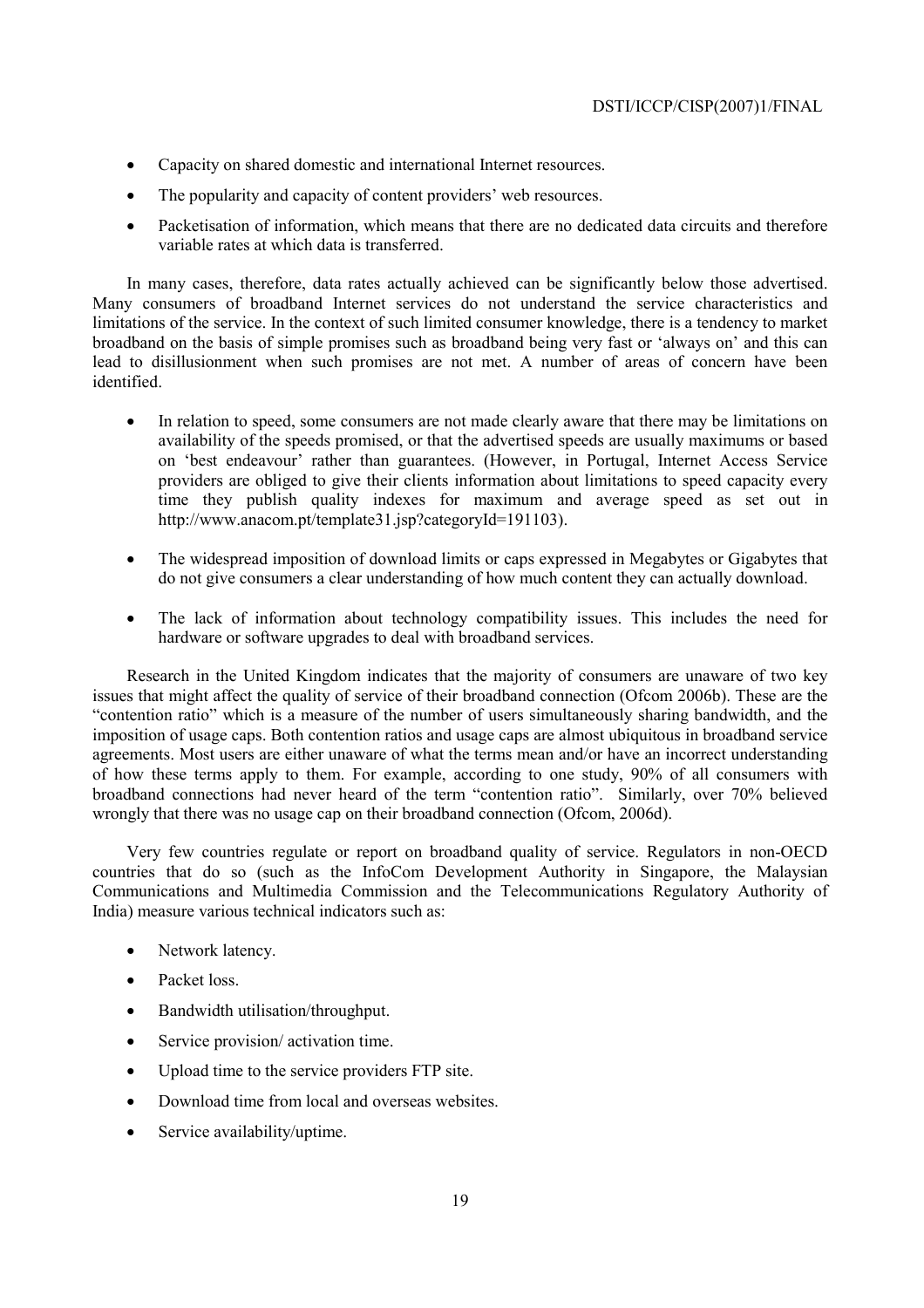- Capacity on shared domestic and international Internet resources.
- The popularity and capacity of content providers' web resources.
- Packetisation of information, which means that there are no dedicated data circuits and therefore variable rates at which data is transferred.

In many cases, therefore, data rates actually achieved can be significantly below those advertised. Many consumers of broadband Internet services do not understand the service characteristics and limitations of the service. In the context of such limited consumer knowledge, there is a tendency to market broadband on the basis of simple promises such as broadband being very fast or 'always on' and this can lead to disillusionment when such promises are not met. A number of areas of concern have been identified.

- In relation to speed, some consumers are not made clearly aware that there may be limitations on availability of the speeds promised, or that the advertised speeds are usually maximums or based on 'best endeavour' rather than guarantees. (However, in Portugal, Internet Access Service providers are obliged to give their clients information about limitations to speed capacity every time they publish quality indexes for maximum and average speed as set out in http://www.anacom.pt/template31.jsp?categoryId=191103).
- The widespread imposition of download limits or caps expressed in Megabytes or Gigabytes that do not give consumers a clear understanding of how much content they can actually download.
- The lack of information about technology compatibility issues. This includes the need for hardware or software upgrades to deal with broadband services.

Research in the United Kingdom indicates that the majority of consumers are unaware of two key issues that might affect the quality of service of their broadband connection (Ofcom 2006b). These are the "contention ratio" which is a measure of the number of users simultaneously sharing bandwidth, and the imposition of usage caps. Both contention ratios and usage caps are almost ubiquitous in broadband service agreements. Most users are either unaware of what the terms mean and/or have an incorrect understanding of how these terms apply to them. For example, according to one study, 90% of all consumers with broadband connections had never heard of the term "contention ratio". Similarly, over 70% believed wrongly that there was no usage cap on their broadband connection (Ofcom, 2006d).

Very few countries regulate or report on broadband quality of service. Regulators in non-OECD countries that do so (such as the InfoCom Development Authority in Singapore, the Malaysian Communications and Multimedia Commission and the Telecommunications Regulatory Authority of India) measure various technical indicators such as:

- Network latency.
- Packet loss.
- Bandwidth utilisation/throughput.
- Service provision/ activation time.
- Upload time to the service providers FTP site.
- Download time from local and overseas websites.
- Service availability/uptime.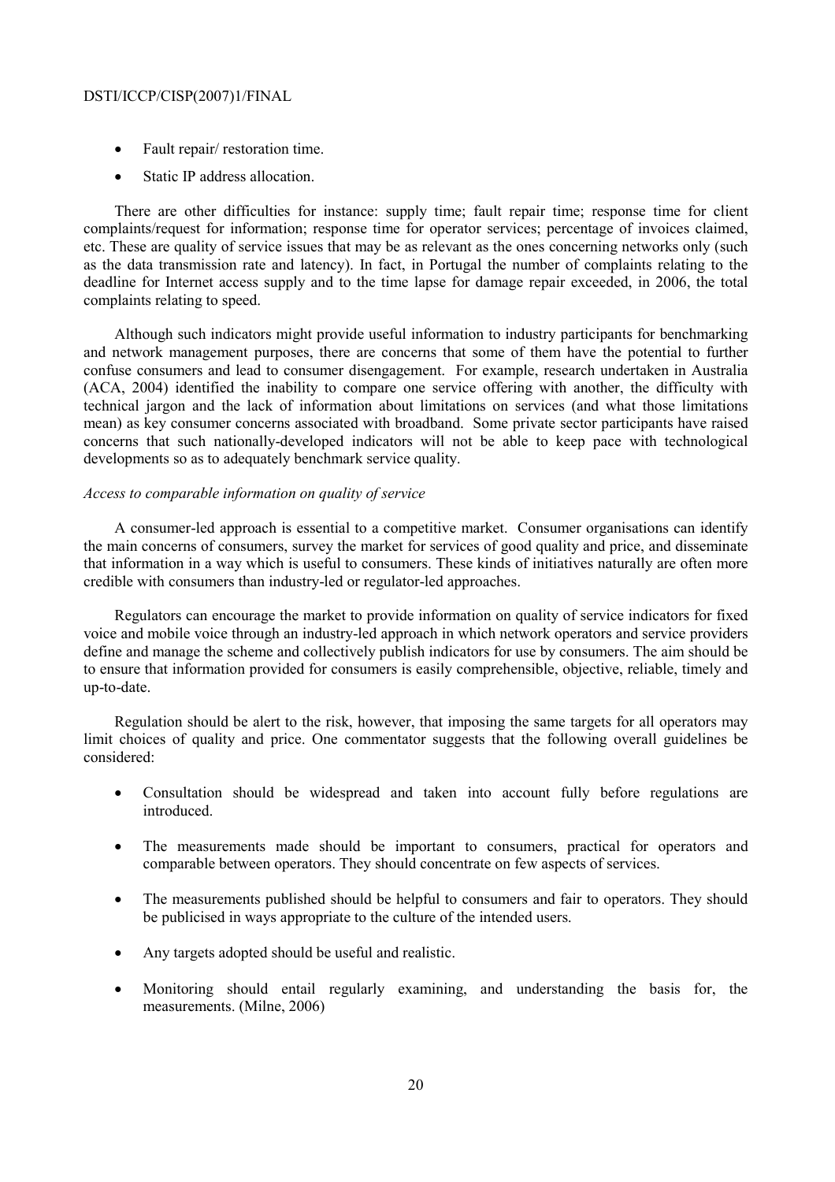- Fault repair/ restoration time.
- Static IP address allocation.

There are other difficulties for instance: supply time; fault repair time; response time for client complaints/request for information; response time for operator services; percentage of invoices claimed, etc. These are quality of service issues that may be as relevant as the ones concerning networks only (such as the data transmission rate and latency). In fact, in Portugal the number of complaints relating to the deadline for Internet access supply and to the time lapse for damage repair exceeded, in 2006, the total complaints relating to speed.

Although such indicators might provide useful information to industry participants for benchmarking and network management purposes, there are concerns that some of them have the potential to further confuse consumers and lead to consumer disengagement. For example, research undertaken in Australia (ACA, 2004) identified the inability to compare one service offering with another, the difficulty with technical jargon and the lack of information about limitations on services (and what those limitations mean) as key consumer concerns associated with broadband. Some private sector participants have raised concerns that such nationally-developed indicators will not be able to keep pace with technological developments so as to adequately benchmark service quality.

*Access to comparable information on quality of service*

A consumer-led approach is essential to a competitive market. Consumer organisations can identify the main concerns of consumers, survey the market for services of good quality and price, and disseminate that information in a way which is useful to consumers. These kinds of initiatives naturally are often more credible with consumers than industry-led or regulator-led approaches.

Regulators can encourage the market to provide information on quality of service indicators for fixed voice and mobile voice through an industry-led approach in which network operators and service providers define and manage the scheme and collectively publish indicators for use by consumers. The aim should be to ensure that information provided for consumers is easily comprehensible, objective, reliable, timely and up-to-date.

Regulation should be alert to the risk, however, that imposing the same targets for all operators may limit choices of quality and price. One commentator suggests that the following overall guidelines be considered:

- Consultation should be widespread and taken into account fully before regulations are introduced.
- The measurements made should be important to consumers, practical for operators and comparable between operators. They should concentrate on few aspects of services.
- The measurements published should be helpful to consumers and fair to operators. They should be publicised in ways appropriate to the culture of the intended users.
- Any targets adopted should be useful and realistic.
- Monitoring should entail regularly examining, and understanding the basis for, the measurements. (Milne, 2006)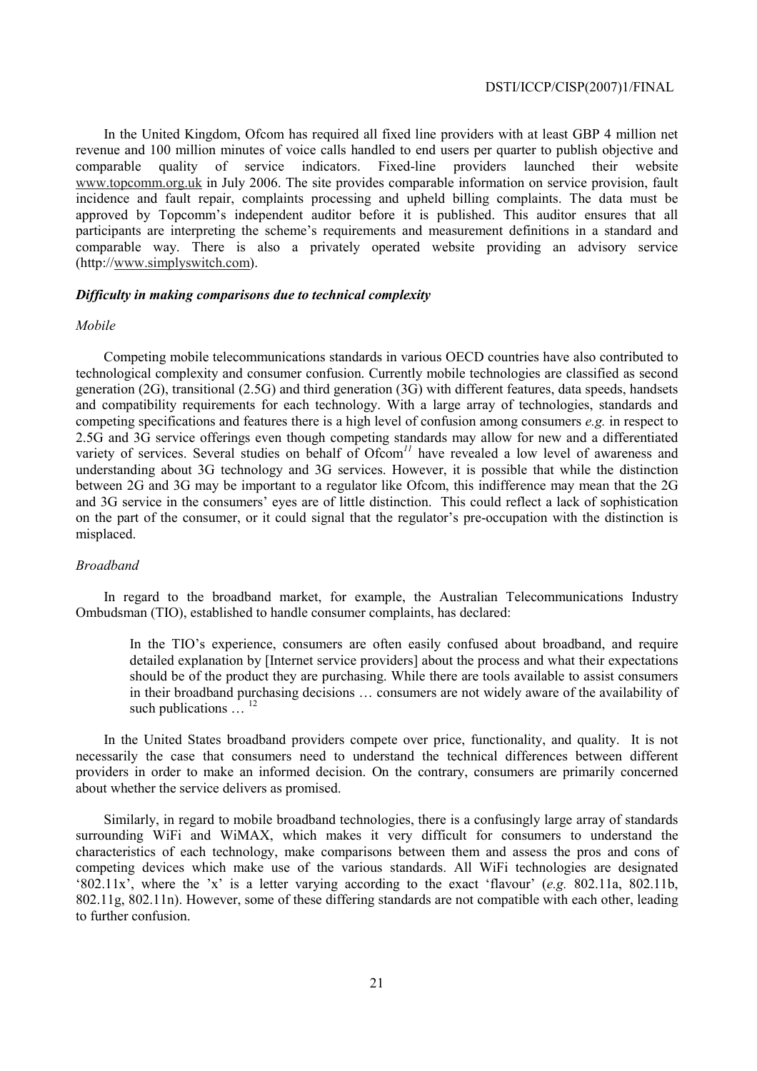In the United Kingdom, Ofcom has required all fixed line providers with at least GBP 4 million net revenue and 100 million minutes of voice calls handled to end users per quarter to publish objective and comparable quality of service indicators. Fixed-line providers launched their website www.topcomm.org.uk in July 2006. The site provides comparable information on service provision, fault incidence and fault repair, complaints processing and upheld billing complaints. The data must be approved by Topcomm's independent auditor before it is published. This auditor ensures that all participants are interpreting the scheme's requirements and measurement definitions in a standard and comparable way. There is also a privately operated website providing an advisory service (http://www.simplyswitch.com).

***Difficulty in making comparisons due to technical complexity***

*Mobile*

Competing mobile telecommunications standards in various OECD countries have also contributed to technological complexity and consumer confusion. Currently mobile technologies are classified as second generation (2G), transitional (2.5G) and third generation (3G) with different features, data speeds, handsets and compatibility requirements for each technology. With a large array of technologies, standards and competing specifications and features there is a high level of confusion among consumers *e.g.* in respect to 2.5G and 3G service offerings even though competing standards may allow for new and a differentiated variety of services. Several studies on behalf of Ofcom[11] have revealed a low level of awareness and understanding about 3G technology and 3G services. However, it is possible that while the distinction between 2G and 3G may be important to a regulator like Ofcom, this indifference may mean that the 2G and 3G service in the consumers' eyes are of little distinction. This could reflect a lack of sophistication on the part of the consumer, or it could signal that the regulator's pre-occupation with the distinction is misplaced.

*Broadband*

In regard to the broadband market, for example, the Australian Telecommunications Industry Ombudsman (TIO), established to handle consumer complaints, has declared:

> In the TIO's experience, consumers are often easily confused about broadband, and require detailed explanation by [Internet service providers] about the process and what their expectations should be of the product they are purchasing. While there are tools available to assist consumers in their broadband purchasing decisions … consumers are not widely aware of the availability of such publications … [12]

In the United States broadband providers compete over price, functionality, and quality. It is not necessarily the case that consumers need to understand the technical differences between different providers in order to make an informed decision. On the contrary, consumers are primarily concerned about whether the service delivers as promised.

Similarly, in regard to mobile broadband technologies, there is a confusingly large array of standards surrounding WiFi and WiMAX, which makes it very difficult for consumers to understand the characteristics of each technology, make comparisons between them and assess the pros and cons of competing devices which make use of the various standards. All WiFi technologies are designated '802.11x', where the 'x' is a letter varying according to the exact 'flavour' (*e.g.* 802.11a, 802.11b, 802.11g, 802.11n). However, some of these differing standards are not compatible with each other, leading to further confusion.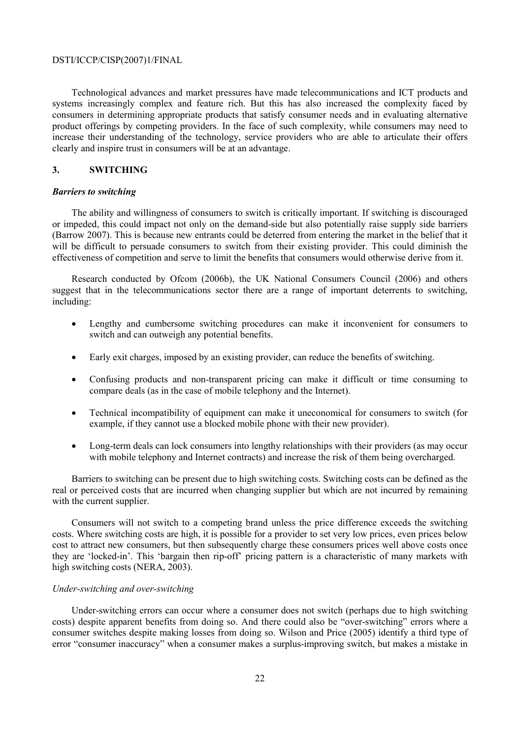Technological advances and market pressures have made telecommunications and ICT products and systems increasingly complex and feature rich. But this has also increased the complexity faced by consumers in determining appropriate products that satisfy consumer needs and in evaluating alternative product offerings by competing providers. In the face of such complexity, while consumers may need to increase their understanding of the technology, service providers who are able to articulate their offers clearly and inspire trust in consumers will be at an advantage.

## 3. SWITCHING

### *Barriers to switching*

The ability and willingness of consumers to switch is critically important. If switching is discouraged or impeded, this could impact not only on the demand-side but also potentially raise supply side barriers (Barrow 2007). This is because new entrants could be deterred from entering the market in the belief that it will be difficult to persuade consumers to switch from their existing provider. This could diminish the effectiveness of competition and serve to limit the benefits that consumers would otherwise derive from it.

Research conducted by Ofcom (2006b), the UK National Consumers Council (2006) and others suggest that in the telecommunications sector there are a range of important deterrents to switching, including:

- Lengthy and cumbersome switching procedures can make it inconvenient for consumers to switch and can outweigh any potential benefits.
- Early exit charges, imposed by an existing provider, can reduce the benefits of switching.
- Confusing products and non-transparent pricing can make it difficult or time consuming to compare deals (as in the case of mobile telephony and the Internet).
- Technical incompatibility of equipment can make it uneconomical for consumers to switch (for example, if they cannot use a blocked mobile phone with their new provider).
- Long-term deals can lock consumers into lengthy relationships with their providers (as may occur with mobile telephony and Internet contracts) and increase the risk of them being overcharged.

Barriers to switching can be present due to high switching costs. Switching costs can be defined as the real or perceived costs that are incurred when changing supplier but which are not incurred by remaining with the current supplier.

Consumers will not switch to a competing brand unless the price difference exceeds the switching costs. Where switching costs are high, it is possible for a provider to set very low prices, even prices below cost to attract new consumers, but then subsequently charge these consumers prices well above costs once they are 'locked-in'. This 'bargain then rip-off' pricing pattern is a characteristic of many markets with high switching costs (NERA, 2003).

#### *Under-switching and over-switching*

Under-switching errors can occur where a consumer does not switch (perhaps due to high switching costs) despite apparent benefits from doing so. And there could also be "over-switching" errors where a consumer switches despite making losses from doing so. Wilson and Price (2005) identify a third type of error "consumer inaccuracy" when a consumer makes a surplus-improving switch, but makes a mistake in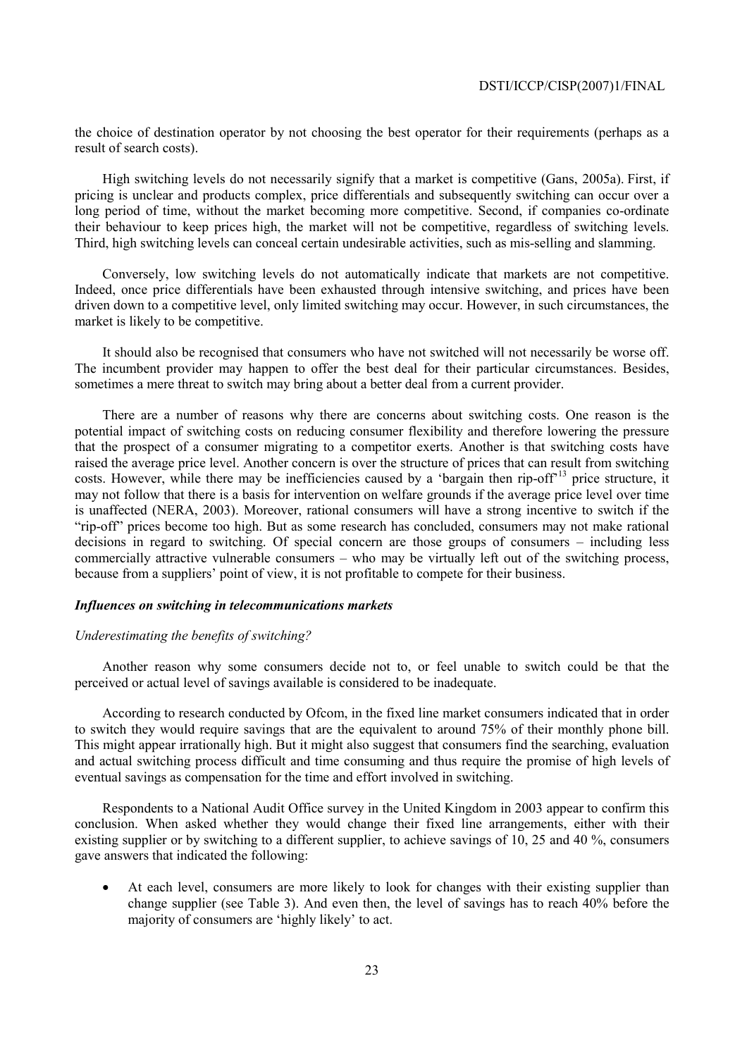the choice of destination operator by not choosing the best operator for their requirements (perhaps as a result of search costs).

High switching levels do not necessarily signify that a market is competitive (Gans, 2005a). First, if pricing is unclear and products complex, price differentials and subsequently switching can occur over a long period of time, without the market becoming more competitive. Second, if companies co-ordinate their behaviour to keep prices high, the market will not be competitive, regardless of switching levels. Third, high switching levels can conceal certain undesirable activities, such as mis-selling and slamming.

Conversely, low switching levels do not automatically indicate that markets are not competitive. Indeed, once price differentials have been exhausted through intensive switching, and prices have been driven down to a competitive level, only limited switching may occur. However, in such circumstances, the market is likely to be competitive.

It should also be recognised that consumers who have not switched will not necessarily be worse off. The incumbent provider may happen to offer the best deal for their particular circumstances. Besides, sometimes a mere threat to switch may bring about a better deal from a current provider.

There are a number of reasons why there are concerns about switching costs. One reason is the potential impact of switching costs on reducing consumer flexibility and therefore lowering the pressure that the prospect of a consumer migrating to a competitor exerts. Another is that switching costs have raised the average price level. Another concern is over the structure of prices that can result from switching costs. However, while there may be inefficiencies caused by a 'bargain then rip-off'[13] price structure, it may not follow that there is a basis for intervention on welfare grounds if the average price level over time is unaffected (NERA, 2003). Moreover, rational consumers will have a strong incentive to switch if the "rip-off" prices become too high. But as some research has concluded, consumers may not make rational decisions in regard to switching. Of special concern are those groups of consumers – including less commercially attractive vulnerable consumers – who may be virtually left out of the switching process, because from a suppliers' point of view, it is not profitable to compete for their business.

### *Influences on switching in telecommunications markets*

#### *Underestimating the benefits of switching?*

Another reason why some consumers decide not to, or feel unable to switch could be that the perceived or actual level of savings available is considered to be inadequate.

According to research conducted by Ofcom, in the fixed line market consumers indicated that in order to switch they would require savings that are the equivalent to around 75% of their monthly phone bill. This might appear irrationally high. But it might also suggest that consumers find the searching, evaluation and actual switching process difficult and time consuming and thus require the promise of high levels of eventual savings as compensation for the time and effort involved in switching.

Respondents to a National Audit Office survey in the United Kingdom in 2003 appear to confirm this conclusion. When asked whether they would change their fixed line arrangements, either with their existing supplier or by switching to a different supplier, to achieve savings of 10, 25 and 40 %, consumers gave answers that indicated the following:

- At each level, consumers are more likely to look for changes with their existing supplier than change supplier (see Table 3). And even then, the level of savings has to reach 40% before the majority of consumers are 'highly likely' to act.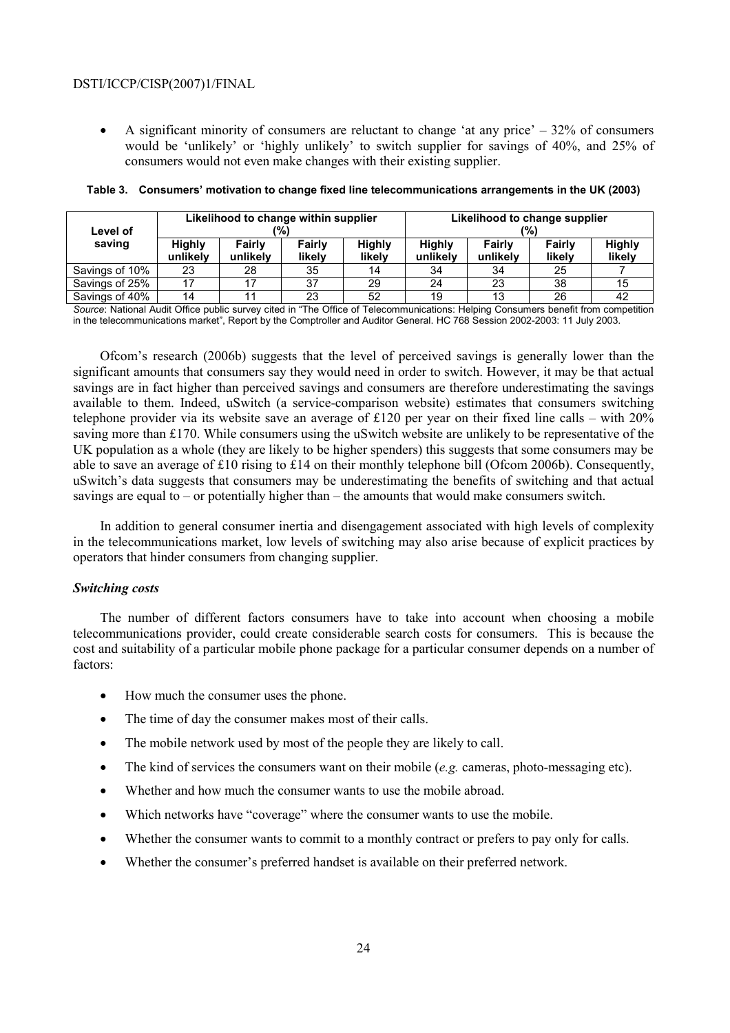- A significant minority of consumers are reluctant to change 'at any price' – 32% of consumers would be 'unlikely' or 'highly unlikely' to switch supplier for savings of 40%, and 25% of consumers would not even make changes with their existing supplier.

**Table 3. Consumers' motivation to change fixed line telecommunications arrangements in the UK (2003)**

| Level of saving | Likelihood to change within supplier (%) | | | | Likelihood to change supplier (%) | | | |
|---|---|---|---|---|---|---|---|---|
| | Highly unlikely | Fairly unlikely | Fairly likely | Highly likely | Highly unlikely | Fairly unlikely | Fairly likely | Highly likely |
| Savings of 10% | 23 | 28 | 35 | 14 | 34 | 34 | 25 | 7 |
| Savings of 25% | 17 | 17 | 37 | 29 | 24 | 23 | 38 | 15 |
| Savings of 40% | 14 | 11 | 23 | 52 | 19 | 13 | 26 | 42 |

*Source*: National Audit Office public survey cited in "The Office of Telecommunications: Helping Consumers benefit from competition in the telecommunications market", Report by the Comptroller and Auditor General. HC 768 Session 2002-2003: 11 July 2003.

Ofcom's research (2006b) suggests that the level of perceived savings is generally lower than the significant amounts that consumers say they would need in order to switch. However, it may be that actual savings are in fact higher than perceived savings and consumers are therefore underestimating the savings available to them. Indeed, uSwitch (a service-comparison website) estimates that consumers switching telephone provider via its website save an average of £120 per year on their fixed line calls – with 20% saving more than £170. While consumers using the uSwitch website are unlikely to be representative of the UK population as a whole (they are likely to be higher spenders) this suggests that some consumers may be able to save an average of £10 rising to £14 on their monthly telephone bill (Ofcom 2006b). Consequently, uSwitch's data suggests that consumers may be underestimating the benefits of switching and that actual savings are equal to – or potentially higher than – the amounts that would make consumers switch.

In addition to general consumer inertia and disengagement associated with high levels of complexity in the telecommunications market, low levels of switching may also arise because of explicit practices by operators that hinder consumers from changing supplier.

### *Switching costs*

The number of different factors consumers have to take into account when choosing a mobile telecommunications provider, could create considerable search costs for consumers. This is because the cost and suitability of a particular mobile phone package for a particular consumer depends on a number of factors:

- How much the consumer uses the phone.
- The time of day the consumer makes most of their calls.
- The mobile network used by most of the people they are likely to call.
- The kind of services the consumers want on their mobile (*e.g.* cameras, photo-messaging etc).
- Whether and how much the consumer wants to use the mobile abroad.
- Which networks have "coverage" where the consumer wants to use the mobile.
- Whether the consumer wants to commit to a monthly contract or prefers to pay only for calls.
- Whether the consumer's preferred handset is available on their preferred network.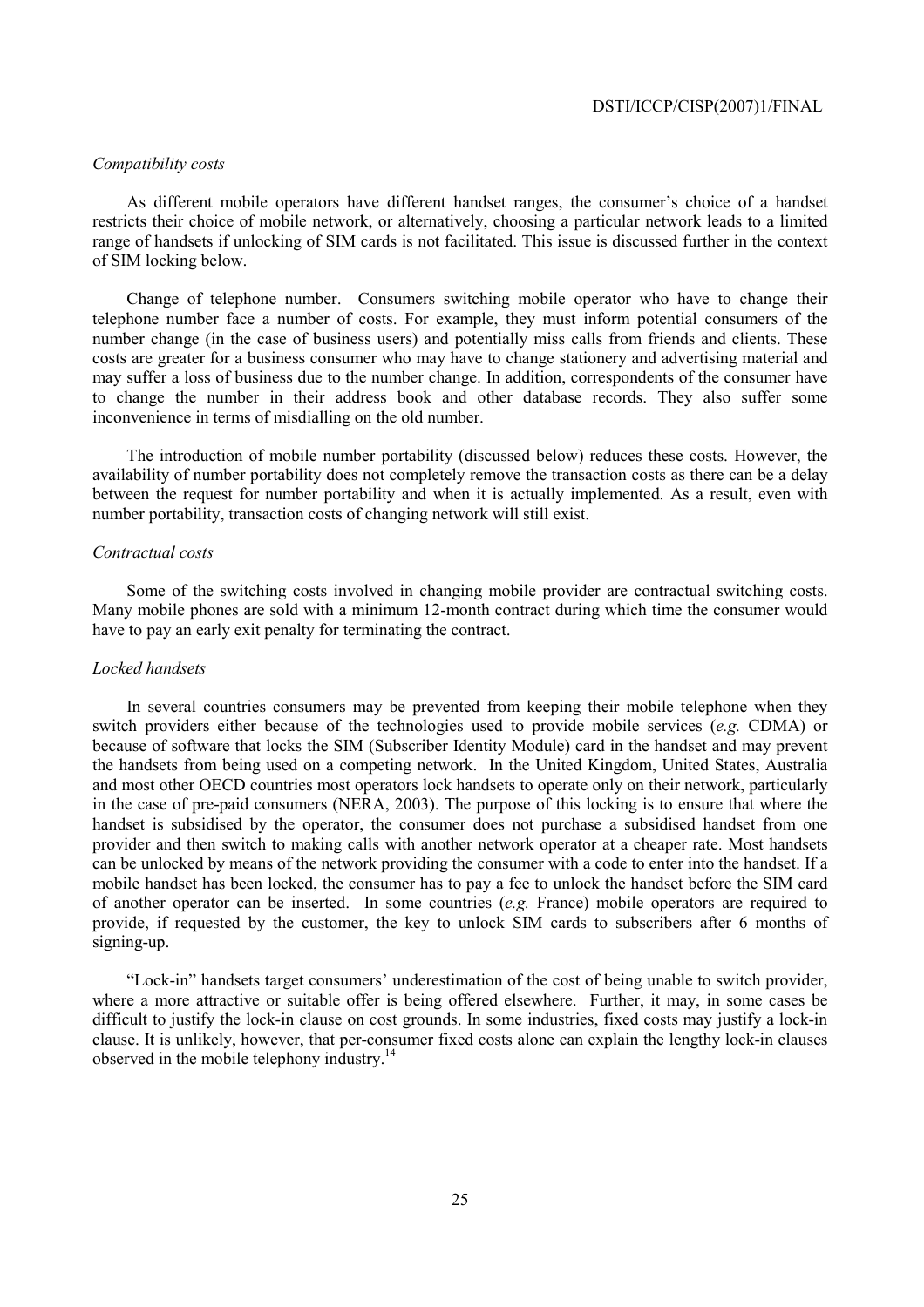*Compatibility costs*

As different mobile operators have different handset ranges, the consumer's choice of a handset restricts their choice of mobile network, or alternatively, choosing a particular network leads to a limited range of handsets if unlocking of SIM cards is not facilitated. This issue is discussed further in the context of SIM locking below.

Change of telephone number. Consumers switching mobile operator who have to change their telephone number face a number of costs. For example, they must inform potential consumers of the number change (in the case of business users) and potentially miss calls from friends and clients. These costs are greater for a business consumer who may have to change stationery and advertising material and may suffer a loss of business due to the number change. In addition, correspondents of the consumer have to change the number in their address book and other database records. They also suffer some inconvenience in terms of misdialling on the old number.

The introduction of mobile number portability (discussed below) reduces these costs. However, the availability of number portability does not completely remove the transaction costs as there can be a delay between the request for number portability and when it is actually implemented. As a result, even with number portability, transaction costs of changing network will still exist.

*Contractual costs*

Some of the switching costs involved in changing mobile provider are contractual switching costs. Many mobile phones are sold with a minimum 12-month contract during which time the consumer would have to pay an early exit penalty for terminating the contract.

*Locked handsets*

In several countries consumers may be prevented from keeping their mobile telephone when they switch providers either because of the technologies used to provide mobile services (*e.g.* CDMA) or because of software that locks the SIM (Subscriber Identity Module) card in the handset and may prevent the handsets from being used on a competing network. In the United Kingdom, United States, Australia and most other OECD countries most operators lock handsets to operate only on their network, particularly in the case of pre-paid consumers (NERA, 2003). The purpose of this locking is to ensure that where the handset is subsidised by the operator, the consumer does not purchase a subsidised handset from one provider and then switch to making calls with another network operator at a cheaper rate. Most handsets can be unlocked by means of the network providing the consumer with a code to enter into the handset. If a mobile handset has been locked, the consumer has to pay a fee to unlock the handset before the SIM card of another operator can be inserted. In some countries (*e.g.* France) mobile operators are required to provide, if requested by the customer, the key to unlock SIM cards to subscribers after 6 months of signing-up.

"Lock-in" handsets target consumers' underestimation of the cost of being unable to switch provider, where a more attractive or suitable offer is being offered elsewhere. Further, it may, in some cases be difficult to justify the lock-in clause on cost grounds. In some industries, fixed costs may justify a lock-in clause. It is unlikely, however, that per-consumer fixed costs alone can explain the lengthy lock-in clauses observed in the mobile telephony industry.[14]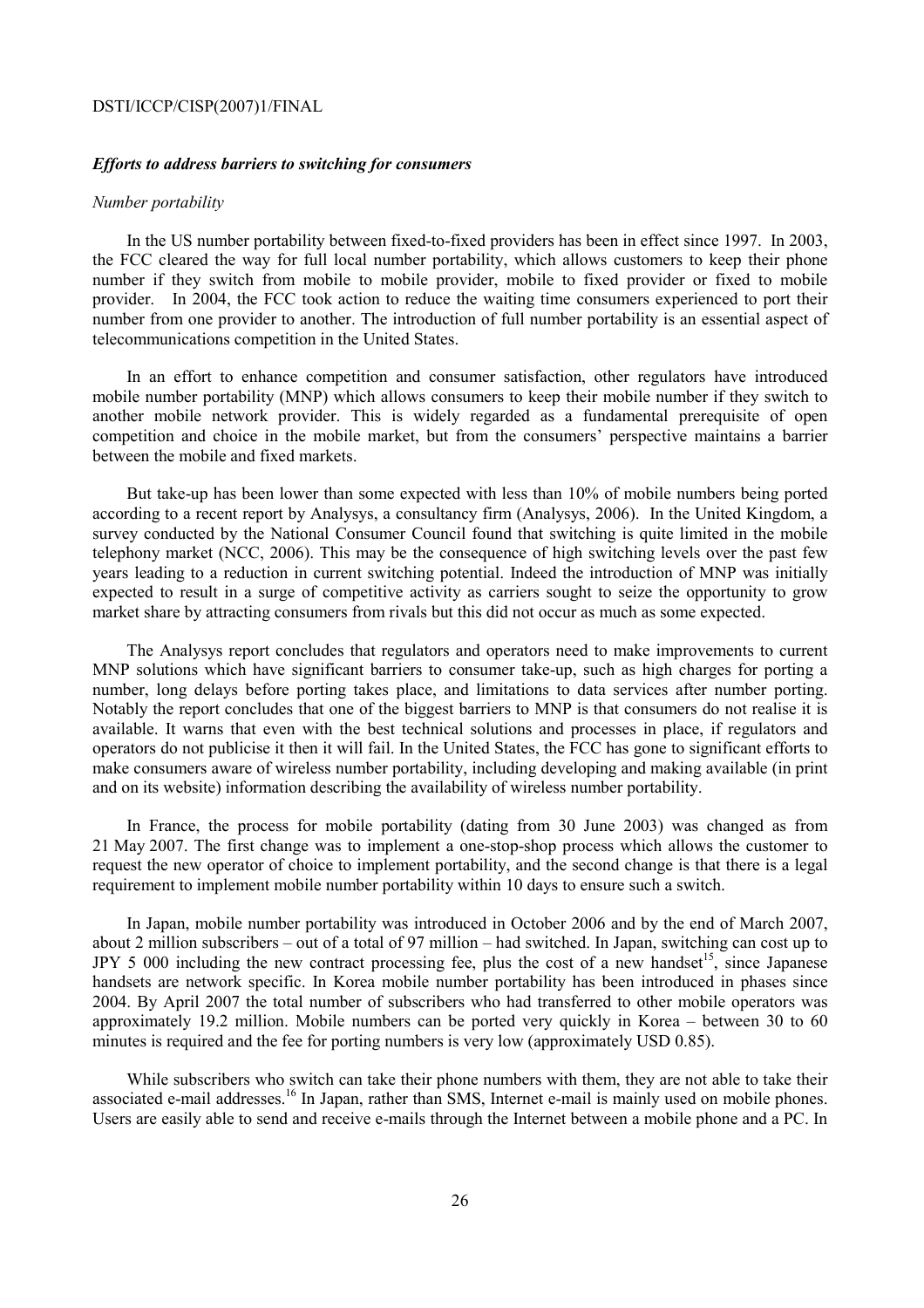### *Efforts to address barriers to switching for consumers*

*Number portability*

In the US number portability between fixed-to-fixed providers has been in effect since 1997. In 2003, the FCC cleared the way for full local number portability, which allows customers to keep their phone number if they switch from mobile to mobile provider, mobile to fixed provider or fixed to mobile provider. In 2004, the FCC took action to reduce the waiting time consumers experienced to port their number from one provider to another. The introduction of full number portability is an essential aspect of telecommunications competition in the United States.

In an effort to enhance competition and consumer satisfaction, other regulators have introduced mobile number portability (MNP) which allows consumers to keep their mobile number if they switch to another mobile network provider. This is widely regarded as a fundamental prerequisite of open competition and choice in the mobile market, but from the consumers' perspective maintains a barrier between the mobile and fixed markets.

But take-up has been lower than some expected with less than 10% of mobile numbers being ported according to a recent report by Analysys, a consultancy firm (Analysys, 2006). In the United Kingdom, a survey conducted by the National Consumer Council found that switching is quite limited in the mobile telephony market (NCC, 2006). This may be the consequence of high switching levels over the past few years leading to a reduction in current switching potential. Indeed the introduction of MNP was initially expected to result in a surge of competitive activity as carriers sought to seize the opportunity to grow market share by attracting consumers from rivals but this did not occur as much as some expected.

The Analysys report concludes that regulators and operators need to make improvements to current MNP solutions which have significant barriers to consumer take-up, such as high charges for porting a number, long delays before porting takes place, and limitations to data services after number porting. Notably the report concludes that one of the biggest barriers to MNP is that consumers do not realise it is available. It warns that even with the best technical solutions and processes in place, if regulators and operators do not publicise it then it will fail. In the United States, the FCC has gone to significant efforts to make consumers aware of wireless number portability, including developing and making available (in print and on its website) information describing the availability of wireless number portability.

In France, the process for mobile portability (dating from 30 June 2003) was changed as from 21 May 2007. The first change was to implement a one-stop-shop process which allows the customer to request the new operator of choice to implement portability, and the second change is that there is a legal requirement to implement mobile number portability within 10 days to ensure such a switch.

In Japan, mobile number portability was introduced in October 2006 and by the end of March 2007, about 2 million subscribers – out of a total of 97 million – had switched. In Japan, switching can cost up to JPY 5 000 including the new contract processing fee, plus the cost of a new handset[15], since Japanese handsets are network specific. In Korea mobile number portability has been introduced in phases since 2004. By April 2007 the total number of subscribers who had transferred to other mobile operators was approximately 19.2 million. Mobile numbers can be ported very quickly in Korea – between 30 to 60 minutes is required and the fee for porting numbers is very low (approximately USD 0.85).

While subscribers who switch can take their phone numbers with them, they are not able to take their associated e-mail addresses.[16] In Japan, rather than SMS, Internet e-mail is mainly used on mobile phones. Users are easily able to send and receive e-mails through the Internet between a mobile phone and a PC. In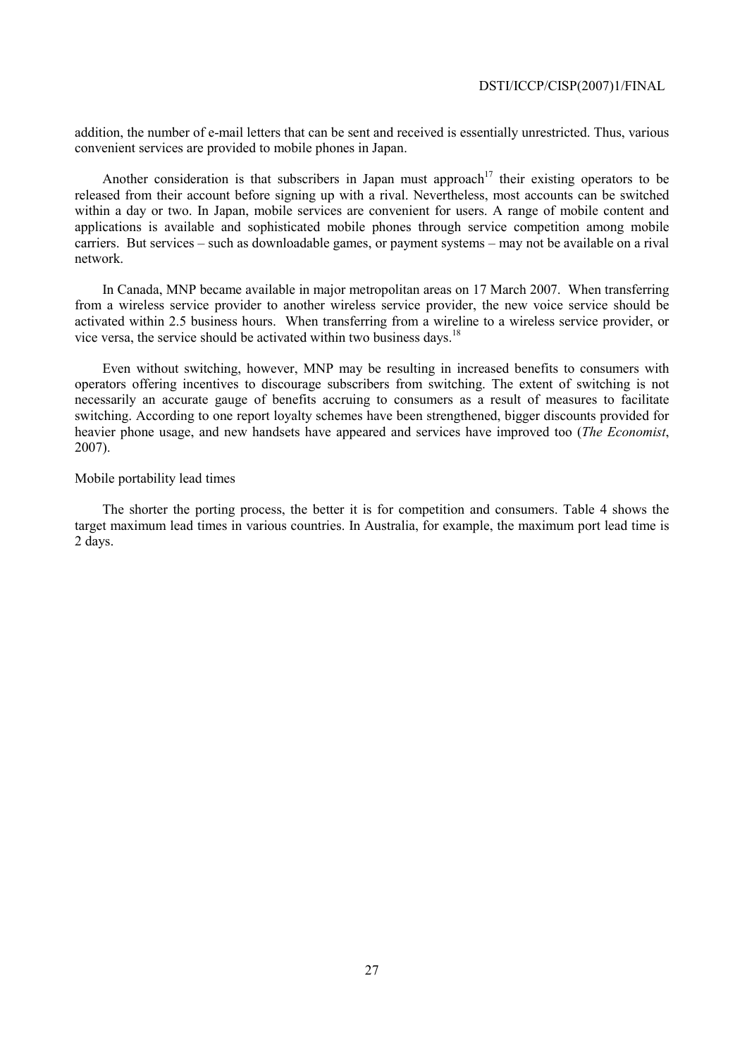addition, the number of e-mail letters that can be sent and received is essentially unrestricted. Thus, various convenient services are provided to mobile phones in Japan.

Another consideration is that subscribers in Japan must approach[17] their existing operators to be released from their account before signing up with a rival. Nevertheless, most accounts can be switched within a day or two. In Japan, mobile services are convenient for users. A range of mobile content and applications is available and sophisticated mobile phones through service competition among mobile carriers. But services – such as downloadable games, or payment systems – may not be available on a rival network.

In Canada, MNP became available in major metropolitan areas on 17 March 2007. When transferring from a wireless service provider to another wireless service provider, the new voice service should be activated within 2.5 business hours. When transferring from a wireline to a wireless service provider, or vice versa, the service should be activated within two business days.[18]

Even without switching, however, MNP may be resulting in increased benefits to consumers with operators offering incentives to discourage subscribers from switching. The extent of switching is not necessarily an accurate gauge of benefits accruing to consumers as a result of measures to facilitate switching. According to one report loyalty schemes have been strengthened, bigger discounts provided for heavier phone usage, and new handsets have appeared and services have improved too (*The Economist*, 2007).

Mobile portability lead times

The shorter the porting process, the better it is for competition and consumers. Table 4 shows the target maximum lead times in various countries. In Australia, for example, the maximum port lead time is 2 days.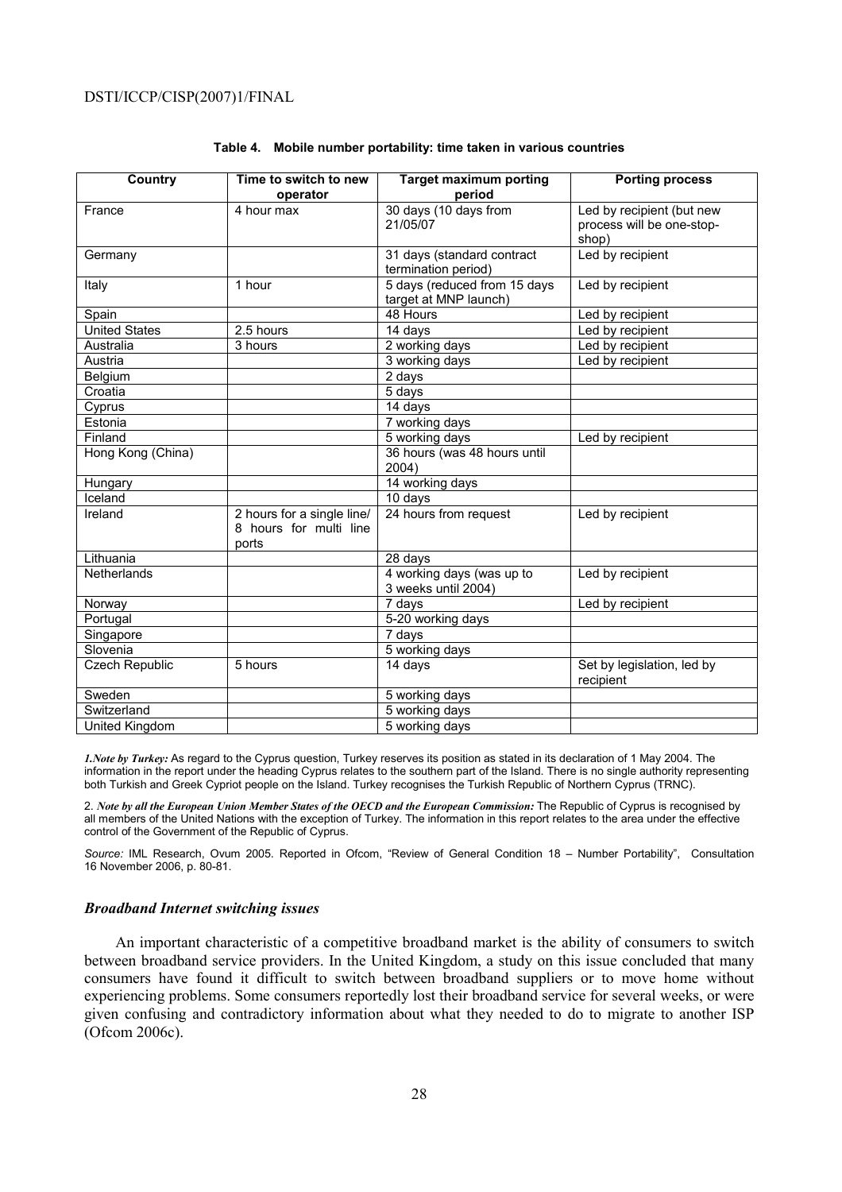**Table 4. Mobile number portability: time taken in various countries**

| Country | Time to switch to new operator | Target maximum porting period | Porting process |
|---|---|---|---|
| France | 4 hour max | 30 days (10 days from 21/05/07 | Led by recipient (but new process will be one-stop-shop) |
| Germany | | 31 days (standard contract termination period) | Led by recipient |
| Italy | 1 hour | 5 days (reduced from 15 days target at MNP launch) | Led by recipient |
| Spain | | 48 Hours | Led by recipient |
| United States | 2.5 hours | 14 days | Led by recipient |
| Australia | 3 hours | 2 working days | Led by recipient |
| Austria | | 3 working days | Led by recipient |
| Belgium | | 2 days | |
| Croatia | | 5 days | |
| Cyprus | | 14 days | |
| Estonia | | 7 working days | |
| Finland | | 5 working days | Led by recipient |
| Hong Kong (China) | | 36 hours (was 48 hours until 2004) | |
| Hungary | | 14 working days | |
| Iceland | | 10 days | |
| Ireland | 2 hours for a single line/ 8 hours for multi line ports | 24 hours from request | Led by recipient |
| Lithuania | | 28 days | |
| Netherlands | | 4 working days (was up to 3 weeks until 2004) | Led by recipient |
| Norway | | 7 days | Led by recipient |
| Portugal | | 5-20 working days | |
| Singapore | | 7 days | |
| Slovenia | | 5 working days | |
| Czech Republic | 5 hours | 14 days | Set by legislation, led by recipient |
| Sweden | | 5 working days | |
| Switzerland | | 5 working days | |
| United Kingdom | | 5 working days | |

*1.Note by Turkey:* As regard to the Cyprus question, Turkey reserves its position as stated in its declaration of 1 May 2004. The information in the report under the heading Cyprus relates to the southern part of the Island. There is no single authority representing both Turkish and Greek Cypriot people on the Island. Turkey recognises the Turkish Republic of Northern Cyprus (TRNC).

2. *Note by all the European Union Member States of the OECD and the European Commission:* The Republic of Cyprus is recognised by all members of the United Nations with the exception of Turkey. The information in this report relates to the area under the effective control of the Government of the Republic of Cyprus.

*Source:* IML Research, Ovum 2005. Reported in Ofcom, "Review of General Condition 18 – Number Portability", Consultation 16 November 2006, p. 80-81.

### *Broadband Internet switching issues*

An important characteristic of a competitive broadband market is the ability of consumers to switch between broadband service providers. In the United Kingdom, a study on this issue concluded that many consumers have found it difficult to switch between broadband suppliers or to move home without experiencing problems. Some consumers reportedly lost their broadband service for several weeks, or were given confusing and contradictory information about what they needed to do to migrate to another ISP (Ofcom 2006c).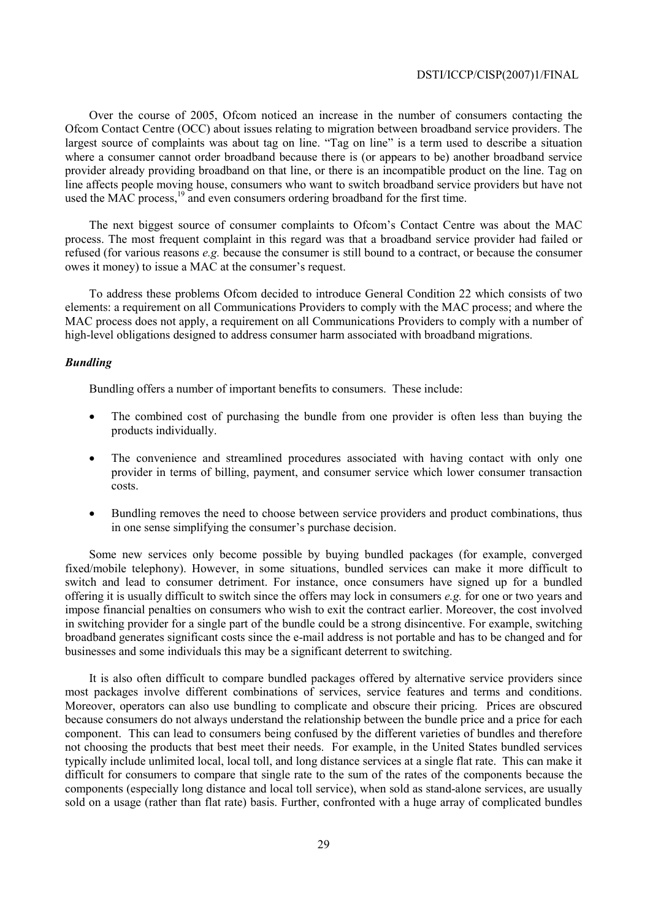Over the course of 2005, Ofcom noticed an increase in the number of consumers contacting the Ofcom Contact Centre (OCC) about issues relating to migration between broadband service providers. The largest source of complaints was about tag on line. "Tag on line" is a term used to describe a situation where a consumer cannot order broadband because there is (or appears to be) another broadband service provider already providing broadband on that line, or there is an incompatible product on the line. Tag on line affects people moving house, consumers who want to switch broadband service providers but have not used the MAC process,[19] and even consumers ordering broadband for the first time.

The next biggest source of consumer complaints to Ofcom's Contact Centre was about the MAC process. The most frequent complaint in this regard was that a broadband service provider had failed or refused (for various reasons *e.g.* because the consumer is still bound to a contract, or because the consumer owes it money) to issue a MAC at the consumer's request.

To address these problems Ofcom decided to introduce General Condition 22 which consists of two elements: a requirement on all Communications Providers to comply with the MAC process; and where the MAC process does not apply, a requirement on all Communications Providers to comply with a number of high-level obligations designed to address consumer harm associated with broadband migrations.

### *Bundling*

Bundling offers a number of important benefits to consumers. These include:

- The combined cost of purchasing the bundle from one provider is often less than buying the products individually.
- The convenience and streamlined procedures associated with having contact with only one provider in terms of billing, payment, and consumer service which lower consumer transaction costs.
- Bundling removes the need to choose between service providers and product combinations, thus in one sense simplifying the consumer's purchase decision.

Some new services only become possible by buying bundled packages (for example, converged fixed/mobile telephony). However, in some situations, bundled services can make it more difficult to switch and lead to consumer detriment. For instance, once consumers have signed up for a bundled offering it is usually difficult to switch since the offers may lock in consumers *e.g.* for one or two years and impose financial penalties on consumers who wish to exit the contract earlier. Moreover, the cost involved in switching provider for a single part of the bundle could be a strong disincentive. For example, switching broadband generates significant costs since the e-mail address is not portable and has to be changed and for businesses and some individuals this may be a significant deterrent to switching.

It is also often difficult to compare bundled packages offered by alternative service providers since most packages involve different combinations of services, service features and terms and conditions. Moreover, operators can also use bundling to complicate and obscure their pricing. Prices are obscured because consumers do not always understand the relationship between the bundle price and a price for each component. This can lead to consumers being confused by the different varieties of bundles and therefore not choosing the products that best meet their needs. For example, in the United States bundled services typically include unlimited local, local toll, and long distance services at a single flat rate. This can make it difficult for consumers to compare that single rate to the sum of the rates of the components because the components (especially long distance and local toll service), when sold as stand-alone services, are usually sold on a usage (rather than flat rate) basis. Further, confronted with a huge array of complicated bundles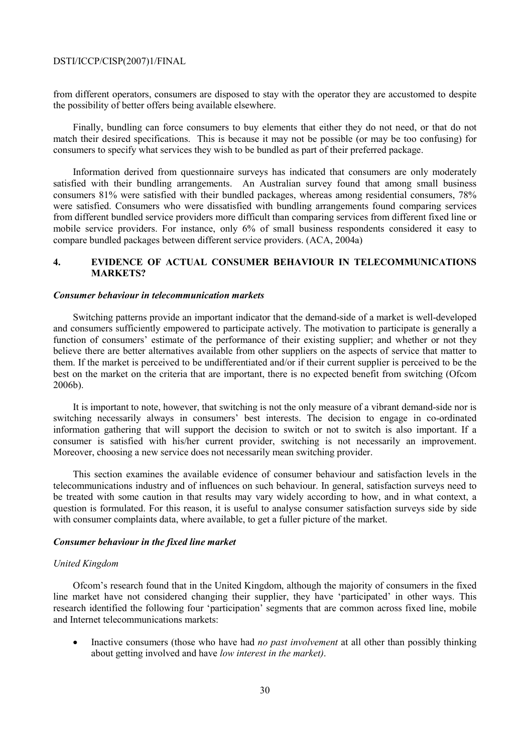from different operators, consumers are disposed to stay with the operator they are accustomed to despite the possibility of better offers being available elsewhere.

Finally, bundling can force consumers to buy elements that either they do not need, or that do not match their desired specifications. This is because it may not be possible (or may be too confusing) for consumers to specify what services they wish to be bundled as part of their preferred package.

Information derived from questionnaire surveys has indicated that consumers are only moderately satisfied with their bundling arrangements. An Australian survey found that among small business consumers 81% were satisfied with their bundled packages, whereas among residential consumers, 78% were satisfied. Consumers who were dissatisfied with bundling arrangements found comparing services from different bundled service providers more difficult than comparing services from different fixed line or mobile service providers. For instance, only 6% of small business respondents considered it easy to compare bundled packages between different service providers. (ACA, 2004a)

## 4. EVIDENCE OF ACTUAL CONSUMER BEHAVIOUR IN TELECOMMUNICATIONS MARKETS?

### *Consumer behaviour in telecommunication markets*

Switching patterns provide an important indicator that the demand-side of a market is well-developed and consumers sufficiently empowered to participate actively. The motivation to participate is generally a function of consumers' estimate of the performance of their existing supplier; and whether or not they believe there are better alternatives available from other suppliers on the aspects of service that matter to them. If the market is perceived to be undifferentiated and/or if their current supplier is perceived to be the best on the market on the criteria that are important, there is no expected benefit from switching (Ofcom 2006b).

It is important to note, however, that switching is not the only measure of a vibrant demand-side nor is switching necessarily always in consumers' best interests. The decision to engage in co-ordinated information gathering that will support the decision to switch or not to switch is also important. If a consumer is satisfied with his/her current provider, switching is not necessarily an improvement. Moreover, choosing a new service does not necessarily mean switching provider.

This section examines the available evidence of consumer behaviour and satisfaction levels in the telecommunications industry and of influences on such behaviour. In general, satisfaction surveys need to be treated with some caution in that results may vary widely according to how, and in what context, a question is formulated. For this reason, it is useful to analyse consumer satisfaction surveys side by side with consumer complaints data, where available, to get a fuller picture of the market.

### *Consumer behaviour in the fixed line market*

#### *United Kingdom*

Ofcom's research found that in the United Kingdom, although the majority of consumers in the fixed line market have not considered changing their supplier, they have 'participated' in other ways. This research identified the following four 'participation' segments that are common across fixed line, mobile and Internet telecommunications markets:

- Inactive consumers (those who have had *no past involvement* at all other than possibly thinking about getting involved and have *low interest in the market)*.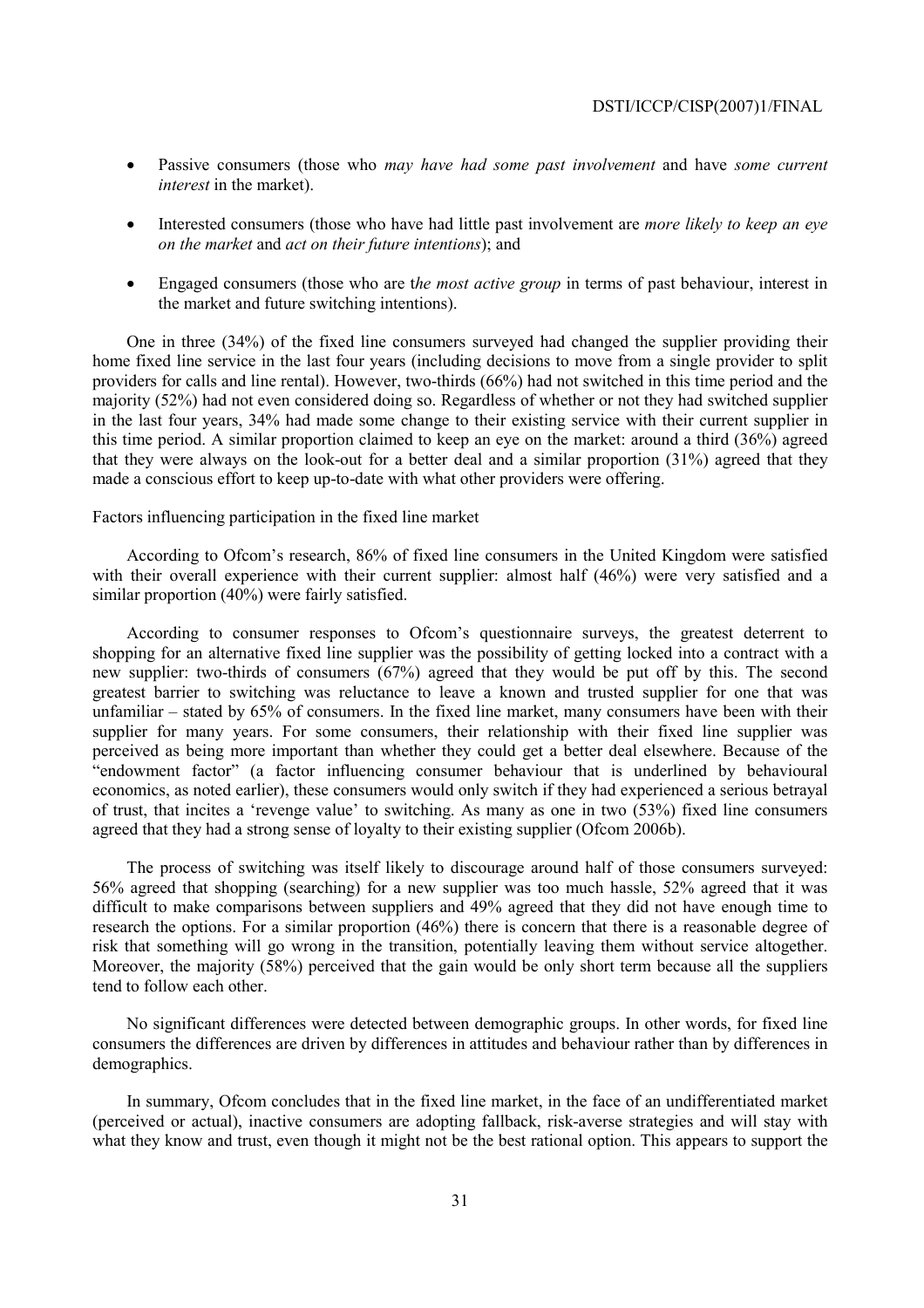- Passive consumers (those who *may have had some past involvement* and have *some current interest* in the market).

- Interested consumers (those who have had little past involvement are *more likely to keep an eye on the market* and *act on their future intentions*); and

- Engaged consumers (those who are t*he most active group* in terms of past behaviour, interest in the market and future switching intentions).

One in three (34%) of the fixed line consumers surveyed had changed the supplier providing their home fixed line service in the last four years (including decisions to move from a single provider to split providers for calls and line rental). However, two-thirds (66%) had not switched in this time period and the majority (52%) had not even considered doing so. Regardless of whether or not they had switched supplier in the last four years, 34% had made some change to their existing service with their current supplier in this time period. A similar proportion claimed to keep an eye on the market: around a third (36%) agreed that they were always on the look-out for a better deal and a similar proportion (31%) agreed that they made a conscious effort to keep up-to-date with what other providers were offering.

Factors influencing participation in the fixed line market

According to Ofcom's research, 86% of fixed line consumers in the United Kingdom were satisfied with their overall experience with their current supplier: almost half (46%) were very satisfied and a similar proportion (40%) were fairly satisfied.

According to consumer responses to Ofcom's questionnaire surveys, the greatest deterrent to shopping for an alternative fixed line supplier was the possibility of getting locked into a contract with a new supplier: two-thirds of consumers (67%) agreed that they would be put off by this. The second greatest barrier to switching was reluctance to leave a known and trusted supplier for one that was unfamiliar – stated by 65% of consumers. In the fixed line market, many consumers have been with their supplier for many years. For some consumers, their relationship with their fixed line supplier was perceived as being more important than whether they could get a better deal elsewhere. Because of the "endowment factor" (a factor influencing consumer behaviour that is underlined by behavioural economics, as noted earlier), these consumers would only switch if they had experienced a serious betrayal of trust, that incites a 'revenge value' to switching. As many as one in two (53%) fixed line consumers agreed that they had a strong sense of loyalty to their existing supplier (Ofcom 2006b).

The process of switching was itself likely to discourage around half of those consumers surveyed: 56% agreed that shopping (searching) for a new supplier was too much hassle, 52% agreed that it was difficult to make comparisons between suppliers and 49% agreed that they did not have enough time to research the options. For a similar proportion (46%) there is concern that there is a reasonable degree of risk that something will go wrong in the transition, potentially leaving them without service altogether. Moreover, the majority (58%) perceived that the gain would be only short term because all the suppliers tend to follow each other.

No significant differences were detected between demographic groups. In other words, for fixed line consumers the differences are driven by differences in attitudes and behaviour rather than by differences in demographics.

In summary, Ofcom concludes that in the fixed line market, in the face of an undifferentiated market (perceived or actual), inactive consumers are adopting fallback, risk-averse strategies and will stay with what they know and trust, even though it might not be the best rational option. This appears to support the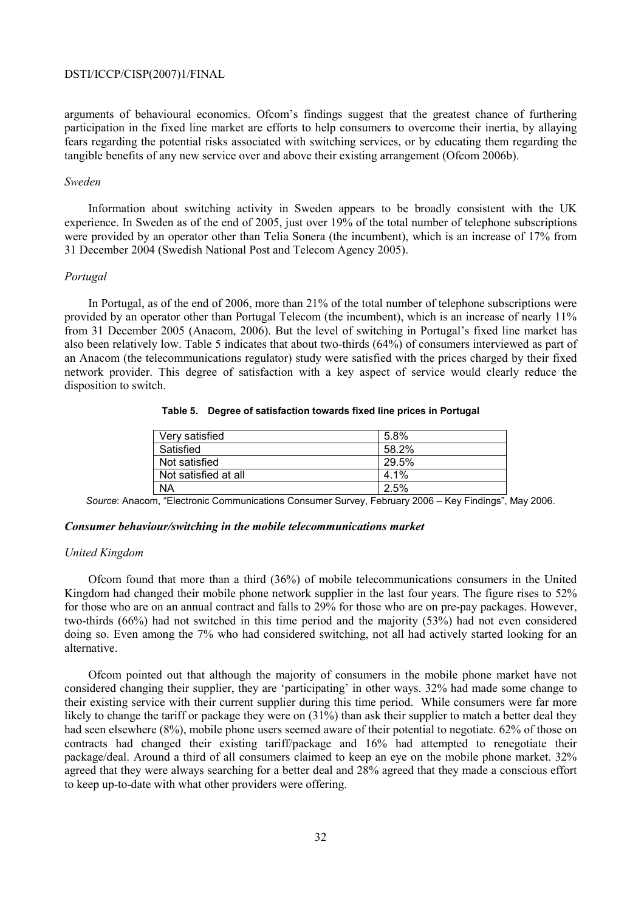arguments of behavioural economics. Ofcom's findings suggest that the greatest chance of furthering participation in the fixed line market are efforts to help consumers to overcome their inertia, by allaying fears regarding the potential risks associated with switching services, or by educating them regarding the tangible benefits of any new service over and above their existing arrangement (Ofcom 2006b).

*Sweden*

Information about switching activity in Sweden appears to be broadly consistent with the UK experience. In Sweden as of the end of 2005, just over 19% of the total number of telephone subscriptions were provided by an operator other than Telia Sonera (the incumbent), which is an increase of 17% from 31 December 2004 (Swedish National Post and Telecom Agency 2005).

*Portugal*

In Portugal, as of the end of 2006, more than 21% of the total number of telephone subscriptions were provided by an operator other than Portugal Telecom (the incumbent), which is an increase of nearly 11% from 31 December 2005 (Anacom, 2006). But the level of switching in Portugal's fixed line market has also been relatively low. Table 5 indicates that about two-thirds (64%) of consumers interviewed as part of an Anacom (the telecommunications regulator) study were satisfied with the prices charged by their fixed network provider. This degree of satisfaction with a key aspect of service would clearly reduce the disposition to switch.

**Table 5. Degree of satisfaction towards fixed line prices in Portugal**

| | |
|---|---|
| Very satisfied | 5.8% |
| Satisfied | 58.2% |
| Not satisfied | 29.5% |
| Not satisfied at all | 4.1% |
| NA | 2.5% |

*Source*: Anacom, "Electronic Communications Consumer Survey, February 2006 – Key Findings", May 2006.

***Consumer behaviour/switching in the mobile telecommunications market***

*United Kingdom*

Ofcom found that more than a third (36%) of mobile telecommunications consumers in the United Kingdom had changed their mobile phone network supplier in the last four years. The figure rises to 52% for those who are on an annual contract and falls to 29% for those who are on pre-pay packages. However, two-thirds (66%) had not switched in this time period and the majority (53%) had not even considered doing so. Even among the 7% who had considered switching, not all had actively started looking for an alternative.

Ofcom pointed out that although the majority of consumers in the mobile phone market have not considered changing their supplier, they are 'participating' in other ways. 32% had made some change to their existing service with their current supplier during this time period. While consumers were far more likely to change the tariff or package they were on (31%) than ask their supplier to match a better deal they had seen elsewhere (8%), mobile phone users seemed aware of their potential to negotiate. 62% of those on contracts had changed their existing tariff/package and 16% had attempted to renegotiate their package/deal. Around a third of all consumers claimed to keep an eye on the mobile phone market. 32% agreed that they were always searching for a better deal and 28% agreed that they made a conscious effort to keep up-to-date with what other providers were offering.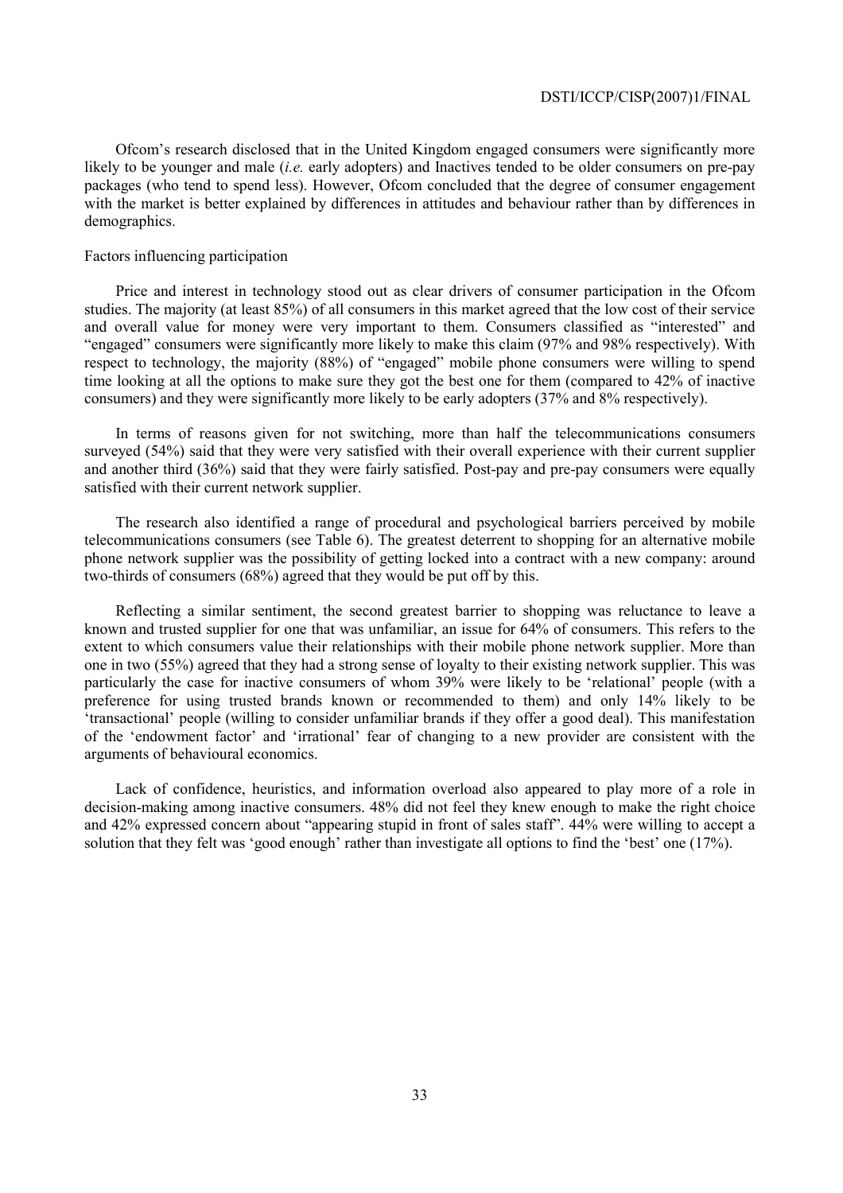Ofcom's research disclosed that in the United Kingdom engaged consumers were significantly more likely to be younger and male (*i.e.* early adopters) and Inactives tended to be older consumers on pre-pay packages (who tend to spend less). However, Ofcom concluded that the degree of consumer engagement with the market is better explained by differences in attitudes and behaviour rather than by differences in demographics.

Factors influencing participation

Price and interest in technology stood out as clear drivers of consumer participation in the Ofcom studies. The majority (at least 85%) of all consumers in this market agreed that the low cost of their service and overall value for money were very important to them. Consumers classified as "interested" and "engaged" consumers were significantly more likely to make this claim (97% and 98% respectively). With respect to technology, the majority (88%) of "engaged" mobile phone consumers were willing to spend time looking at all the options to make sure they got the best one for them (compared to 42% of inactive consumers) and they were significantly more likely to be early adopters (37% and 8% respectively).

In terms of reasons given for not switching, more than half the telecommunications consumers surveyed (54%) said that they were very satisfied with their overall experience with their current supplier and another third (36%) said that they were fairly satisfied. Post-pay and pre-pay consumers were equally satisfied with their current network supplier.

The research also identified a range of procedural and psychological barriers perceived by mobile telecommunications consumers (see Table 6). The greatest deterrent to shopping for an alternative mobile phone network supplier was the possibility of getting locked into a contract with a new company: around two-thirds of consumers (68%) agreed that they would be put off by this.

Reflecting a similar sentiment, the second greatest barrier to shopping was reluctance to leave a known and trusted supplier for one that was unfamiliar, an issue for 64% of consumers. This refers to the extent to which consumers value their relationships with their mobile phone network supplier. More than one in two (55%) agreed that they had a strong sense of loyalty to their existing network supplier. This was particularly the case for inactive consumers of whom 39% were likely to be 'relational' people (with a preference for using trusted brands known or recommended to them) and only 14% likely to be 'transactional' people (willing to consider unfamiliar brands if they offer a good deal). This manifestation of the 'endowment factor' and 'irrational' fear of changing to a new provider are consistent with the arguments of behavioural economics.

Lack of confidence, heuristics, and information overload also appeared to play more of a role in decision-making among inactive consumers. 48% did not feel they knew enough to make the right choice and 42% expressed concern about "appearing stupid in front of sales staff". 44% were willing to accept a solution that they felt was 'good enough' rather than investigate all options to find the 'best' one (17%).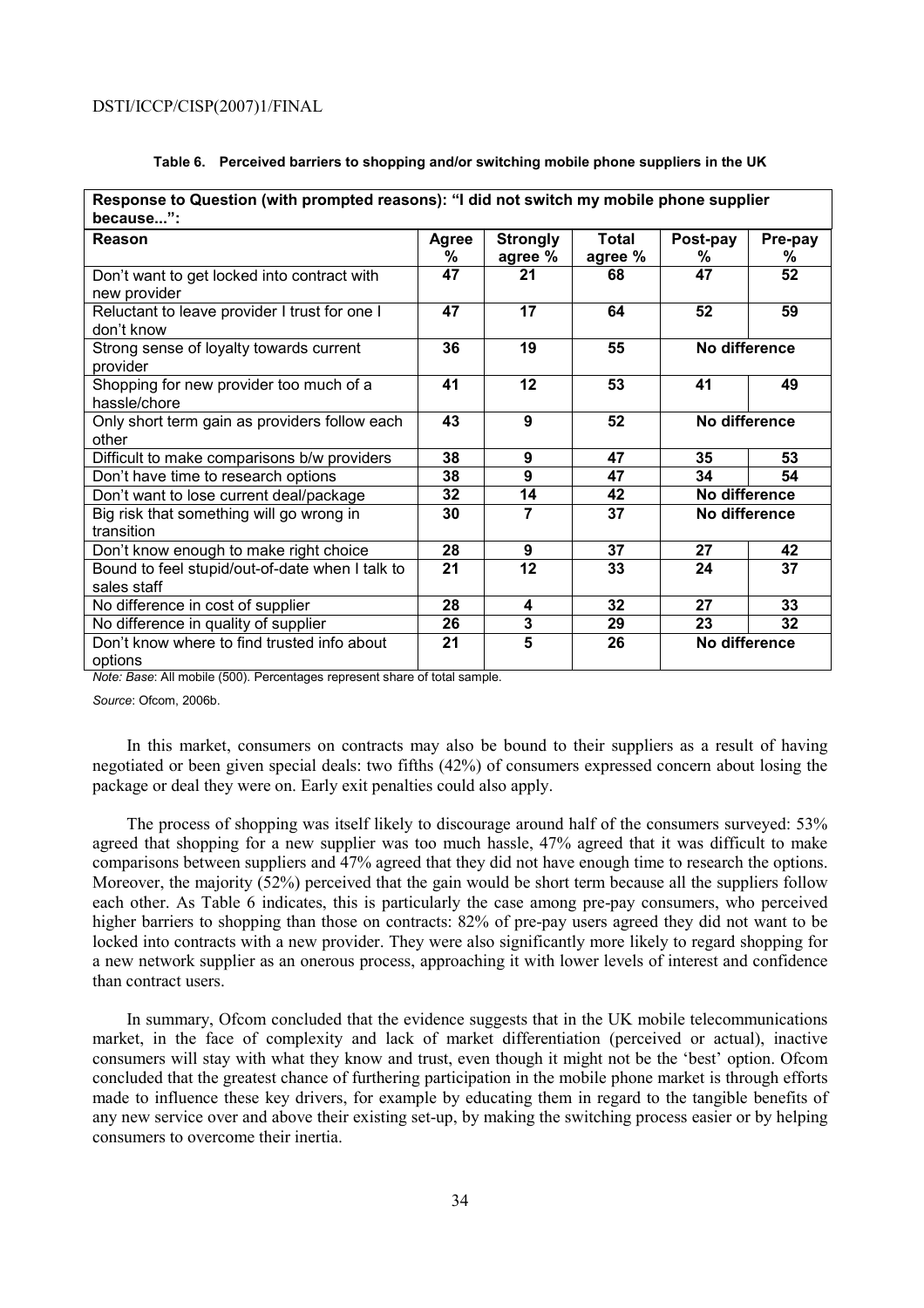**Table 6. Perceived barriers to shopping and/or switching mobile phone suppliers in the UK**

| Response to Question (with prompted reasons): "I did not switch my mobile phone supplier because...": | | | | | |
|---|---|---|---|---|---|
| **Reason** | **Agree %** | **Strongly agree %** | **Total agree %** | **Post-pay %** | **Pre-pay %** |
| Don't want to get locked into contract with new provider | 47 | 21 | 68 | 47 | 52 |
| Reluctant to leave provider I trust for one I don't know | 47 | 17 | 64 | 52 | 59 |
| Strong sense of loyalty towards current provider | 36 | 19 | 55 | No difference | |
| Shopping for new provider too much of a hassle/chore | 41 | 12 | 53 | 41 | 49 |
| Only short term gain as providers follow each other | 43 | 9 | 52 | No difference | |
| Difficult to make comparisons b/w providers | 38 | 9 | 47 | 35 | 53 |
| Don't have time to research options | 38 | 9 | 47 | 34 | 54 |
| Don't want to lose current deal/package | 32 | 14 | 42 | No difference | |
| Big risk that something will go wrong in transition | 30 | 7 | 37 | No difference | |
| Don't know enough to make right choice | 28 | 9 | 37 | 27 | 42 |
| Bound to feel stupid/out-of-date when I talk to sales staff | 21 | 12 | 33 | 24 | 37 |
| No difference in cost of supplier | 28 | 4 | 32 | 27 | 33 |
| No difference in quality of supplier | 26 | 3 | 29 | 23 | 32 |
| Don't know where to find trusted info about options | 21 | 5 | 26 | No difference | |

*Note: Base*: All mobile (500). Percentages represent share of total sample.

*Source*: Ofcom, 2006b.

In this market, consumers on contracts may also be bound to their suppliers as a result of having negotiated or been given special deals: two fifths (42%) of consumers expressed concern about losing the package or deal they were on. Early exit penalties could also apply.

The process of shopping was itself likely to discourage around half of the consumers surveyed: 53% agreed that shopping for a new supplier was too much hassle, 47% agreed that it was difficult to make comparisons between suppliers and 47% agreed that they did not have enough time to research the options. Moreover, the majority (52%) perceived that the gain would be short term because all the suppliers follow each other. As Table 6 indicates, this is particularly the case among pre-pay consumers, who perceived higher barriers to shopping than those on contracts: 82% of pre-pay users agreed they did not want to be locked into contracts with a new provider. They were also significantly more likely to regard shopping for a new network supplier as an onerous process, approaching it with lower levels of interest and confidence than contract users.

In summary, Ofcom concluded that the evidence suggests that in the UK mobile telecommunications market, in the face of complexity and lack of market differentiation (perceived or actual), inactive consumers will stay with what they know and trust, even though it might not be the 'best' option. Ofcom concluded that the greatest chance of furthering participation in the mobile phone market is through efforts made to influence these key drivers, for example by educating them in regard to the tangible benefits of any new service over and above their existing set-up, by making the switching process easier or by helping consumers to overcome their inertia.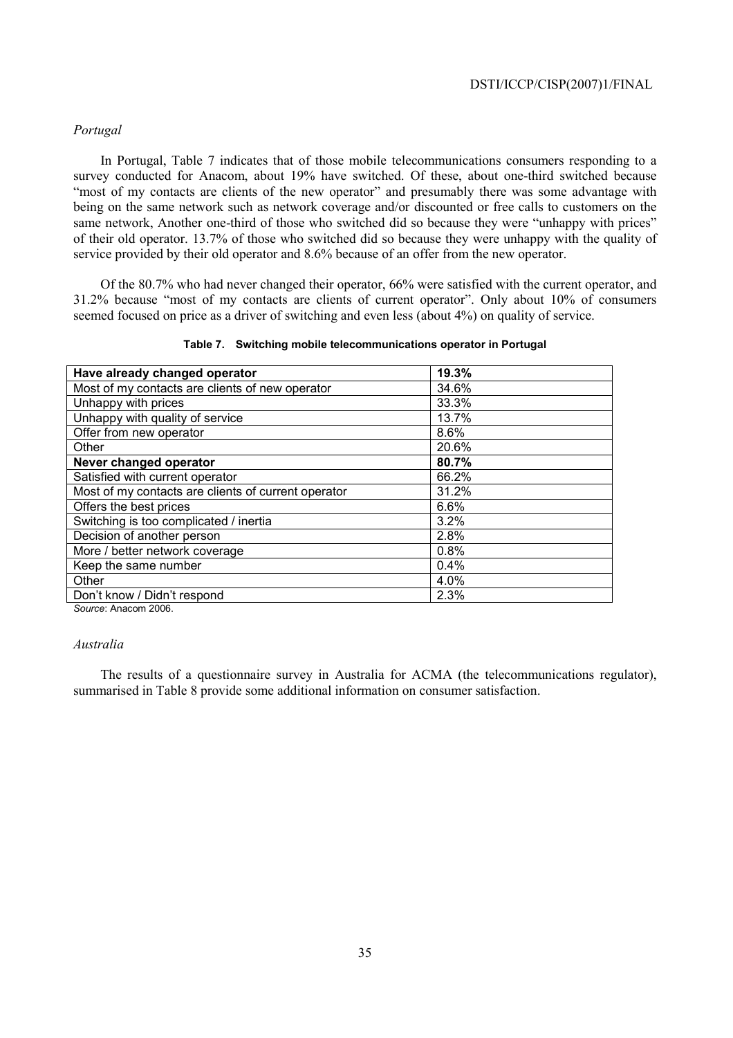*Portugal*

In Portugal, Table 7 indicates that of those mobile telecommunications consumers responding to a survey conducted for Anacom, about 19% have switched. Of these, about one-third switched because "most of my contacts are clients of the new operator" and presumably there was some advantage with being on the same network such as network coverage and/or discounted or free calls to customers on the same network, Another one-third of those who switched did so because they were "unhappy with prices" of their old operator. 13.7% of those who switched did so because they were unhappy with the quality of service provided by their old operator and 8.6% because of an offer from the new operator.

Of the 80.7% who had never changed their operator, 66% were satisfied with the current operator, and 31.2% because "most of my contacts are clients of current operator". Only about 10% of consumers seemed focused on price as a driver of switching and even less (about 4%) on quality of service.

**Table 7. Switching mobile telecommunications operator in Portugal**

| **Have already changed operator** | **19.3%** |
|---|---|
| Most of my contacts are clients of new operator | 34.6% |
| Unhappy with prices | 33.3% |
| Unhappy with quality of service | 13.7% |
| Offer from new operator | 8.6% |
| Other | 20.6% |
| **Never changed operator** | **80.7%** |
| Satisfied with current operator | 66.2% |
| Most of my contacts are clients of current operator | 31.2% |
| Offers the best prices | 6.6% |
| Switching is too complicated / inertia | 3.2% |
| Decision of another person | 2.8% |
| More / better network coverage | 0.8% |
| Keep the same number | 0.4% |
| Other | 4.0% |
| Don't know / Didn't respond | 2.3% |

*Source*: Anacom 2006.

*Australia*

The results of a questionnaire survey in Australia for ACMA (the telecommunications regulator), summarised in Table 8 provide some additional information on consumer satisfaction.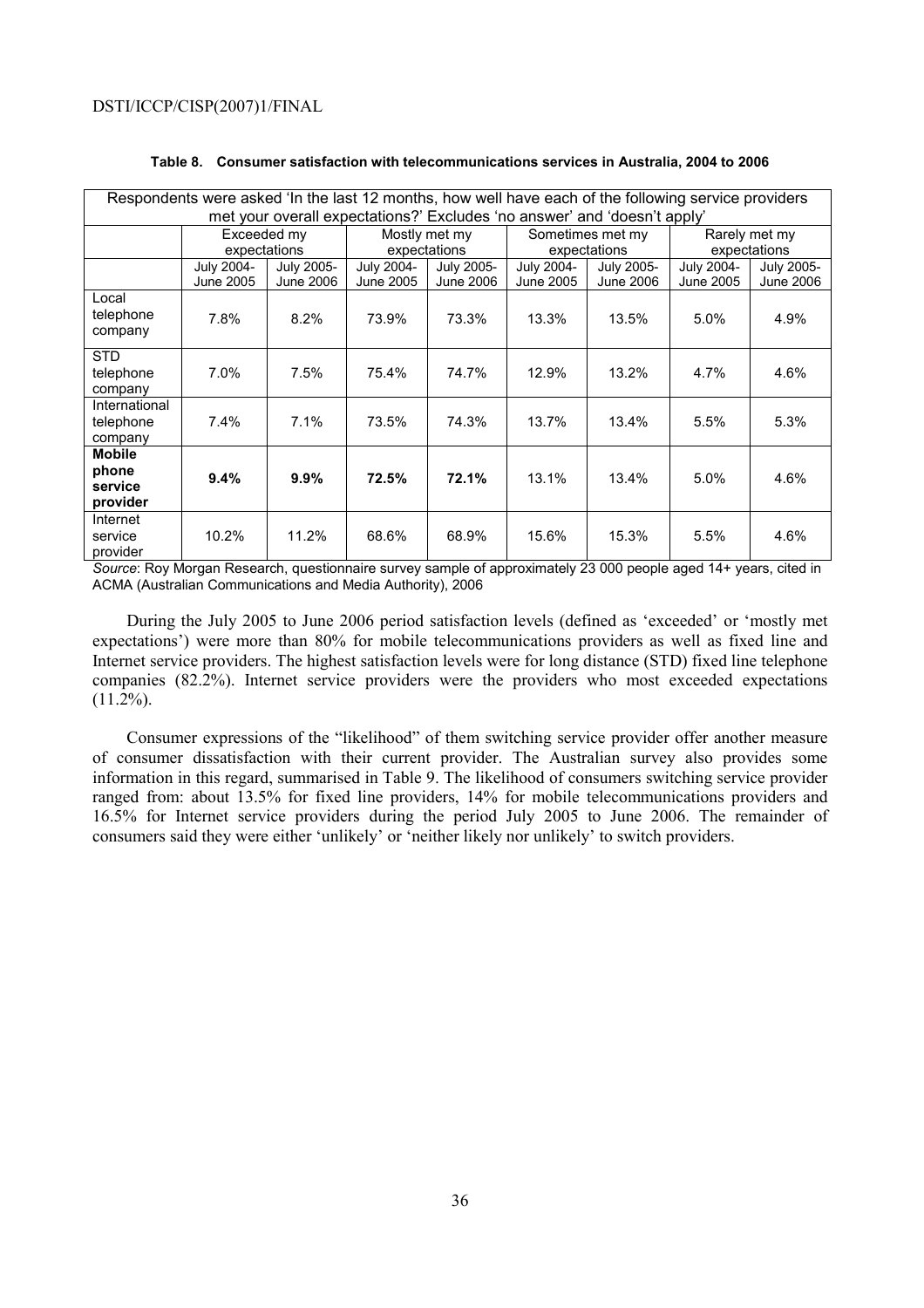**Table 8. Consumer satisfaction with telecommunications services in Australia, 2004 to 2006**

| Respondents were asked 'In the last 12 months, how well have each of the following service providers met your overall expectations?' Excludes 'no answer' and 'doesn't apply' | | | | | | | | |
|---|---|---|---|---|---|---|---|---|
| | Exceeded my expectations | | Mostly met my expectations | | Sometimes met my expectations | | Rarely met my expectations | |
| | July 2004-June 2005 | July 2005-June 2006 | July 2004-June 2005 | July 2005-June 2006 | July 2004-June 2005 | July 2005-June 2006 | July 2004-June 2005 | July 2005-June 2006 |
| Local telephone company | 7.8% | 8.2% | 73.9% | 73.3% | 13.3% | 13.5% | 5.0% | 4.9% |
| STD telephone company | 7.0% | 7.5% | 75.4% | 74.7% | 12.9% | 13.2% | 4.7% | 4.6% |
| International telephone company | 7.4% | 7.1% | 73.5% | 74.3% | 13.7% | 13.4% | 5.5% | 5.3% |
| **Mobile phone service provider** | **9.4%** | **9.9%** | **72.5%** | **72.1%** | 13.1% | 13.4% | 5.0% | 4.6% |
| Internet service provider | 10.2% | 11.2% | 68.6% | 68.9% | 15.6% | 15.3% | 5.5% | 4.6% |

*Source*: Roy Morgan Research, questionnaire survey sample of approximately 23 000 people aged 14+ years, cited in ACMA (Australian Communications and Media Authority), 2006

During the July 2005 to June 2006 period satisfaction levels (defined as 'exceeded' or 'mostly met expectations') were more than 80% for mobile telecommunications providers as well as fixed line and Internet service providers. The highest satisfaction levels were for long distance (STD) fixed line telephone companies (82.2%). Internet service providers were the providers who most exceeded expectations (11.2%).

Consumer expressions of the "likelihood" of them switching service provider offer another measure of consumer dissatisfaction with their current provider. The Australian survey also provides some information in this regard, summarised in Table 9. The likelihood of consumers switching service provider ranged from: about 13.5% for fixed line providers, 14% for mobile telecommunications providers and 16.5% for Internet service providers during the period July 2005 to June 2006. The remainder of consumers said they were either 'unlikely' or 'neither likely nor unlikely' to switch providers.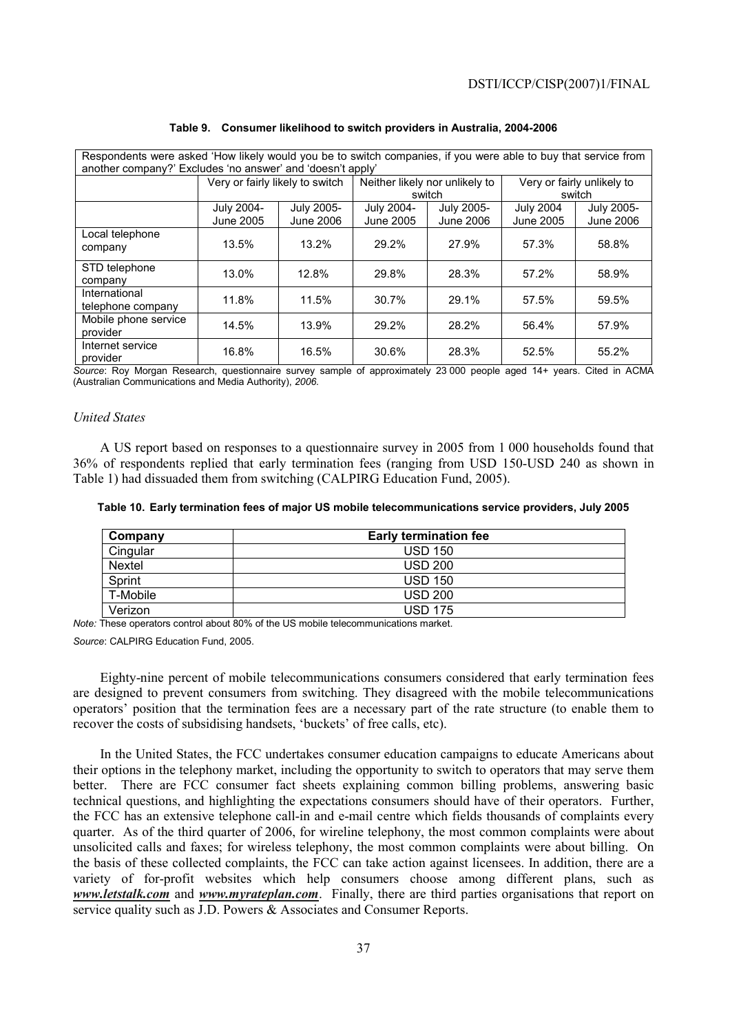**Table 9. Consumer likelihood to switch providers in Australia, 2004-2006**

| Respondents were asked 'How likely would you be to switch companies, if you were able to buy that service from another company?' Excludes 'no answer' and 'doesn't apply' | | | | | | |
|---|---|---|---|---|---|---|
| | Very or fairly likely to switch | | Neither likely nor unlikely to switch | | Very or fairly unlikely to switch | |
| | July 2004-June 2005 | July 2005-June 2006 | July 2004-June 2005 | July 2005-June 2006 | July 2004 June 2005 | July 2005-June 2006 |
| Local telephone company | 13.5% | 13.2% | 29.2% | 27.9% | 57.3% | 58.8% |
| STD telephone company | 13.0% | 12.8% | 29.8% | 28.3% | 57.2% | 58.9% |
| International telephone company | 11.8% | 11.5% | 30.7% | 29.1% | 57.5% | 59.5% |
| Mobile phone service provider | 14.5% | 13.9% | 29.2% | 28.2% | 56.4% | 57.9% |
| Internet service provider | 16.8% | 16.5% | 30.6% | 28.3% | 52.5% | 55.2% |

*Source*: Roy Morgan Research, questionnaire survey sample of approximately 23 000 people aged 14+ years. Cited in ACMA (Australian Communications and Media Authority), *2006.*

### *United States*

A US report based on responses to a questionnaire survey in 2005 from 1 000 households found that 36% of respondents replied that early termination fees (ranging from USD 150-USD 240 as shown in Table 1) had dissuaded them from switching (CALPIRG Education Fund, 2005).

**Table 10. Early termination fees of major US mobile telecommunications service providers, July 2005**

| Company | Early termination fee |
|---|---|
| Cingular | USD 150 |
| Nextel | USD 200 |
| Sprint | USD 150 |
| T-Mobile | USD 200 |
| Verizon | USD 175 |

*Note:* These operators control about 80% of the US mobile telecommunications market.

*Source*: CALPIRG Education Fund, 2005.

Eighty-nine percent of mobile telecommunications consumers considered that early termination fees are designed to prevent consumers from switching. They disagreed with the mobile telecommunications operators' position that the termination fees are a necessary part of the rate structure (to enable them to recover the costs of subsidising handsets, 'buckets' of free calls, etc).

In the United States, the FCC undertakes consumer education campaigns to educate Americans about their options in the telephony market, including the opportunity to switch to operators that may serve them better. There are FCC consumer fact sheets explaining common billing problems, answering basic technical questions, and highlighting the expectations consumers should have of their operators. Further, the FCC has an extensive telephone call-in and e-mail centre which fields thousands of complaints every quarter. As of the third quarter of 2006, for wireline telephony, the most common complaints were about unsolicited calls and faxes; for wireless telephony, the most common complaints were about billing. On the basis of these collected complaints, the FCC can take action against licensees. In addition, there are a variety of for-profit websites which help consumers choose among different plans, such as ***www.letstalk.com*** and ***www.myrateplan.com***. Finally, there are third parties organisations that report on service quality such as J.D. Powers & Associates and Consumer Reports.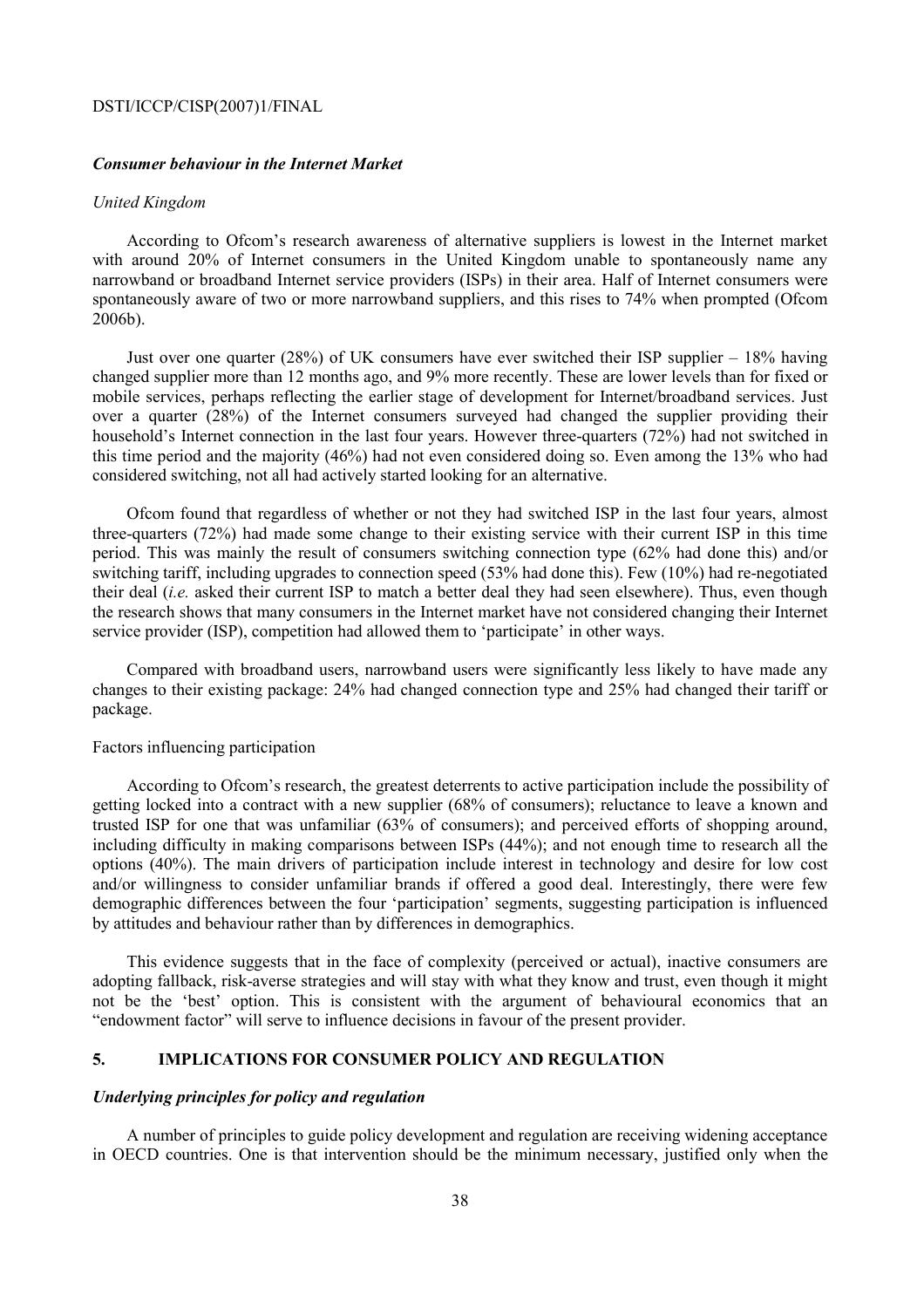### *Consumer behaviour in the Internet Market*

*United Kingdom*

According to Ofcom's research awareness of alternative suppliers is lowest in the Internet market with around 20% of Internet consumers in the United Kingdom unable to spontaneously name any narrowband or broadband Internet service providers (ISPs) in their area. Half of Internet consumers were spontaneously aware of two or more narrowband suppliers, and this rises to 74% when prompted (Ofcom 2006b).

Just over one quarter (28%) of UK consumers have ever switched their ISP supplier – 18% having changed supplier more than 12 months ago, and 9% more recently. These are lower levels than for fixed or mobile services, perhaps reflecting the earlier stage of development for Internet/broadband services. Just over a quarter (28%) of the Internet consumers surveyed had changed the supplier providing their household's Internet connection in the last four years. However three-quarters (72%) had not switched in this time period and the majority (46%) had not even considered doing so. Even among the 13% who had considered switching, not all had actively started looking for an alternative.

Ofcom found that regardless of whether or not they had switched ISP in the last four years, almost three-quarters (72%) had made some change to their existing service with their current ISP in this time period. This was mainly the result of consumers switching connection type (62% had done this) and/or switching tariff, including upgrades to connection speed (53% had done this). Few (10%) had re-negotiated their deal (*i.e.* asked their current ISP to match a better deal they had seen elsewhere). Thus, even though the research shows that many consumers in the Internet market have not considered changing their Internet service provider (ISP), competition had allowed them to 'participate' in other ways.

Compared with broadband users, narrowband users were significantly less likely to have made any changes to their existing package: 24% had changed connection type and 25% had changed their tariff or package.

Factors influencing participation

According to Ofcom's research, the greatest deterrents to active participation include the possibility of getting locked into a contract with a new supplier (68% of consumers); reluctance to leave a known and trusted ISP for one that was unfamiliar (63% of consumers); and perceived efforts of shopping around, including difficulty in making comparisons between ISPs (44%); and not enough time to research all the options (40%). The main drivers of participation include interest in technology and desire for low cost and/or willingness to consider unfamiliar brands if offered a good deal. Interestingly, there were few demographic differences between the four 'participation' segments, suggesting participation is influenced by attitudes and behaviour rather than by differences in demographics.

This evidence suggests that in the face of complexity (perceived or actual), inactive consumers are adopting fallback, risk-averse strategies and will stay with what they know and trust, even though it might not be the 'best' option. This is consistent with the argument of behavioural economics that an "endowment factor" will serve to influence decisions in favour of the present provider.

## 5. IMPLICATIONS FOR CONSUMER POLICY AND REGULATION

### *Underlying principles for policy and regulation*

A number of principles to guide policy development and regulation are receiving widening acceptance in OECD countries. One is that intervention should be the minimum necessary, justified only when the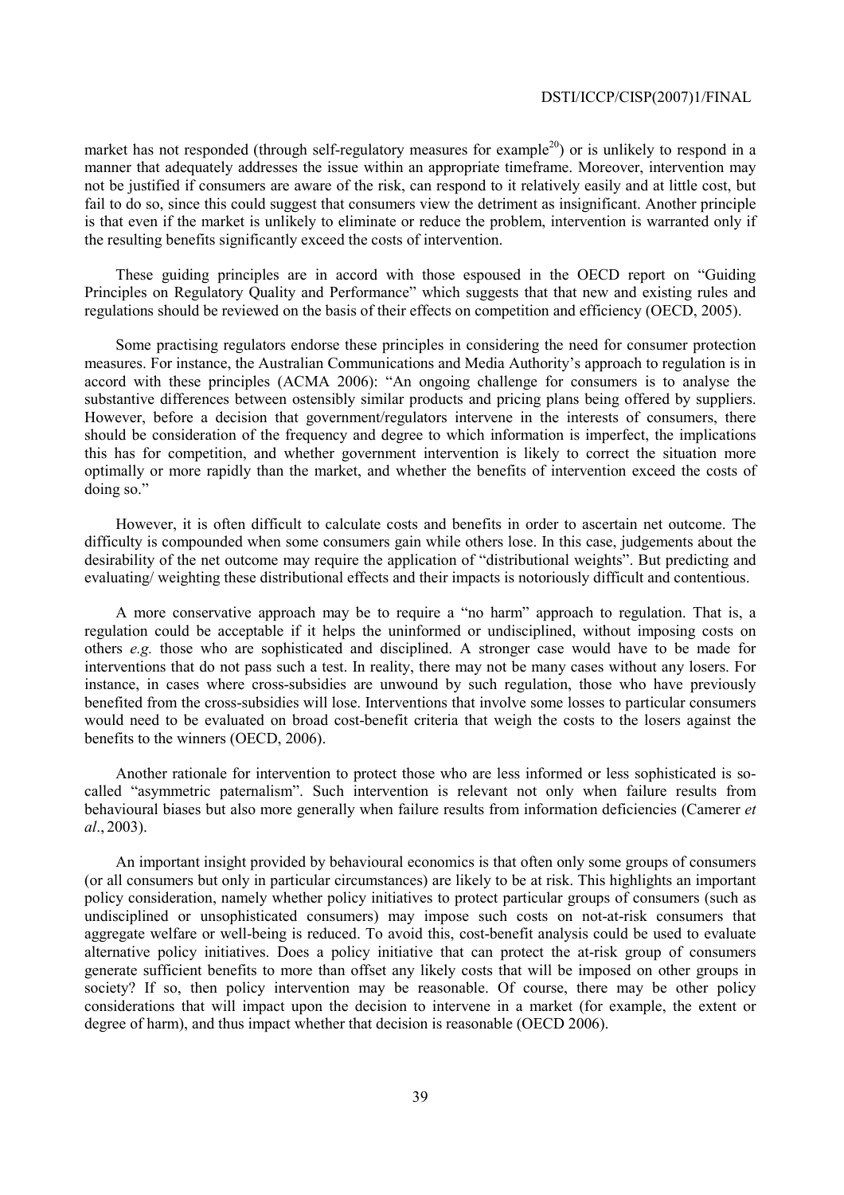market has not responded (through self-regulatory measures for example[20]) or is unlikely to respond in a manner that adequately addresses the issue within an appropriate timeframe. Moreover, intervention may not be justified if consumers are aware of the risk, can respond to it relatively easily and at little cost, but fail to do so, since this could suggest that consumers view the detriment as insignificant. Another principle is that even if the market is unlikely to eliminate or reduce the problem, intervention is warranted only if the resulting benefits significantly exceed the costs of intervention.

These guiding principles are in accord with those espoused in the OECD report on "Guiding Principles on Regulatory Quality and Performance" which suggests that that new and existing rules and regulations should be reviewed on the basis of their effects on competition and efficiency (OECD, 2005).

Some practising regulators endorse these principles in considering the need for consumer protection measures. For instance, the Australian Communications and Media Authority's approach to regulation is in accord with these principles (ACMA 2006): "An ongoing challenge for consumers is to analyse the substantive differences between ostensibly similar products and pricing plans being offered by suppliers. However, before a decision that government/regulators intervene in the interests of consumers, there should be consideration of the frequency and degree to which information is imperfect, the implications this has for competition, and whether government intervention is likely to correct the situation more optimally or more rapidly than the market, and whether the benefits of intervention exceed the costs of doing so."

However, it is often difficult to calculate costs and benefits in order to ascertain net outcome. The difficulty is compounded when some consumers gain while others lose. In this case, judgements about the desirability of the net outcome may require the application of "distributional weights". But predicting and evaluating/ weighting these distributional effects and their impacts is notoriously difficult and contentious.

A more conservative approach may be to require a "no harm" approach to regulation. That is, a regulation could be acceptable if it helps the uninformed or undisciplined, without imposing costs on others *e.g.* those who are sophisticated and disciplined. A stronger case would have to be made for interventions that do not pass such a test. In reality, there may not be many cases without any losers. For instance, in cases where cross-subsidies are unwound by such regulation, those who have previously benefited from the cross-subsidies will lose. Interventions that involve some losses to particular consumers would need to be evaluated on broad cost-benefit criteria that weigh the costs to the losers against the benefits to the winners (OECD, 2006).

Another rationale for intervention to protect those who are less informed or less sophisticated is so-called "asymmetric paternalism". Such intervention is relevant not only when failure results from behavioural biases but also more generally when failure results from information deficiencies (Camerer *et al*., 2003).

An important insight provided by behavioural economics is that often only some groups of consumers (or all consumers but only in particular circumstances) are likely to be at risk. This highlights an important policy consideration, namely whether policy initiatives to protect particular groups of consumers (such as undisciplined or unsophisticated consumers) may impose such costs on not-at-risk consumers that aggregate welfare or well-being is reduced. To avoid this, cost-benefit analysis could be used to evaluate alternative policy initiatives. Does a policy initiative that can protect the at-risk group of consumers generate sufficient benefits to more than offset any likely costs that will be imposed on other groups in society? If so, then policy intervention may be reasonable. Of course, there may be other policy considerations that will impact upon the decision to intervene in a market (for example, the extent or degree of harm), and thus impact whether that decision is reasonable (OECD 2006).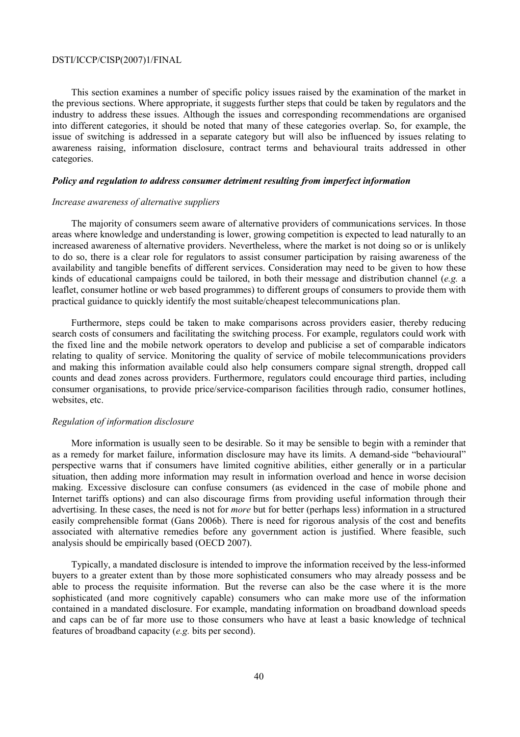This section examines a number of specific policy issues raised by the examination of the market in the previous sections. Where appropriate, it suggests further steps that could be taken by regulators and the industry to address these issues. Although the issues and corresponding recommendations are organised into different categories, it should be noted that many of these categories overlap. So, for example, the issue of switching is addressed in a separate category but will also be influenced by issues relating to awareness raising, information disclosure, contract terms and behavioural traits addressed in other categories.

### *Policy and regulation to address consumer detriment resulting from imperfect information*

#### *Increase awareness of alternative suppliers*

The majority of consumers seem aware of alternative providers of communications services. In those areas where knowledge and understanding is lower, growing competition is expected to lead naturally to an increased awareness of alternative providers. Nevertheless, where the market is not doing so or is unlikely to do so, there is a clear role for regulators to assist consumer participation by raising awareness of the availability and tangible benefits of different services. Consideration may need to be given to how these kinds of educational campaigns could be tailored, in both their message and distribution channel (*e.g.* a leaflet, consumer hotline or web based programmes) to different groups of consumers to provide them with practical guidance to quickly identify the most suitable/cheapest telecommunications plan.

Furthermore, steps could be taken to make comparisons across providers easier, thereby reducing search costs of consumers and facilitating the switching process. For example, regulators could work with the fixed line and the mobile network operators to develop and publicise a set of comparable indicators relating to quality of service. Monitoring the quality of service of mobile telecommunications providers and making this information available could also help consumers compare signal strength, dropped call counts and dead zones across providers. Furthermore, regulators could encourage third parties, including consumer organisations, to provide price/service-comparison facilities through radio, consumer hotlines, websites, etc.

#### *Regulation of information disclosure*

More information is usually seen to be desirable. So it may be sensible to begin with a reminder that as a remedy for market failure, information disclosure may have its limits. A demand-side "behavioural" perspective warns that if consumers have limited cognitive abilities, either generally or in a particular situation, then adding more information may result in information overload and hence in worse decision making. Excessive disclosure can confuse consumers (as evidenced in the case of mobile phone and Internet tariffs options) and can also discourage firms from providing useful information through their advertising. In these cases, the need is not for *more* but for better (perhaps less) information in a structured easily comprehensible format (Gans 2006b). There is need for rigorous analysis of the cost and benefits associated with alternative remedies before any government action is justified. Where feasible, such analysis should be empirically based (OECD 2007).

Typically, a mandated disclosure is intended to improve the information received by the less-informed buyers to a greater extent than by those more sophisticated consumers who may already possess and be able to process the requisite information. But the reverse can also be the case where it is the more sophisticated (and more cognitively capable) consumers who can make more use of the information contained in a mandated disclosure. For example, mandating information on broadband download speeds and caps can be of far more use to those consumers who have at least a basic knowledge of technical features of broadband capacity (*e.g.* bits per second).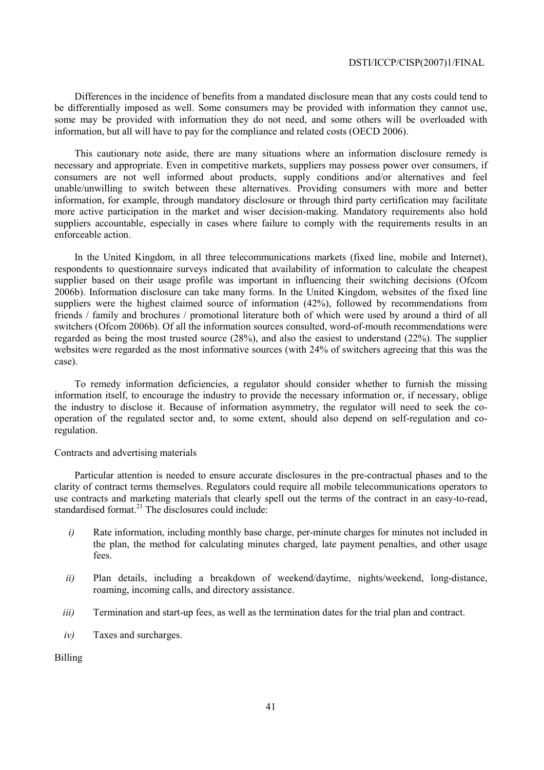Differences in the incidence of benefits from a mandated disclosure mean that any costs could tend to be differentially imposed as well. Some consumers may be provided with information they cannot use, some may be provided with information they do not need, and some others will be overloaded with information, but all will have to pay for the compliance and related costs (OECD 2006).

This cautionary note aside, there are many situations where an information disclosure remedy is necessary and appropriate. Even in competitive markets, suppliers may possess power over consumers, if consumers are not well informed about products, supply conditions and/or alternatives and feel unable/unwilling to switch between these alternatives. Providing consumers with more and better information, for example, through mandatory disclosure or through third party certification may facilitate more active participation in the market and wiser decision-making. Mandatory requirements also hold suppliers accountable, especially in cases where failure to comply with the requirements results in an enforceable action.

In the United Kingdom, in all three telecommunications markets (fixed line, mobile and Internet), respondents to questionnaire surveys indicated that availability of information to calculate the cheapest supplier based on their usage profile was important in influencing their switching decisions (Ofcom 2006b). Information disclosure can take many forms. In the United Kingdom, websites of the fixed line suppliers were the highest claimed source of information (42%), followed by recommendations from friends / family and brochures / promotional literature both of which were used by around a third of all switchers (Ofcom 2006b). Of all the information sources consulted, word-of-mouth recommendations were regarded as being the most trusted source (28%), and also the easiest to understand (22%). The supplier websites were regarded as the most informative sources (with 24% of switchers agreeing that this was the case).

To remedy information deficiencies, a regulator should consider whether to furnish the missing information itself, to encourage the industry to provide the necessary information or, if necessary, oblige the industry to disclose it. Because of information asymmetry, the regulator will need to seek the co-operation of the regulated sector and, to some extent, should also depend on self-regulation and co-regulation.

Contracts and advertising materials

Particular attention is needed to ensure accurate disclosures in the pre-contractual phases and to the clarity of contract terms themselves. Regulators could require all mobile telecommunications operators to use contracts and marketing materials that clearly spell out the terms of the contract in an easy-to-read, standardised format.[21] The disclosures could include:

*i)* Rate information, including monthly base charge, per-minute charges for minutes not included in the plan, the method for calculating minutes charged, late payment penalties, and other usage fees.

*ii)* Plan details, including a breakdown of weekend/daytime, nights/weekend, long-distance, roaming, incoming calls, and directory assistance.

*iii)* Termination and start-up fees, as well as the termination dates for the trial plan and contract.

*iv)* Taxes and surcharges.

Billing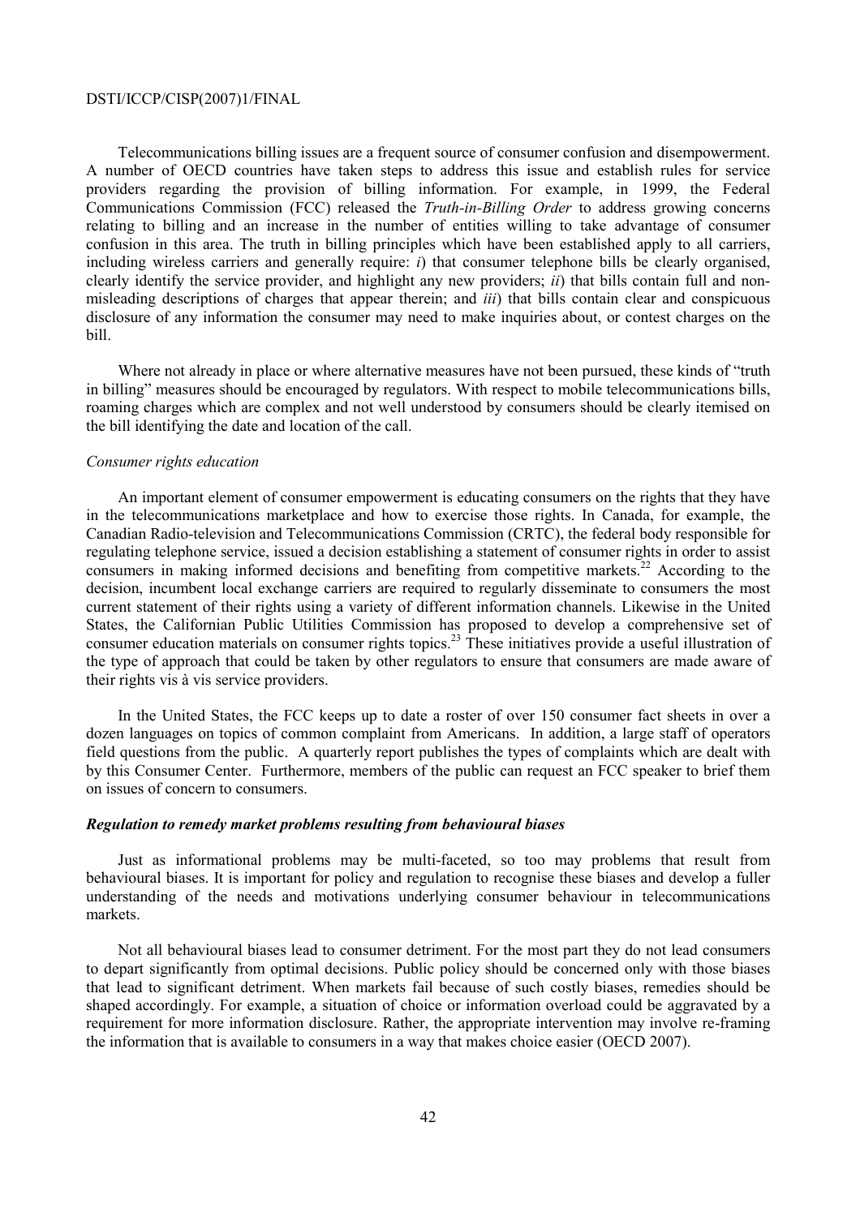Telecommunications billing issues are a frequent source of consumer confusion and disempowerment. A number of OECD countries have taken steps to address this issue and establish rules for service providers regarding the provision of billing information. For example, in 1999, the Federal Communications Commission (FCC) released the *Truth-in-Billing Order* to address growing concerns relating to billing and an increase in the number of entities willing to take advantage of consumer confusion in this area. The truth in billing principles which have been established apply to all carriers, including wireless carriers and generally require: *i*) that consumer telephone bills be clearly organised, clearly identify the service provider, and highlight any new providers; *ii*) that bills contain full and non-misleading descriptions of charges that appear therein; and *iii*) that bills contain clear and conspicuous disclosure of any information the consumer may need to make inquiries about, or contest charges on the bill.

Where not already in place or where alternative measures have not been pursued, these kinds of "truth in billing" measures should be encouraged by regulators. With respect to mobile telecommunications bills, roaming charges which are complex and not well understood by consumers should be clearly itemised on the bill identifying the date and location of the call.

*Consumer rights education*

An important element of consumer empowerment is educating consumers on the rights that they have in the telecommunications marketplace and how to exercise those rights. In Canada, for example, the Canadian Radio-television and Telecommunications Commission (CRTC), the federal body responsible for regulating telephone service, issued a decision establishing a statement of consumer rights in order to assist consumers in making informed decisions and benefiting from competitive markets.[22] According to the decision, incumbent local exchange carriers are required to regularly disseminate to consumers the most current statement of their rights using a variety of different information channels. Likewise in the United States, the Californian Public Utilities Commission has proposed to develop a comprehensive set of consumer education materials on consumer rights topics.[23] These initiatives provide a useful illustration of the type of approach that could be taken by other regulators to ensure that consumers are made aware of their rights vis à vis service providers.

In the United States, the FCC keeps up to date a roster of over 150 consumer fact sheets in over a dozen languages on topics of common complaint from Americans. In addition, a large staff of operators field questions from the public. A quarterly report publishes the types of complaints which are dealt with by this Consumer Center. Furthermore, members of the public can request an FCC speaker to brief them on issues of concern to consumers.

***Regulation to remedy market problems resulting from behavioural biases***

Just as informational problems may be multi-faceted, so too may problems that result from behavioural biases. It is important for policy and regulation to recognise these biases and develop a fuller understanding of the needs and motivations underlying consumer behaviour in telecommunications markets.

Not all behavioural biases lead to consumer detriment. For the most part they do not lead consumers to depart significantly from optimal decisions. Public policy should be concerned only with those biases that lead to significant detriment. When markets fail because of such costly biases, remedies should be shaped accordingly. For example, a situation of choice or information overload could be aggravated by a requirement for more information disclosure. Rather, the appropriate intervention may involve re-framing the information that is available to consumers in a way that makes choice easier (OECD 2007).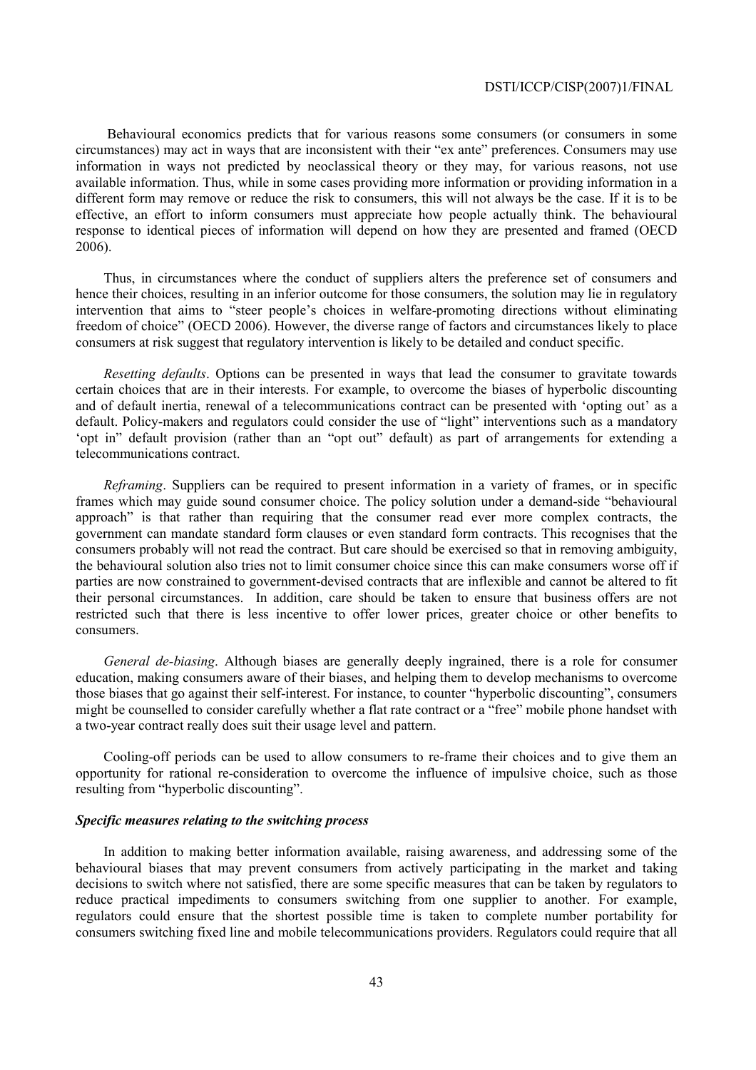Behavioural economics predicts that for various reasons some consumers (or consumers in some circumstances) may act in ways that are inconsistent with their "ex ante" preferences. Consumers may use information in ways not predicted by neoclassical theory or they may, for various reasons, not use available information. Thus, while in some cases providing more information or providing information in a different form may remove or reduce the risk to consumers, this will not always be the case. If it is to be effective, an effort to inform consumers must appreciate how people actually think. The behavioural response to identical pieces of information will depend on how they are presented and framed (OECD 2006).

Thus, in circumstances where the conduct of suppliers alters the preference set of consumers and hence their choices, resulting in an inferior outcome for those consumers, the solution may lie in regulatory intervention that aims to "steer people's choices in welfare-promoting directions without eliminating freedom of choice" (OECD 2006). However, the diverse range of factors and circumstances likely to place consumers at risk suggest that regulatory intervention is likely to be detailed and conduct specific.

*Resetting defaults*. Options can be presented in ways that lead the consumer to gravitate towards certain choices that are in their interests. For example, to overcome the biases of hyperbolic discounting and of default inertia, renewal of a telecommunications contract can be presented with 'opting out' as a default. Policy-makers and regulators could consider the use of "light" interventions such as a mandatory 'opt in" default provision (rather than an "opt out" default) as part of arrangements for extending a telecommunications contract.

*Reframing*. Suppliers can be required to present information in a variety of frames, or in specific frames which may guide sound consumer choice. The policy solution under a demand-side "behavioural approach" is that rather than requiring that the consumer read ever more complex contracts, the government can mandate standard form clauses or even standard form contracts. This recognises that the consumers probably will not read the contract. But care should be exercised so that in removing ambiguity, the behavioural solution also tries not to limit consumer choice since this can make consumers worse off if parties are now constrained to government-devised contracts that are inflexible and cannot be altered to fit their personal circumstances. In addition, care should be taken to ensure that business offers are not restricted such that there is less incentive to offer lower prices, greater choice or other benefits to consumers.

*General de-biasing*. Although biases are generally deeply ingrained, there is a role for consumer education, making consumers aware of their biases, and helping them to develop mechanisms to overcome those biases that go against their self-interest. For instance, to counter "hyperbolic discounting", consumers might be counselled to consider carefully whether a flat rate contract or a "free" mobile phone handset with a two-year contract really does suit their usage level and pattern.

Cooling-off periods can be used to allow consumers to re-frame their choices and to give them an opportunity for rational re-consideration to overcome the influence of impulsive choice, such as those resulting from "hyperbolic discounting".

***Specific measures relating to the switching process***

In addition to making better information available, raising awareness, and addressing some of the behavioural biases that may prevent consumers from actively participating in the market and taking decisions to switch where not satisfied, there are some specific measures that can be taken by regulators to reduce practical impediments to consumers switching from one supplier to another. For example, regulators could ensure that the shortest possible time is taken to complete number portability for consumers switching fixed line and mobile telecommunications providers. Regulators could require that all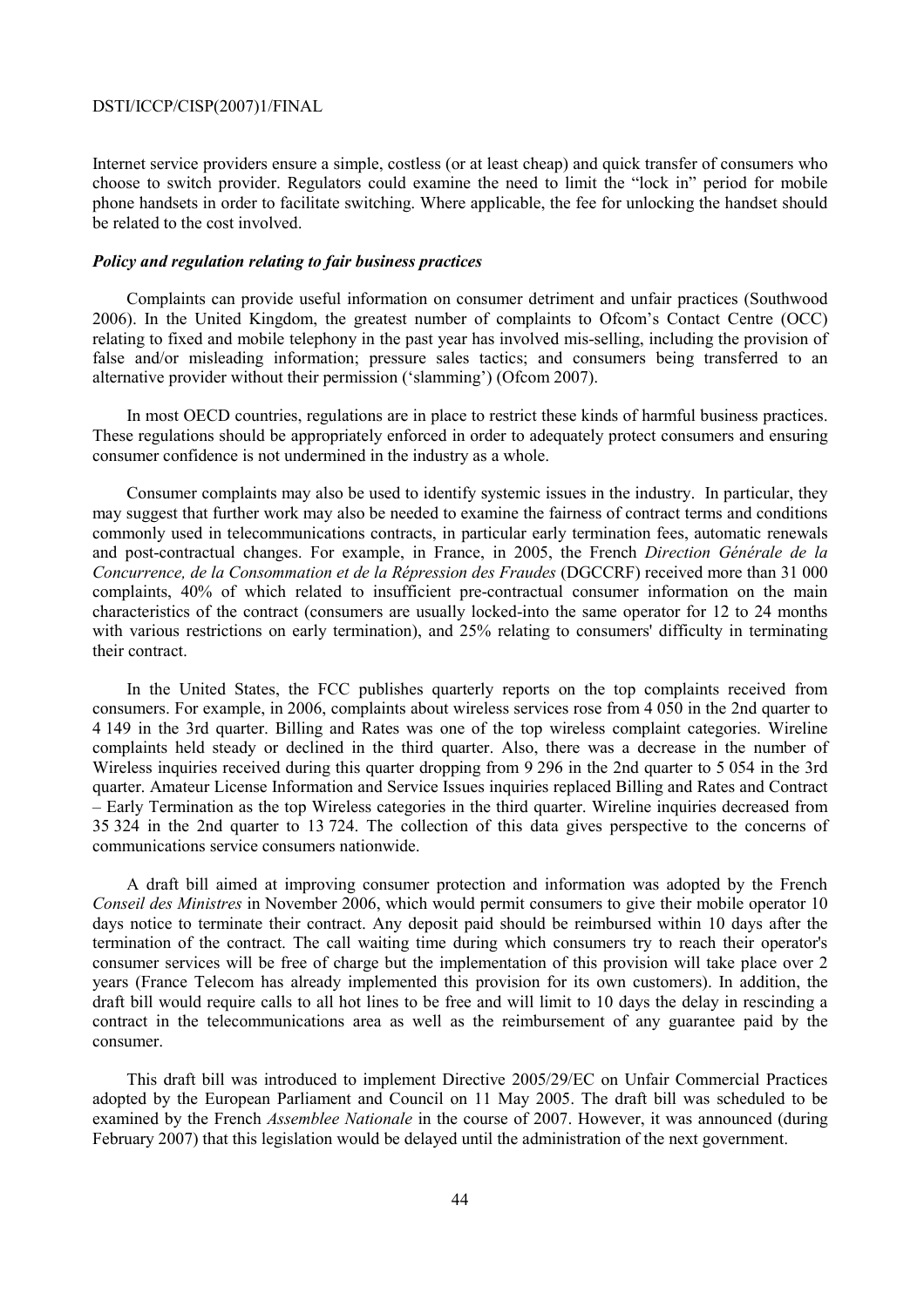Internet service providers ensure a simple, costless (or at least cheap) and quick transfer of consumers who choose to switch provider. Regulators could examine the need to limit the "lock in" period for mobile phone handsets in order to facilitate switching. Where applicable, the fee for unlocking the handset should be related to the cost involved.

### *Policy and regulation relating to fair business practices*

Complaints can provide useful information on consumer detriment and unfair practices (Southwood 2006). In the United Kingdom, the greatest number of complaints to Ofcom's Contact Centre (OCC) relating to fixed and mobile telephony in the past year has involved mis-selling, including the provision of false and/or misleading information; pressure sales tactics; and consumers being transferred to an alternative provider without their permission ('slamming') (Ofcom 2007).

In most OECD countries, regulations are in place to restrict these kinds of harmful business practices. These regulations should be appropriately enforced in order to adequately protect consumers and ensuring consumer confidence is not undermined in the industry as a whole.

Consumer complaints may also be used to identify systemic issues in the industry. In particular, they may suggest that further work may also be needed to examine the fairness of contract terms and conditions commonly used in telecommunications contracts, in particular early termination fees, automatic renewals and post-contractual changes. For example, in France, in 2005, the French *Direction Générale de la Concurrence, de la Consommation et de la Répression des Fraudes* (DGCCRF) received more than 31 000 complaints, 40% of which related to insufficient pre-contractual consumer information on the main characteristics of the contract (consumers are usually locked-into the same operator for 12 to 24 months with various restrictions on early termination), and 25% relating to consumers' difficulty in terminating their contract.

In the United States, the FCC publishes quarterly reports on the top complaints received from consumers. For example, in 2006, complaints about wireless services rose from 4 050 in the 2nd quarter to 4 149 in the 3rd quarter. Billing and Rates was one of the top wireless complaint categories. Wireline complaints held steady or declined in the third quarter. Also, there was a decrease in the number of Wireless inquiries received during this quarter dropping from 9 296 in the 2nd quarter to 5 054 in the 3rd quarter. Amateur License Information and Service Issues inquiries replaced Billing and Rates and Contract – Early Termination as the top Wireless categories in the third quarter. Wireline inquiries decreased from 35 324 in the 2nd quarter to 13 724. The collection of this data gives perspective to the concerns of communications service consumers nationwide.

A draft bill aimed at improving consumer protection and information was adopted by the French *Conseil des Ministres* in November 2006, which would permit consumers to give their mobile operator 10 days notice to terminate their contract. Any deposit paid should be reimbursed within 10 days after the termination of the contract. The call waiting time during which consumers try to reach their operator's consumer services will be free of charge but the implementation of this provision will take place over 2 years (France Telecom has already implemented this provision for its own customers). In addition, the draft bill would require calls to all hot lines to be free and will limit to 10 days the delay in rescinding a contract in the telecommunications area as well as the reimbursement of any guarantee paid by the consumer.

This draft bill was introduced to implement Directive 2005/29/EC on Unfair Commercial Practices adopted by the European Parliament and Council on 11 May 2005. The draft bill was scheduled to be examined by the French *Assemblee Nationale* in the course of 2007. However, it was announced (during February 2007) that this legislation would be delayed until the administration of the next government.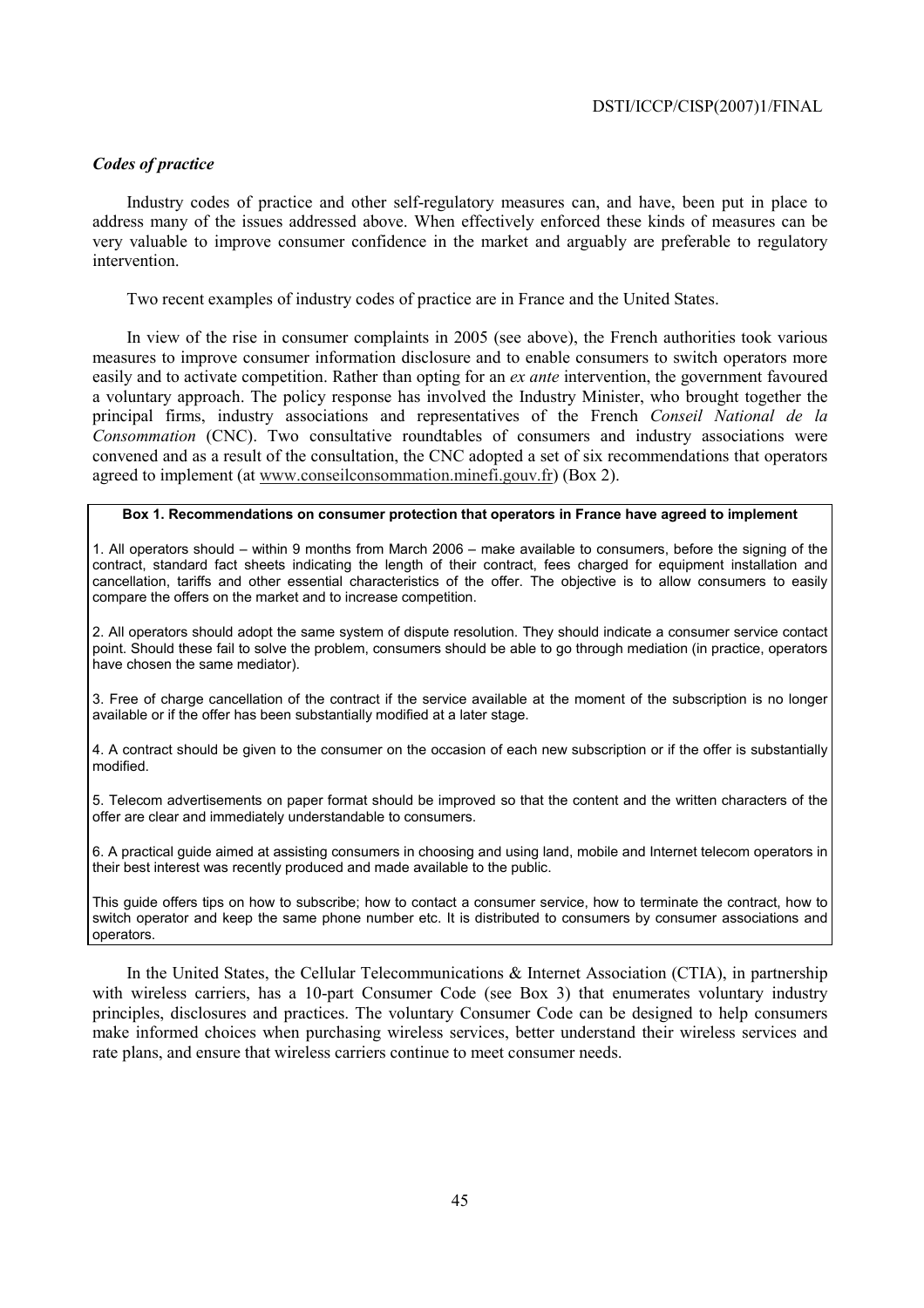### *Codes of practice*

Industry codes of practice and other self-regulatory measures can, and have, been put in place to address many of the issues addressed above. When effectively enforced these kinds of measures can be very valuable to improve consumer confidence in the market and arguably are preferable to regulatory intervention.

Two recent examples of industry codes of practice are in France and the United States.

In view of the rise in consumer complaints in 2005 (see above), the French authorities took various measures to improve consumer information disclosure and to enable consumers to switch operators more easily and to activate competition. Rather than opting for an *ex ante* intervention, the government favoured a voluntary approach. The policy response has involved the Industry Minister, who brought together the principal firms, industry associations and representatives of the French *Conseil National de la Consommation* (CNC). Two consultative roundtables of consumers and industry associations were convened and as a result of the consultation, the CNC adopted a set of six recommendations that operators agreed to implement (at www.conseilconsommation.minefi.gouv.fr) (Box 2).

**Box 1. Recommendations on consumer protection that operators in France have agreed to implement**

1. All operators should – within 9 months from March 2006 – make available to consumers, before the signing of the contract, standard fact sheets indicating the length of their contract, fees charged for equipment installation and cancellation, tariffs and other essential characteristics of the offer. The objective is to allow consumers to easily compare the offers on the market and to increase competition.

2. All operators should adopt the same system of dispute resolution. They should indicate a consumer service contact point. Should these fail to solve the problem, consumers should be able to go through mediation (in practice, operators have chosen the same mediator).

3. Free of charge cancellation of the contract if the service available at the moment of the subscription is no longer available or if the offer has been substantially modified at a later stage.

4. A contract should be given to the consumer on the occasion of each new subscription or if the offer is substantially modified.

5. Telecom advertisements on paper format should be improved so that the content and the written characters of the offer are clear and immediately understandable to consumers.

6. A practical guide aimed at assisting consumers in choosing and using land, mobile and Internet telecom operators in their best interest was recently produced and made available to the public.

This guide offers tips on how to subscribe; how to contact a consumer service, how to terminate the contract, how to switch operator and keep the same phone number etc. It is distributed to consumers by consumer associations and operators.

In the United States, the Cellular Telecommunications & Internet Association (CTIA), in partnership with wireless carriers, has a 10-part Consumer Code (see Box 3) that enumerates voluntary industry principles, disclosures and practices. The voluntary Consumer Code can be designed to help consumers make informed choices when purchasing wireless services, better understand their wireless services and rate plans, and ensure that wireless carriers continue to meet consumer needs.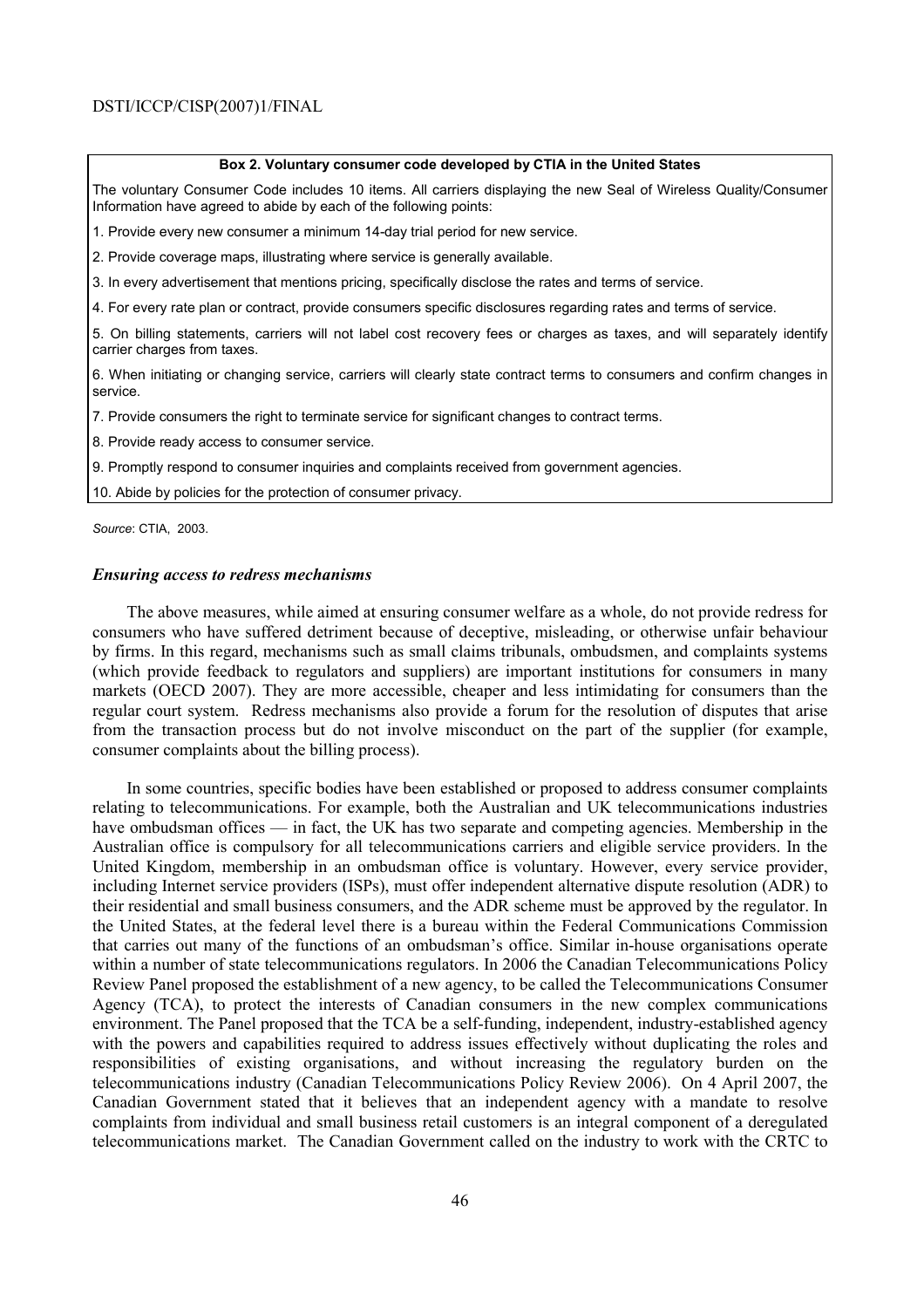**Box 2. Voluntary consumer code developed by CTIA in the United States**

The voluntary Consumer Code includes 10 items. All carriers displaying the new Seal of Wireless Quality/Consumer Information have agreed to abide by each of the following points:

1. Provide every new consumer a minimum 14-day trial period for new service.
2. Provide coverage maps, illustrating where service is generally available.
3. In every advertisement that mentions pricing, specifically disclose the rates and terms of service.
4. For every rate plan or contract, provide consumers specific disclosures regarding rates and terms of service.
5. On billing statements, carriers will not label cost recovery fees or charges as taxes, and will separately identify carrier charges from taxes.
6. When initiating or changing service, carriers will clearly state contract terms to consumers and confirm changes in service.
7. Provide consumers the right to terminate service for significant changes to contract terms.
8. Provide ready access to consumer service.
9. Promptly respond to consumer inquiries and complaints received from government agencies.
10. Abide by policies for the protection of consumer privacy.

*Source*: CTIA, 2003.

### *Ensuring access to redress mechanisms*

The above measures, while aimed at ensuring consumer welfare as a whole, do not provide redress for consumers who have suffered detriment because of deceptive, misleading, or otherwise unfair behaviour by firms. In this regard, mechanisms such as small claims tribunals, ombudsmen, and complaints systems (which provide feedback to regulators and suppliers) are important institutions for consumers in many markets (OECD 2007). They are more accessible, cheaper and less intimidating for consumers than the regular court system. Redress mechanisms also provide a forum for the resolution of disputes that arise from the transaction process but do not involve misconduct on the part of the supplier (for example, consumer complaints about the billing process).

In some countries, specific bodies have been established or proposed to address consumer complaints relating to telecommunications. For example, both the Australian and UK telecommunications industries have ombudsman offices — in fact, the UK has two separate and competing agencies. Membership in the Australian office is compulsory for all telecommunications carriers and eligible service providers. In the United Kingdom, membership in an ombudsman office is voluntary. However, every service provider, including Internet service providers (ISPs), must offer independent alternative dispute resolution (ADR) to their residential and small business consumers, and the ADR scheme must be approved by the regulator. In the United States, at the federal level there is a bureau within the Federal Communications Commission that carries out many of the functions of an ombudsman's office. Similar in-house organisations operate within a number of state telecommunications regulators. In 2006 the Canadian Telecommunications Policy Review Panel proposed the establishment of a new agency, to be called the Telecommunications Consumer Agency (TCA), to protect the interests of Canadian consumers in the new complex communications environment. The Panel proposed that the TCA be a self-funding, independent, industry-established agency with the powers and capabilities required to address issues effectively without duplicating the roles and responsibilities of existing organisations, and without increasing the regulatory burden on the telecommunications industry (Canadian Telecommunications Policy Review 2006). On 4 April 2007, the Canadian Government stated that it believes that an independent agency with a mandate to resolve complaints from individual and small business retail customers is an integral component of a deregulated telecommunications market. The Canadian Government called on the industry to work with the CRTC to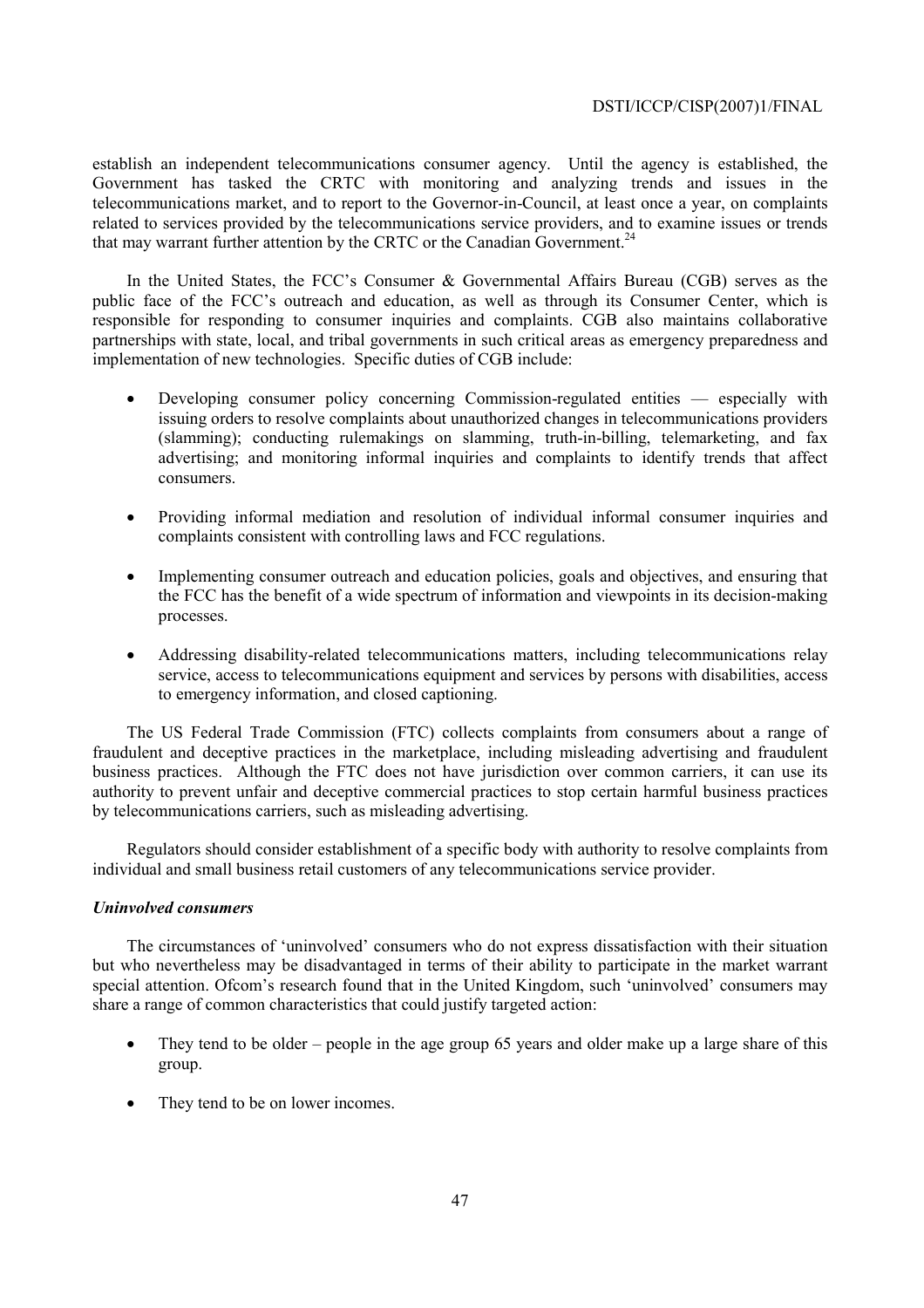establish an independent telecommunications consumer agency. Until the agency is established, the Government has tasked the CRTC with monitoring and analyzing trends and issues in the telecommunications market, and to report to the Governor-in-Council, at least once a year, on complaints related to services provided by the telecommunications service providers, and to examine issues or trends that may warrant further attention by the CRTC or the Canadian Government.[24]

In the United States, the FCC's Consumer & Governmental Affairs Bureau (CGB) serves as the public face of the FCC's outreach and education, as well as through its Consumer Center, which is responsible for responding to consumer inquiries and complaints. CGB also maintains collaborative partnerships with state, local, and tribal governments in such critical areas as emergency preparedness and implementation of new technologies. Specific duties of CGB include:

- Developing consumer policy concerning Commission-regulated entities — especially with issuing orders to resolve complaints about unauthorized changes in telecommunications providers (slamming); conducting rulemakings on slamming, truth-in-billing, telemarketing, and fax advertising; and monitoring informal inquiries and complaints to identify trends that affect consumers.

- Providing informal mediation and resolution of individual informal consumer inquiries and complaints consistent with controlling laws and FCC regulations.

- Implementing consumer outreach and education policies, goals and objectives, and ensuring that the FCC has the benefit of a wide spectrum of information and viewpoints in its decision-making processes.

- Addressing disability-related telecommunications matters, including telecommunications relay service, access to telecommunications equipment and services by persons with disabilities, access to emergency information, and closed captioning.

The US Federal Trade Commission (FTC) collects complaints from consumers about a range of fraudulent and deceptive practices in the marketplace, including misleading advertising and fraudulent business practices. Although the FTC does not have jurisdiction over common carriers, it can use its authority to prevent unfair and deceptive commercial practices to stop certain harmful business practices by telecommunications carriers, such as misleading advertising.

Regulators should consider establishment of a specific body with authority to resolve complaints from individual and small business retail customers of any telecommunications service provider.

***Uninvolved consumers***

The circumstances of 'uninvolved' consumers who do not express dissatisfaction with their situation but who nevertheless may be disadvantaged in terms of their ability to participate in the market warrant special attention. Ofcom's research found that in the United Kingdom, such 'uninvolved' consumers may share a range of common characteristics that could justify targeted action:

- They tend to be older – people in the age group 65 years and older make up a large share of this group.

- They tend to be on lower incomes.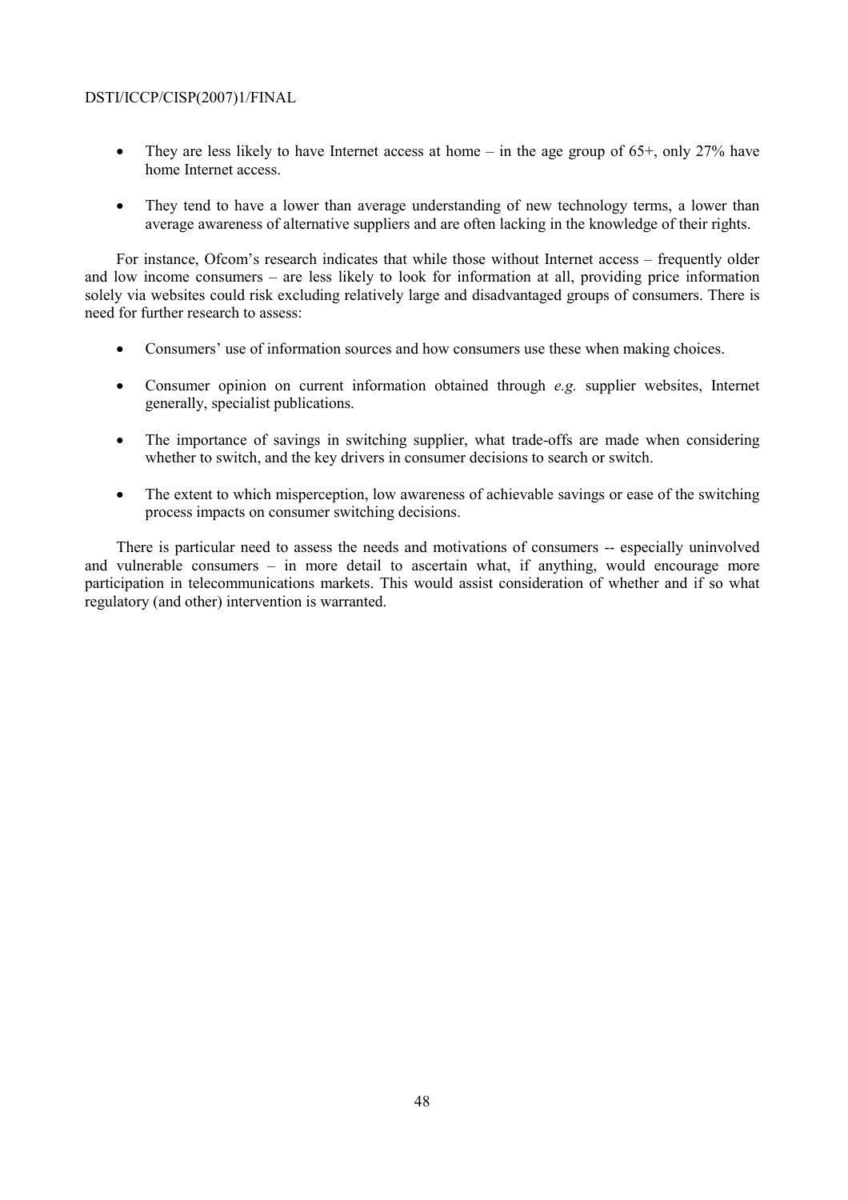- They are less likely to have Internet access at home – in the age group of 65+, only 27% have home Internet access.

- They tend to have a lower than average understanding of new technology terms, a lower than average awareness of alternative suppliers and are often lacking in the knowledge of their rights.

For instance, Ofcom's research indicates that while those without Internet access – frequently older and low income consumers – are less likely to look for information at all, providing price information solely via websites could risk excluding relatively large and disadvantaged groups of consumers. There is need for further research to assess:

- Consumers' use of information sources and how consumers use these when making choices.

- Consumer opinion on current information obtained through *e.g.* supplier websites, Internet generally, specialist publications.

- The importance of savings in switching supplier, what trade-offs are made when considering whether to switch, and the key drivers in consumer decisions to search or switch.

- The extent to which misperception, low awareness of achievable savings or ease of the switching process impacts on consumer switching decisions.

There is particular need to assess the needs and motivations of consumers -- especially uninvolved and vulnerable consumers – in more detail to ascertain what, if anything, would encourage more participation in telecommunications markets. This would assist consideration of whether and if so what regulatory (and other) intervention is warranted.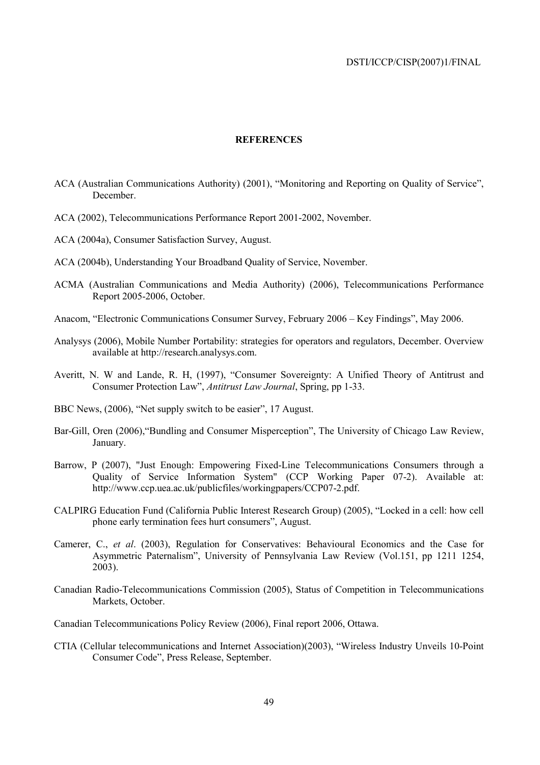## REFERENCES

ACA (Australian Communications Authority) (2001), "Monitoring and Reporting on Quality of Service", December.

ACA (2002), Telecommunications Performance Report 2001-2002, November.

ACA (2004a), Consumer Satisfaction Survey, August.

ACA (2004b), Understanding Your Broadband Quality of Service, November.

ACMA (Australian Communications and Media Authority) (2006), Telecommunications Performance Report 2005-2006, October.

Anacom, "Electronic Communications Consumer Survey, February 2006 – Key Findings", May 2006.

Analysys (2006), Mobile Number Portability: strategies for operators and regulators, December. Overview available at http://research.analysys.com.

Averitt, N. W and Lande, R. H, (1997), "Consumer Sovereignty: A Unified Theory of Antitrust and Consumer Protection Law", *Antitrust Law Journal*, Spring, pp 1-33.

BBC News, (2006), "Net supply switch to be easier", 17 August.

Bar-Gill, Oren (2006),"Bundling and Consumer Misperception", The University of Chicago Law Review, January.

Barrow, P (2007), "Just Enough: Empowering Fixed-Line Telecommunications Consumers through a Quality of Service Information System" (CCP Working Paper 07-2). Available at: http://www.ccp.uea.ac.uk/publicfiles/workingpapers/CCP07-2.pdf.

CALPIRG Education Fund (California Public Interest Research Group) (2005), "Locked in a cell: how cell phone early termination fees hurt consumers", August.

Camerer, C., *et al*. (2003), Regulation for Conservatives: Behavioural Economics and the Case for Asymmetric Paternalism", University of Pennsylvania Law Review (Vol.151, pp 1211 1254, 2003).

Canadian Radio-Telecommunications Commission (2005), Status of Competition in Telecommunications Markets, October.

Canadian Telecommunications Policy Review (2006), Final report 2006, Ottawa.

CTIA (Cellular telecommunications and Internet Association)(2003), "Wireless Industry Unveils 10-Point Consumer Code", Press Release, September.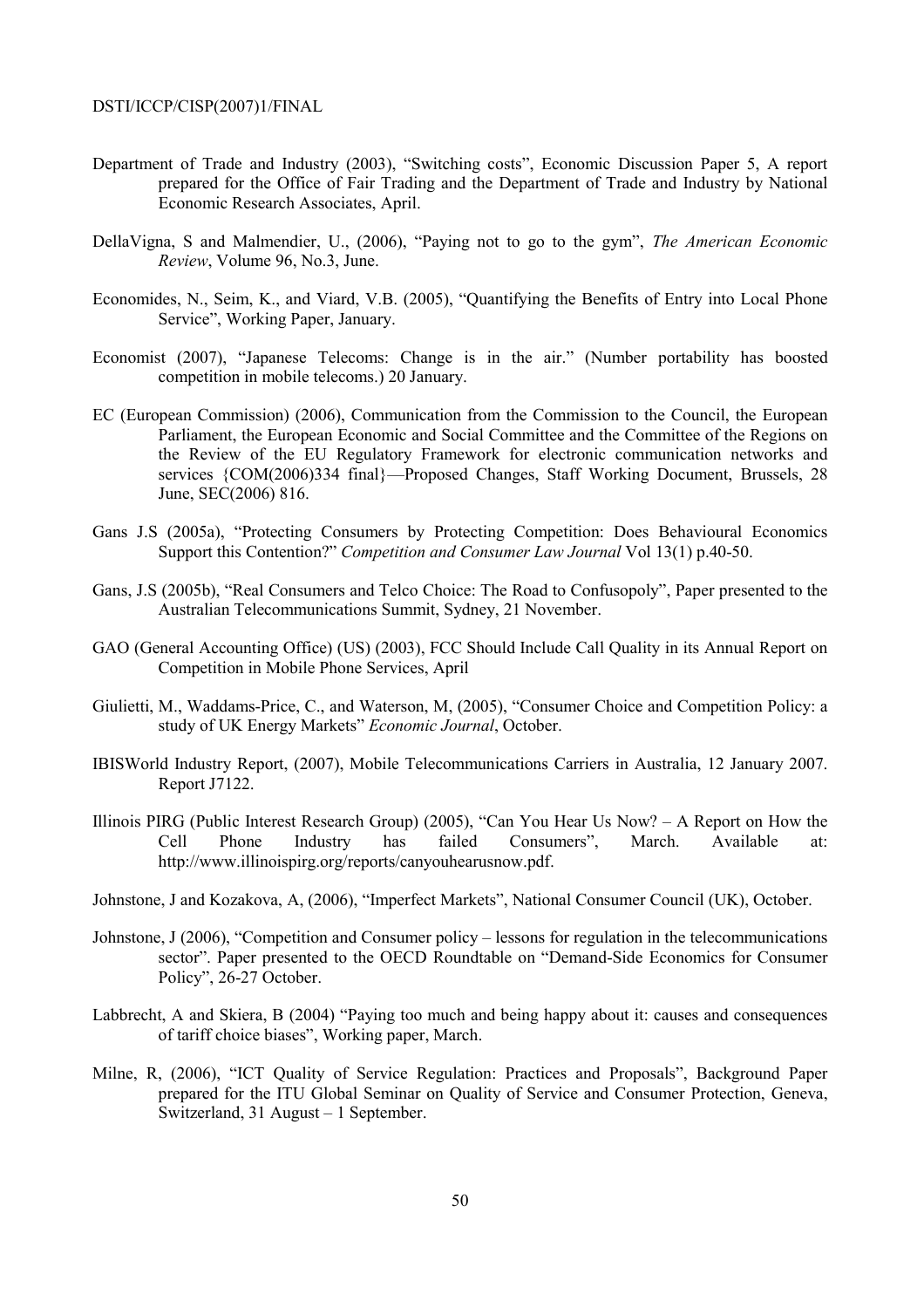Department of Trade and Industry (2003), "Switching costs", Economic Discussion Paper 5, A report prepared for the Office of Fair Trading and the Department of Trade and Industry by National Economic Research Associates, April.

DellaVigna, S and Malmendier, U., (2006), "Paying not to go to the gym", *The American Economic Review*, Volume 96, No.3, June.

Economides, N., Seim, K., and Viard, V.B. (2005), "Quantifying the Benefits of Entry into Local Phone Service", Working Paper, January.

Economist (2007), "Japanese Telecoms: Change is in the air." (Number portability has boosted competition in mobile telecoms.) 20 January.

EC (European Commission) (2006), Communication from the Commission to the Council, the European Parliament, the European Economic and Social Committee and the Committee of the Regions on the Review of the EU Regulatory Framework for electronic communication networks and services {COM(2006)334 final}—Proposed Changes, Staff Working Document, Brussels, 28 June, SEC(2006) 816.

Gans J.S (2005a), "Protecting Consumers by Protecting Competition: Does Behavioural Economics Support this Contention?" *Competition and Consumer Law Journal* Vol 13(1) p.40-50.

Gans, J.S (2005b), "Real Consumers and Telco Choice: The Road to Confusopoly", Paper presented to the Australian Telecommunications Summit, Sydney, 21 November.

GAO (General Accounting Office) (US) (2003), FCC Should Include Call Quality in its Annual Report on Competition in Mobile Phone Services, April

Giulietti, M., Waddams-Price, C., and Waterson, M, (2005), "Consumer Choice and Competition Policy: a study of UK Energy Markets" *Economic Journal*, October.

IBISWorld Industry Report, (2007), Mobile Telecommunications Carriers in Australia, 12 January 2007. Report J7122.

Illinois PIRG (Public Interest Research Group) (2005), "Can You Hear Us Now? – A Report on How the Cell Phone Industry has failed Consumers", March. Available at: http://www.illinoispirg.org/reports/canyouhearusnow.pdf.

Johnstone, J and Kozakova, A, (2006), "Imperfect Markets", National Consumer Council (UK), October.

Johnstone, J (2006), "Competition and Consumer policy – lessons for regulation in the telecommunications sector". Paper presented to the OECD Roundtable on "Demand-Side Economics for Consumer Policy", 26-27 October.

Labbrecht, A and Skiera, B (2004) "Paying too much and being happy about it: causes and consequences of tariff choice biases", Working paper, March.

Milne, R, (2006), "ICT Quality of Service Regulation: Practices and Proposals", Background Paper prepared for the ITU Global Seminar on Quality of Service and Consumer Protection, Geneva, Switzerland, 31 August – 1 September.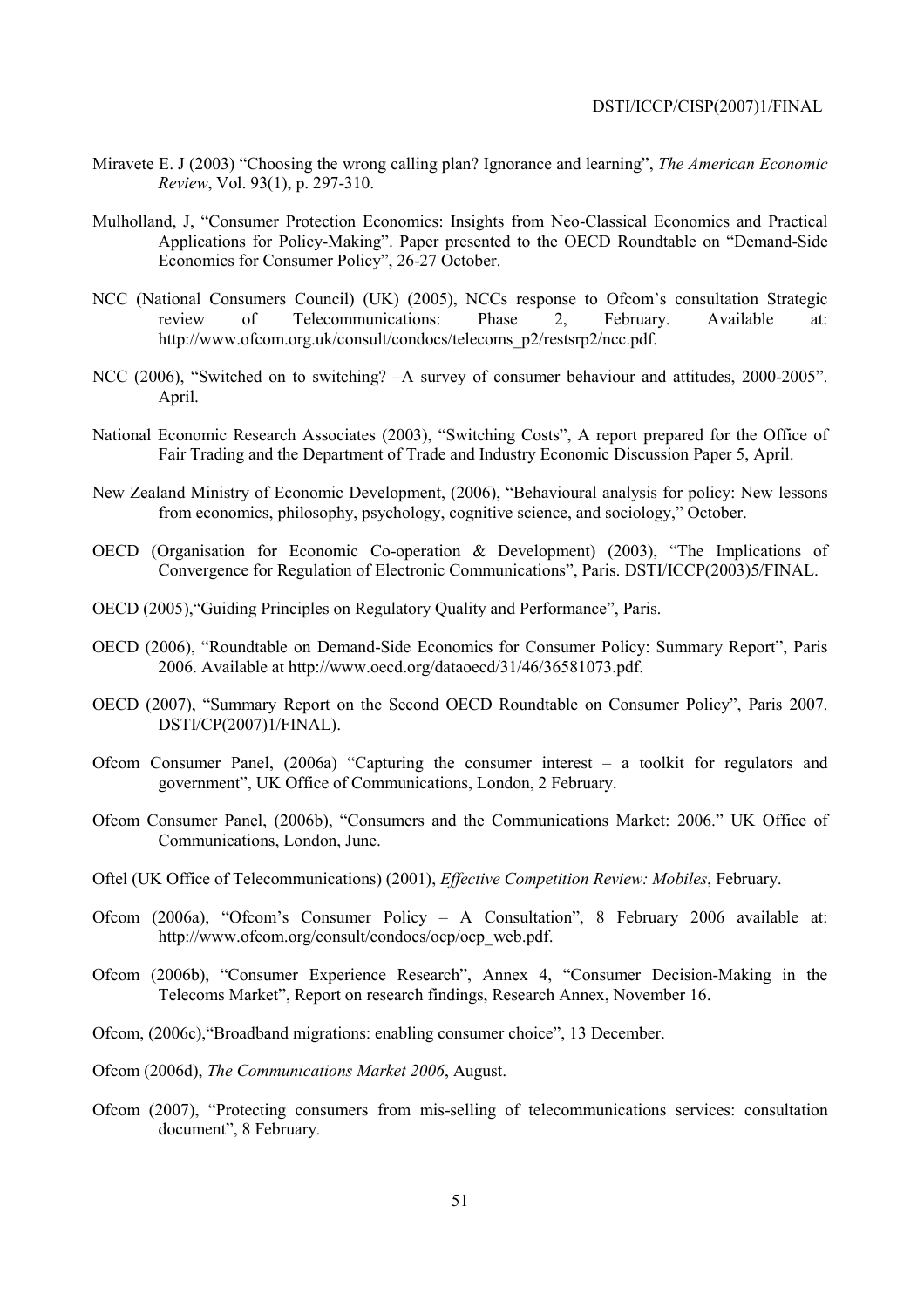Miravete E. J (2003) "Choosing the wrong calling plan? Ignorance and learning", *The American Economic Review*, Vol. 93(1), p. 297-310.

Mulholland, J, "Consumer Protection Economics: Insights from Neo-Classical Economics and Practical Applications for Policy-Making". Paper presented to the OECD Roundtable on "Demand-Side Economics for Consumer Policy", 26-27 October.

NCC (National Consumers Council) (UK) (2005), NCCs response to Ofcom's consultation Strategic review of Telecommunications: Phase 2, February. Available at: http://www.ofcom.org.uk/consult/condocs/telecoms_p2/restsrp2/ncc.pdf.

NCC (2006), "Switched on to switching? –A survey of consumer behaviour and attitudes, 2000-2005". April.

National Economic Research Associates (2003), "Switching Costs", A report prepared for the Office of Fair Trading and the Department of Trade and Industry Economic Discussion Paper 5, April.

New Zealand Ministry of Economic Development, (2006), "Behavioural analysis for policy: New lessons from economics, philosophy, psychology, cognitive science, and sociology," October.

OECD (Organisation for Economic Co-operation & Development) (2003), "The Implications of Convergence for Regulation of Electronic Communications", Paris. DSTI/ICCP(2003)5/FINAL.

OECD (2005),"Guiding Principles on Regulatory Quality and Performance", Paris.

OECD (2006), "Roundtable on Demand-Side Economics for Consumer Policy: Summary Report", Paris 2006. Available at http://www.oecd.org/dataoecd/31/46/36581073.pdf.

OECD (2007), "Summary Report on the Second OECD Roundtable on Consumer Policy", Paris 2007. DSTI/CP(2007)1/FINAL).

Ofcom Consumer Panel, (2006a) "Capturing the consumer interest – a toolkit for regulators and government", UK Office of Communications, London, 2 February.

Ofcom Consumer Panel, (2006b), "Consumers and the Communications Market: 2006." UK Office of Communications, London, June.

Oftel (UK Office of Telecommunications) (2001), *Effective Competition Review: Mobiles*, February.

Ofcom (2006a), "Ofcom's Consumer Policy – A Consultation", 8 February 2006 available at: http://www.ofcom.org/consult/condocs/ocp/ocp_web.pdf.

Ofcom (2006b), "Consumer Experience Research", Annex 4, "Consumer Decision-Making in the Telecoms Market", Report on research findings, Research Annex, November 16.

Ofcom, (2006c),"Broadband migrations: enabling consumer choice", 13 December.

Ofcom (2006d), *The Communications Market 2006*, August.

Ofcom (2007), "Protecting consumers from mis-selling of telecommunications services: consultation document", 8 February.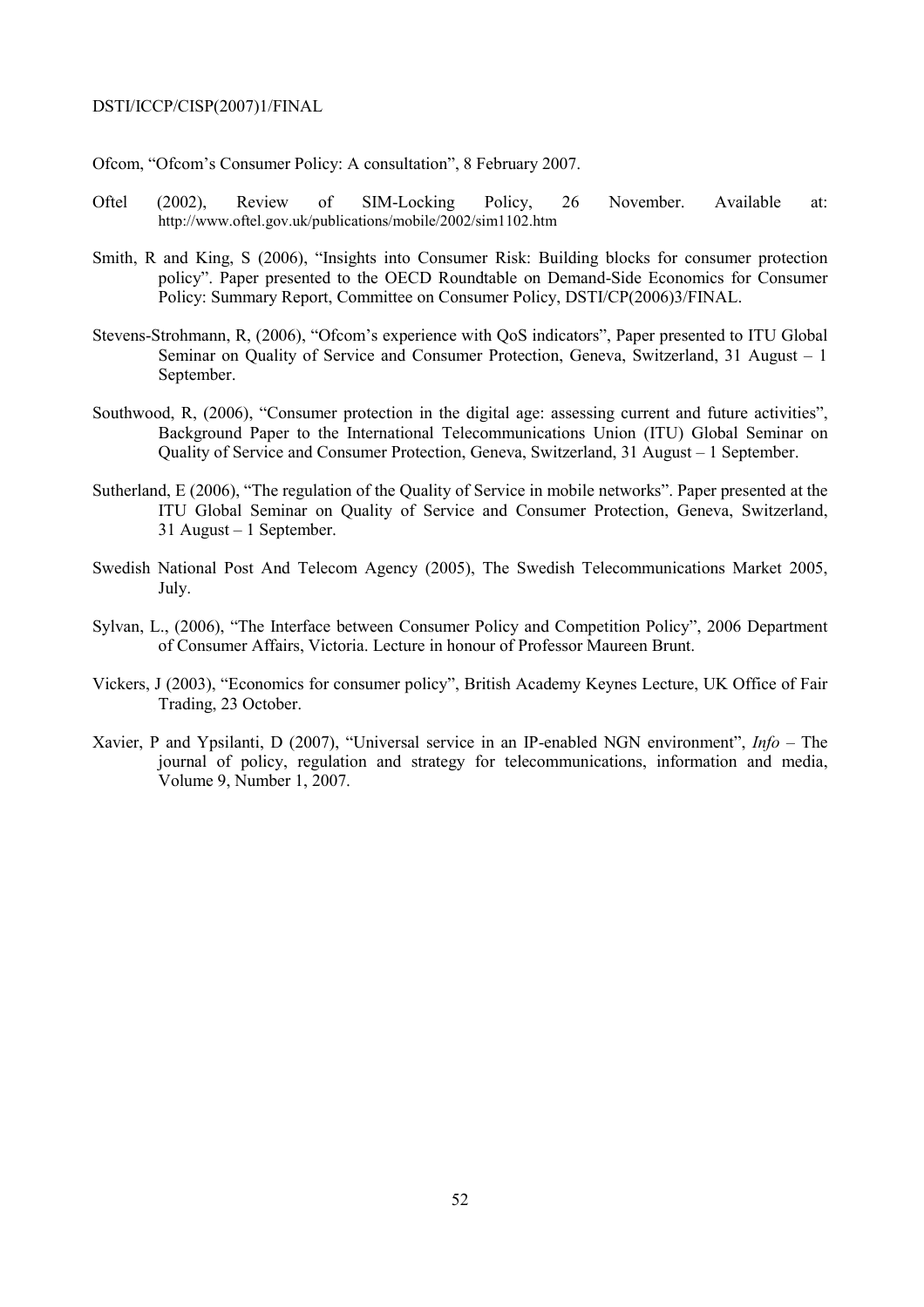Ofcom, "Ofcom's Consumer Policy: A consultation", 8 February 2007.

Oftel (2002), Review of SIM-Locking Policy, 26 November. Available at: http://www.oftel.gov.uk/publications/mobile/2002/sim1102.htm

Smith, R and King, S (2006), "Insights into Consumer Risk: Building blocks for consumer protection policy". Paper presented to the OECD Roundtable on Demand-Side Economics for Consumer Policy: Summary Report, Committee on Consumer Policy, DSTI/CP(2006)3/FINAL.

Stevens-Strohmann, R, (2006), "Ofcom's experience with QoS indicators", Paper presented to ITU Global Seminar on Quality of Service and Consumer Protection, Geneva, Switzerland, 31 August – 1 September.

Southwood, R, (2006), "Consumer protection in the digital age: assessing current and future activities", Background Paper to the International Telecommunications Union (ITU) Global Seminar on Quality of Service and Consumer Protection, Geneva, Switzerland, 31 August – 1 September.

Sutherland, E (2006), "The regulation of the Quality of Service in mobile networks". Paper presented at the ITU Global Seminar on Quality of Service and Consumer Protection, Geneva, Switzerland, 31 August – 1 September.

Swedish National Post And Telecom Agency (2005), The Swedish Telecommunications Market 2005, July.

Sylvan, L., (2006), "The Interface between Consumer Policy and Competition Policy", 2006 Department of Consumer Affairs, Victoria. Lecture in honour of Professor Maureen Brunt.

Vickers, J (2003), "Economics for consumer policy", British Academy Keynes Lecture, UK Office of Fair Trading, 23 October.

Xavier, P and Ypsilanti, D (2007), "Universal service in an IP-enabled NGN environment", *Info* – The journal of policy, regulation and strategy for telecommunications, information and media, Volume 9, Number 1, 2007.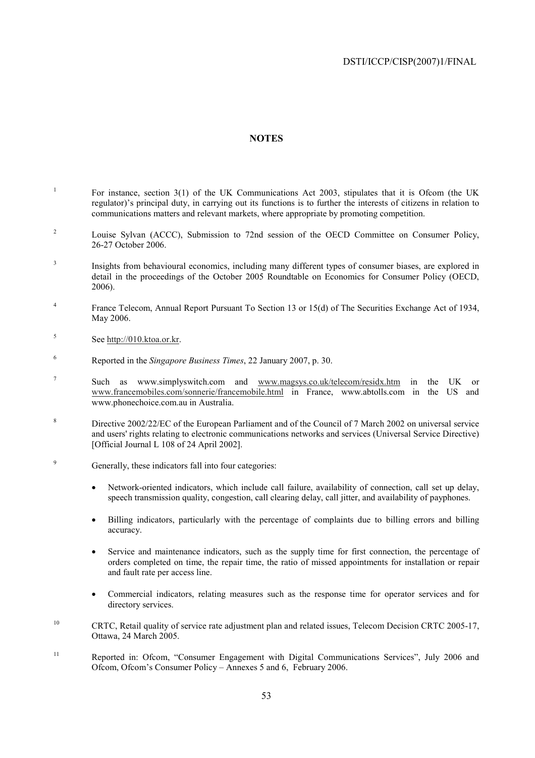## NOTES

1. For instance, section 3(1) of the UK Communications Act 2003, stipulates that it is Ofcom (the UK regulator)'s principal duty, in carrying out its functions is to further the interests of citizens in relation to communications matters and relevant markets, where appropriate by promoting competition.

2. Louise Sylvan (ACCC), Submission to 72nd session of the OECD Committee on Consumer Policy, 26-27 October 2006.

3. Insights from behavioural economics, including many different types of consumer biases, are explored in detail in the proceedings of the October 2005 Roundtable on Economics for Consumer Policy (OECD, 2006).

4. France Telecom, Annual Report Pursuant To Section 13 or 15(d) of The Securities Exchange Act of 1934, May 2006.

5. See http://010.ktoa.or.kr.

6. Reported in the *Singapore Business Times*, 22 January 2007, p. 30.

7. Such as www.simplyswitch.com and www.magsys.co.uk/telecom/residx.htm in the UK or www.francemobiles.com/sonnerie/francemobile.html in France, www.abtolls.com in the US and www.phonechoice.com.au in Australia.

8. Directive 2002/22/EC of the European Parliament and of the Council of 7 March 2002 on universal service and users' rights relating to electronic communications networks and services (Universal Service Directive) [Official Journal L 108 of 24 April 2002].

9. Generally, these indicators fall into four categories:

   - Network-oriented indicators, which include call failure, availability of connection, call set up delay, speech transmission quality, congestion, call clearing delay, call jitter, and availability of payphones.
   - Billing indicators, particularly with the percentage of complaints due to billing errors and billing accuracy.
   - Service and maintenance indicators, such as the supply time for first connection, the percentage of orders completed on time, the repair time, the ratio of missed appointments for installation or repair and fault rate per access line.
   - Commercial indicators, relating measures such as the response time for operator services and for directory services.

10. CRTC, Retail quality of service rate adjustment plan and related issues, Telecom Decision CRTC 2005-17, Ottawa, 24 March 2005.

11. Reported in: Ofcom, "Consumer Engagement with Digital Communications Services", July 2006 and Ofcom, Ofcom's Consumer Policy – Annexes 5 and 6, February 2006.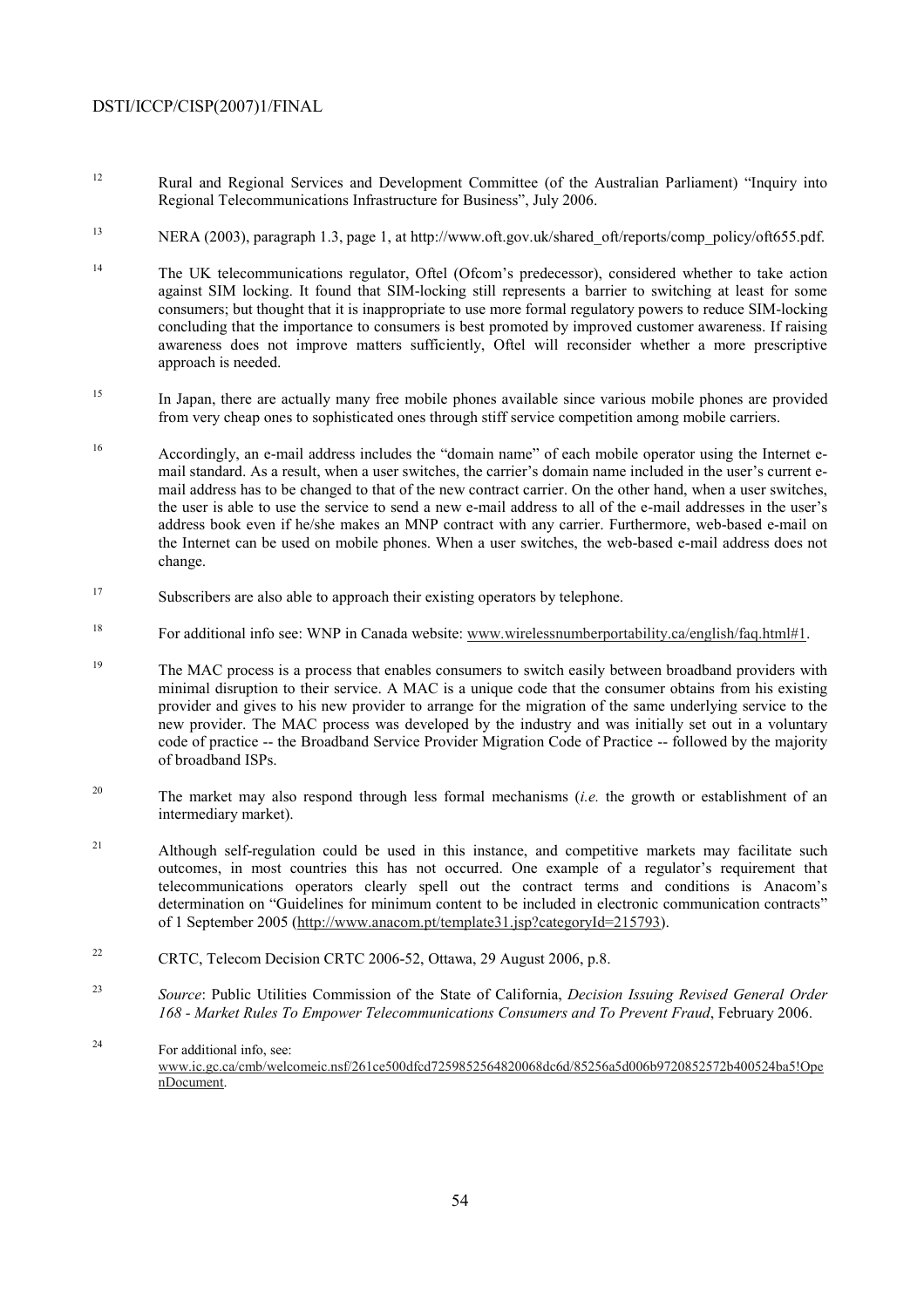12 Rural and Regional Services and Development Committee (of the Australian Parliament) "Inquiry into Regional Telecommunications Infrastructure for Business", July 2006.

13 NERA (2003), paragraph 1.3, page 1, at http://www.oft.gov.uk/shared_oft/reports/comp_policy/oft655.pdf.

14 The UK telecommunications regulator, Oftel (Ofcom's predecessor), considered whether to take action against SIM locking. It found that SIM-locking still represents a barrier to switching at least for some consumers; but thought that it is inappropriate to use more formal regulatory powers to reduce SIM-locking concluding that the importance to consumers is best promoted by improved customer awareness. If raising awareness does not improve matters sufficiently, Oftel will reconsider whether a more prescriptive approach is needed.

15 In Japan, there are actually many free mobile phones available since various mobile phones are provided from very cheap ones to sophisticated ones through stiff service competition among mobile carriers.

16 Accordingly, an e-mail address includes the "domain name" of each mobile operator using the Internet e-mail standard. As a result, when a user switches, the carrier's domain name included in the user's current e-mail address has to be changed to that of the new contract carrier. On the other hand, when a user switches, the user is able to use the service to send a new e-mail address to all of the e-mail addresses in the user's address book even if he/she makes an MNP contract with any carrier. Furthermore, web-based e-mail on the Internet can be used on mobile phones. When a user switches, the web-based e-mail address does not change.

17 Subscribers are also able to approach their existing operators by telephone.

18 For additional info see: WNP in Canada website: www.wirelessnumberportability.ca/english/faq.html#1.

19 The MAC process is a process that enables consumers to switch easily between broadband providers with minimal disruption to their service. A MAC is a unique code that the consumer obtains from his existing provider and gives to his new provider to arrange for the migration of the same underlying service to the new provider. The MAC process was developed by the industry and was initially set out in a voluntary code of practice -- the Broadband Service Provider Migration Code of Practice -- followed by the majority of broadband ISPs.

20 The market may also respond through less formal mechanisms (*i.e.* the growth or establishment of an intermediary market).

21 Although self-regulation could be used in this instance, and competitive markets may facilitate such outcomes, in most countries this has not occurred. One example of a regulator's requirement that telecommunications operators clearly spell out the contract terms and conditions is Anacom's determination on "Guidelines for minimum content to be included in electronic communication contracts" of 1 September 2005 (http://www.anacom.pt/template31.jsp?categoryId=215793).

22 CRTC, Telecom Decision CRTC 2006-52, Ottawa, 29 August 2006, p.8.

23 *Source*: Public Utilities Commission of the State of California, *Decision Issuing Revised General Order 168 - Market Rules To Empower Telecommunications Consumers and To Prevent Fraud*, February 2006.

24 For additional info, see: www.ic.gc.ca/cmb/welcomeic.nsf/261ce500dfcd7259852564820068dc6d/85256a5d006b9720852572b400524ba5!OpenDocument.